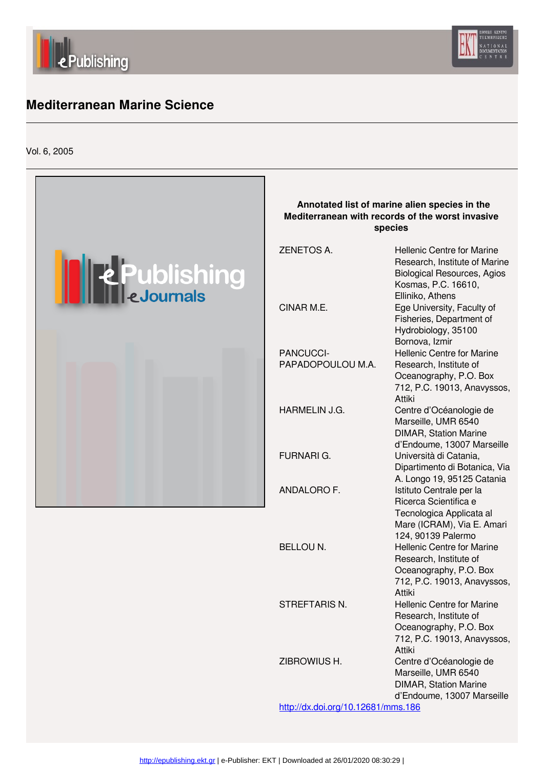# Mediterranean Marine Science

Vol. 6, 2005

## Annotated list of marine alien species in the Mediterranean with records of the worst invasive species

| Author | Affiliation |
| --- | --- |
| ZENETOS A. | Hellenic Centre for Marine Research, Institute of Marine Biological Resources, Agios Kosmas, P.C. 16610, Elliniko, Athens |
| CINAR M.E. | Ege University, Faculty of Fisheries, Department of Hydrobiology, 35100 Bornova, Izmir |
| PANCUCCI-PAPADOPOULOU M.A. | Hellenic Centre for Marine Research, Institute of Oceanography, P.O. Box 712, P.C. 19013, Anavyssos, Attiki |
| HARMELIN J.G. | Centre d'Océanologie de Marseille, UMR 6540 DIMAR, Station Marine d'Endoume, 13007 Marseille |
| FURNARI G. | Università di Catania, Dipartimento di Botanica, Via A. Longo 19, 95125 Catania |
| ANDALORO F. | Istituto Centrale per la Ricerca Scientifica e Tecnologica Applicata al Mare (ICRAM), Via E. Amari 124, 90139 Palermo |
| BELLOU N. | Hellenic Centre for Marine Research, Institute of Oceanography, P.O. Box 712, P.C. 19013, Anavyssos, Attiki |
| STREFTARIS N. | Hellenic Centre for Marine Research, Institute of Oceanography, P.O. Box 712, P.C. 19013, Anavyssos, Attiki |
| ZIBROWIUS H. | Centre d'Océanologie de Marseille, UMR 6540 DIMAR, Station Marine d'Endoume, 13007 Marseille |

http://dx.doi.org/10.12681/mms.186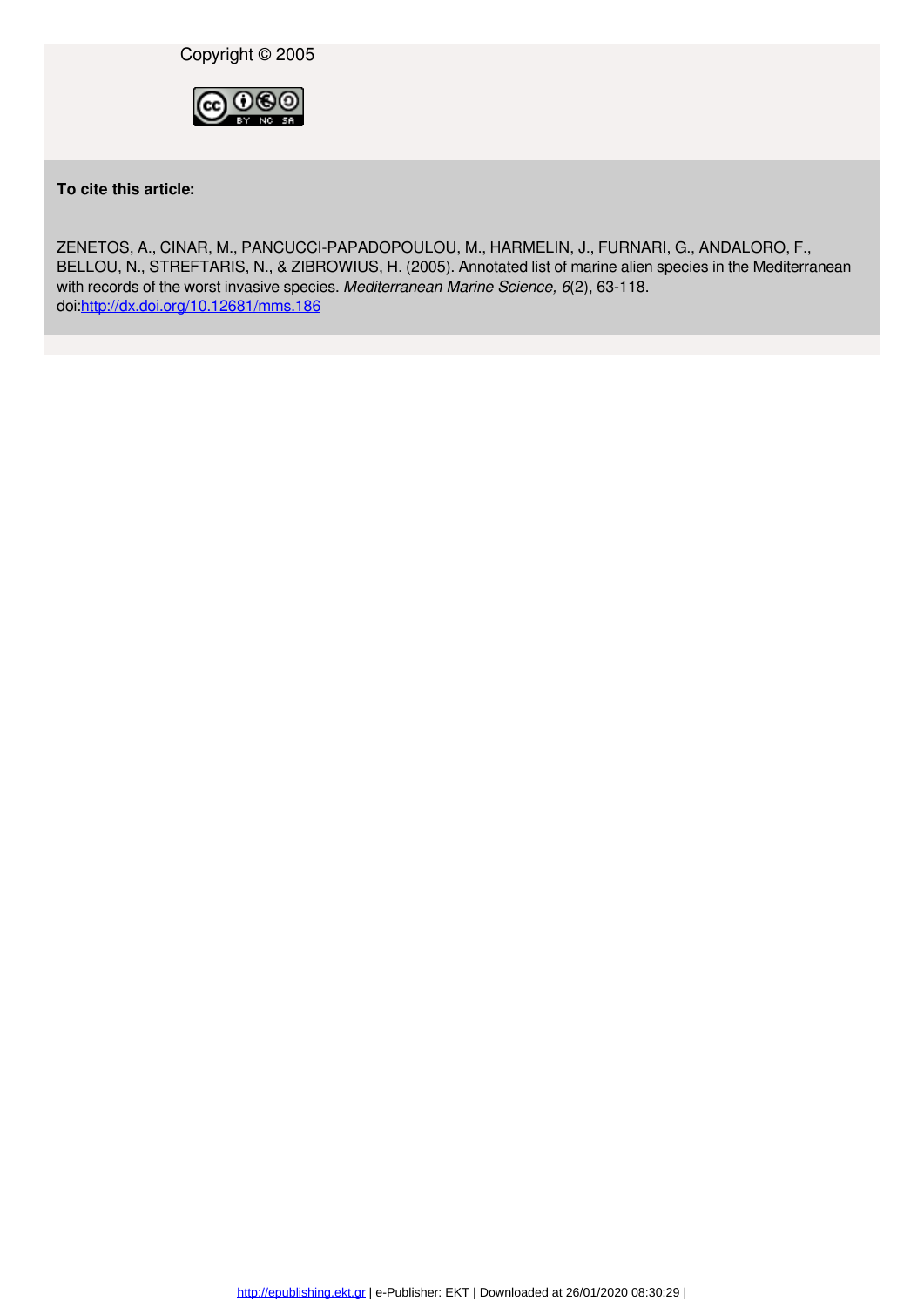Copyright © 2005

**To cite this article:**

ZENETOS, A., CINAR, M., PANCUCCI-PAPADOPOULOU, M., HARMELIN, J., FURNARI, G., ANDALORO, F., BELLOU, N., STREFTARIS, N., & ZIBROWIUS, H. (2005). Annotated list of marine alien species in the Mediterranean with records of the worst invasive species. *Mediterranean Marine Science, 6*(2), 63-118. doi:http://dx.doi.org/10.12681/mms.186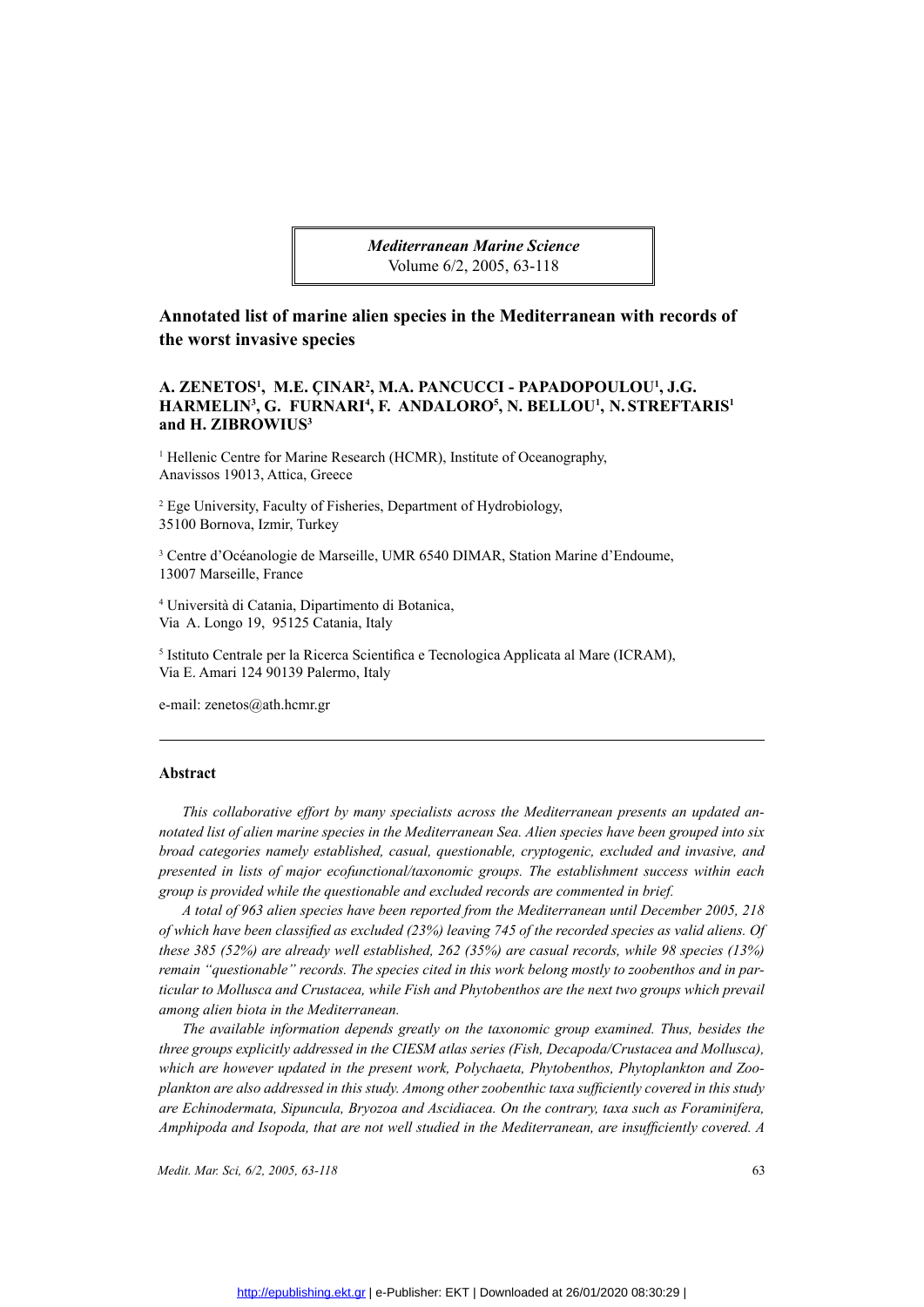*Mediterranean Marine Science*
Volume 6/2, 2005, 63-118

# Annotated list of marine alien species in the Mediterranean with records of the worst invasive species

**A. ZENETOS[1], M.E. ÇINAR[2], M.A. PANCUCCI - PAPADOPOULOU[1], J.G. HARMELIN[3], G. FURNARI[4], F. ANDALORO[5], N. BELLOU[1], N. STREFTARIS[1] and H. ZIBROWIUS[3]**

[1] Hellenic Centre for Marine Research (HCMR), Institute of Oceanography, Anavissos 19013, Attica, Greece

[2] Ege University, Faculty of Fisheries, Department of Hydrobiology, 35100 Bornova, Izmir, Turkey

[3] Centre d'Océanologie de Marseille, UMR 6540 DIMAR, Station Marine d'Endoume, 13007 Marseille, France

[4] Università di Catania, Dipartimento di Botanica, Via A. Longo 19, 95125 Catania, Italy

[5] Istituto Centrale per la Ricerca Scientifica e Tecnologica Applicata al Mare (ICRAM), Via E. Amari 124 90139 Palermo, Italy

e-mail: zenetos@ath.hcmr.gr

## Abstract

*This collaborative effort by many specialists across the Mediterranean presents an updated annotated list of alien marine species in the Mediterranean Sea. Alien species have been grouped into six broad categories namely established, casual, questionable, cryptogenic, excluded and invasive, and presented in lists of major ecofunctional/taxonomic groups. The establishment success within each group is provided while the questionable and excluded records are commented in brief.*

*A total of 963 alien species have been reported from the Mediterranean until December 2005, 218 of which have been classified as excluded (23%) leaving 745 of the recorded species as valid aliens. Of these 385 (52%) are already well established, 262 (35%) are casual records, while 98 species (13%) remain "questionable" records. The species cited in this work belong mostly to zoobenthos and in particular to Mollusca and Crustacea, while Fish and Phytobenthos are the next two groups which prevail among alien biota in the Mediterranean.*

*The available information depends greatly on the taxonomic group examined. Thus, besides the three groups explicitly addressed in the CIESM atlas series (Fish, Decapoda/Crustacea and Mollusca), which are however updated in the present work, Polychaeta, Phytobenthos, Phytoplankton and Zooplankton are also addressed in this study. Among other zoobenthic taxa sufficiently covered in this study are Echinodermata, Sipuncula, Bryozoa and Ascidiacea. On the contrary, taxa such as Foraminifera, Amphipoda and Isopoda, that are not well studied in the Mediterranean, are insufficiently covered. A*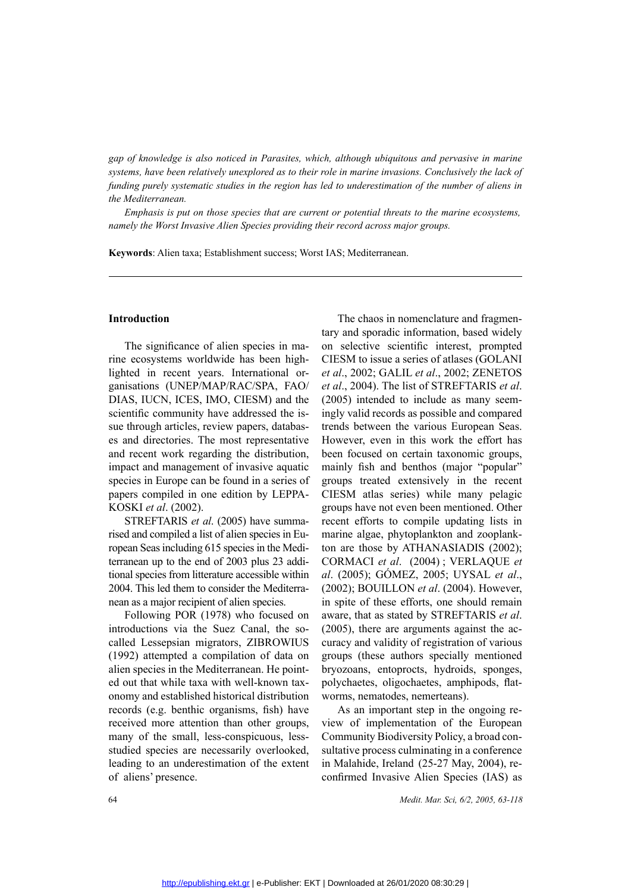*gap of knowledge is also noticed in Parasites, which, although ubiquitous and pervasive in marine systems, have been relatively unexplored as to their role in marine invasions. Conclusively the lack of funding purely systematic studies in the region has led to underestimation of the number of aliens in the Mediterranean.*

*Emphasis is put on those species that are current or potential threats to the marine ecosystems, namely the Worst Invasive Alien Species providing their record across major groups.*

**Keywords**: Alien taxa; Establishment success; Worst IAS; Mediterranean.

---

## Introduction

The significance of alien species in marine ecosystems worldwide has been highlighted in recent years. International organisations (UNEP/MAP/RAC/SPA, FAO/DIAS, IUCN, ICES, IMO, CIESM) and the scientific community have addressed the issue through articles, review papers, databases and directories. The most representative and recent work regarding the distribution, impact and management of invasive aquatic species in Europe can be found in a series of papers compiled in one edition by LEPPAKOSKI *et al*. (2002).

STREFTARIS *et al.* (2005) have summarised and compiled a list of alien species in European Seas including 615 species in the Mediterranean up to the end of 2003 plus 23 additional species from litterature accessible within 2004. This led them to consider the Mediterranean as a major recipient of alien species.

Following POR (1978) who focused on introductions via the Suez Canal, the so-called Lessepsian migrators, ZIBROWIUS (1992) attempted a compilation of data on alien species in the Mediterranean. He pointed out that while taxa with well-known taxonomy and established historical distribution records (e.g. benthic organisms, fish) have received more attention than other groups, many of the small, less-conspicuous, less-studied species are necessarily overlooked, leading to an underestimation of the extent of aliens' presence.

The chaos in nomenclature and fragmentary and sporadic information, based widely on selective scientific interest, prompted CIESM to issue a series of atlases (GOLANI *et al*., 2002; GALIL *et al*., 2002; ZENETOS *et al*., 2004). The list of STREFTARIS *et al*. (2005) intended to include as many seemingly valid records as possible and compared trends between the various European Seas. However, even in this work the effort has been focused on certain taxonomic groups, mainly fish and benthos (major "popular" groups treated extensively in the recent CIESM atlas series) while many pelagic groups have not even been mentioned. Other recent efforts to compile updating lists in marine algae, phytoplankton and zooplankton are those by ATHANASIADIS (2002); CORMACI *et al*. (2004) ; VERLAQUE *et al*. (2005); GÓMEZ, 2005; UYSAL *et al*., (2002); BOUILLON *et al*. (2004). However, in spite of these efforts, one should remain aware, that as stated by STREFTARIS *et al*. (2005), there are arguments against the accuracy and validity of registration of various groups (these authors specially mentioned bryozoans, entoprocts, hydroids, sponges, polychaetes, oligochaetes, amphipods, flatworms, nematodes, nemerteans).

As an important step in the ongoing review of implementation of the European Community Biodiversity Policy, a broad consultative process culminating in a conference in Malahide, Ireland (25-27 May, 2004), reconfirmed Invasive Alien Species (IAS) as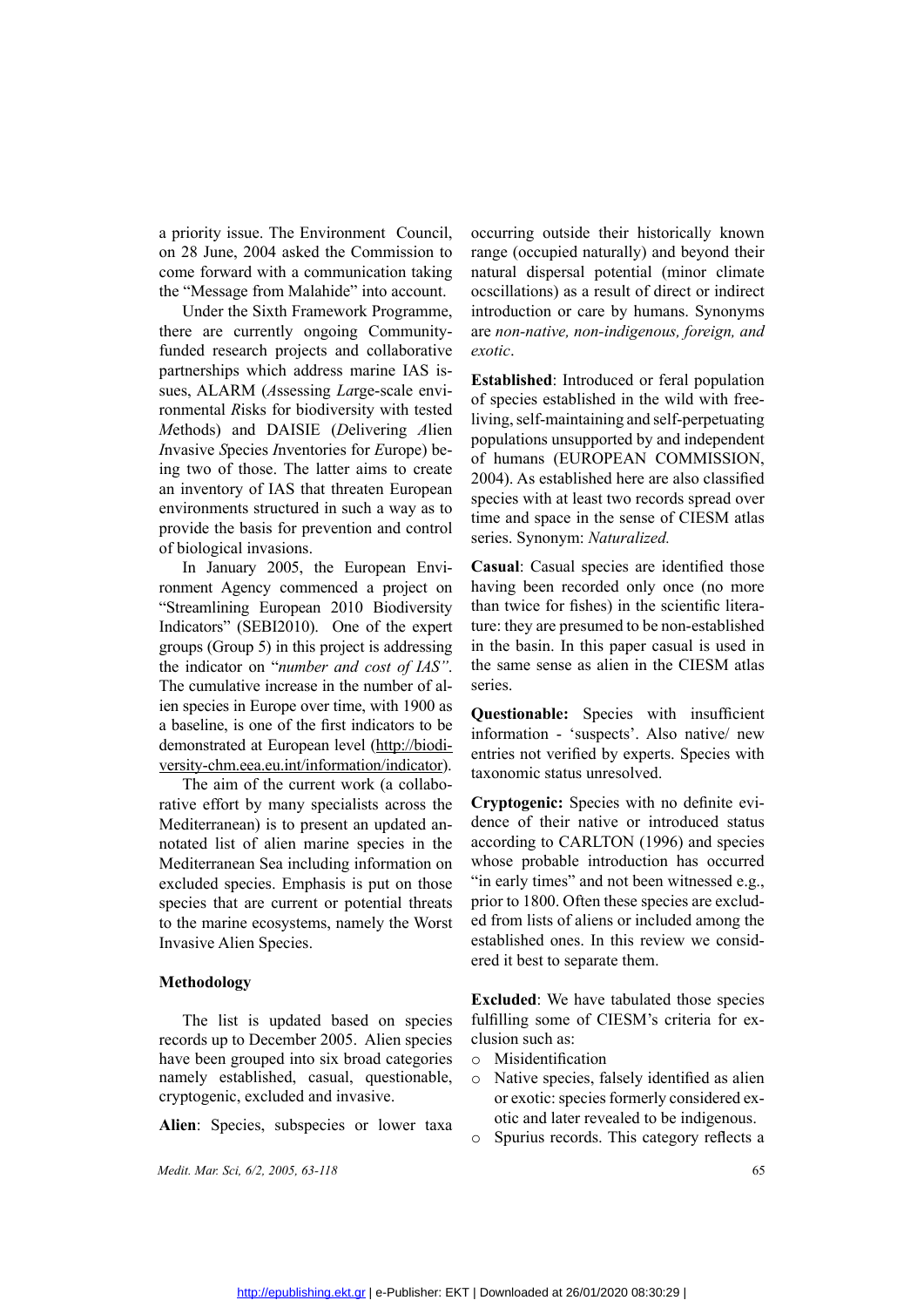a priority issue. The Environment Council, on 28 June, 2004 asked the Commission to come forward with a communication taking the "Message from Malahide" into account.

Under the Sixth Framework Programme, there are currently ongoing Community-funded research projects and collaborative partnerships which address marine IAS issues, ALARM (*A*ssessing *La*rge-scale environmental *R*isks for biodiversity with tested *M*ethods) and DAISIE (*D*elivering *A*lien *I*nvasive *S*pecies *I*nventories for *E*urope) being two of those. The latter aims to create an inventory of IAS that threaten European environments structured in such a way as to provide the basis for prevention and control of biological invasions.

In January 2005, the European Environment Agency commenced a project on "Streamlining European 2010 Biodiversity Indicators" (SEBI2010). One of the expert groups (Group 5) in this project is addressing the indicator on "*number and cost of IAS"*. The cumulative increase in the number of alien species in Europe over time, with 1900 as a baseline, is one of the first indicators to be demonstrated at European level (http://biodiversity-chm.eea.eu.int/information/indicator).

The aim of the current work (a collaborative effort by many specialists across the Mediterranean) is to present an updated annotated list of alien marine species in the Mediterranean Sea including information on excluded species. Emphasis is put on those species that are current or potential threats to the marine ecosystems, namely the Worst Invasive Alien Species.

## Methodology

The list is updated based on species records up to December 2005. Alien species have been grouped into six broad categories namely established, casual, questionable, cryptogenic, excluded and invasive.

**Alien**: Species, subspecies or lower taxa occurring outside their historically known range (occupied naturally) and beyond their natural dispersal potential (minor climate ocscillations) as a result of direct or indirect introduction or care by humans. Synonyms are *non-native, non-indigenous, foreign, and exotic*.

**Established**: Introduced or feral population of species established in the wild with free-living, self-maintaining and self-perpetuating populations unsupported by and independent of humans (EUROPEAN COMMISSION, 2004). As established here are also classified species with at least two records spread over time and space in the sense of CIESM atlas series. Synonym: *Naturalized.*

**Casual**: Casual species are identified those having been recorded only once (no more than twice for fishes) in the scientific literature: they are presumed to be non-established in the basin. In this paper casual is used in the same sense as alien in the CIESM atlas series.

**Questionable:** Species with insufficient information - 'suspects'. Also native/ new entries not verified by experts. Species with taxonomic status unresolved.

**Cryptogenic:** Species with no definite evidence of their native or introduced status according to CARLTON (1996) and species whose probable introduction has occurred "in early times" and not been witnessed e.g., prior to 1800. Often these species are excluded from lists of aliens or included among the established ones. In this review we considered it best to separate them.

**Excluded**: We have tabulated those species fulfilling some of CIESM's criteria for exclusion such as:

- Misidentification
- Native species, falsely identified as alien or exotic: species formerly considered exotic and later revealed to be indigenous.
- Spurious records. This category reflects a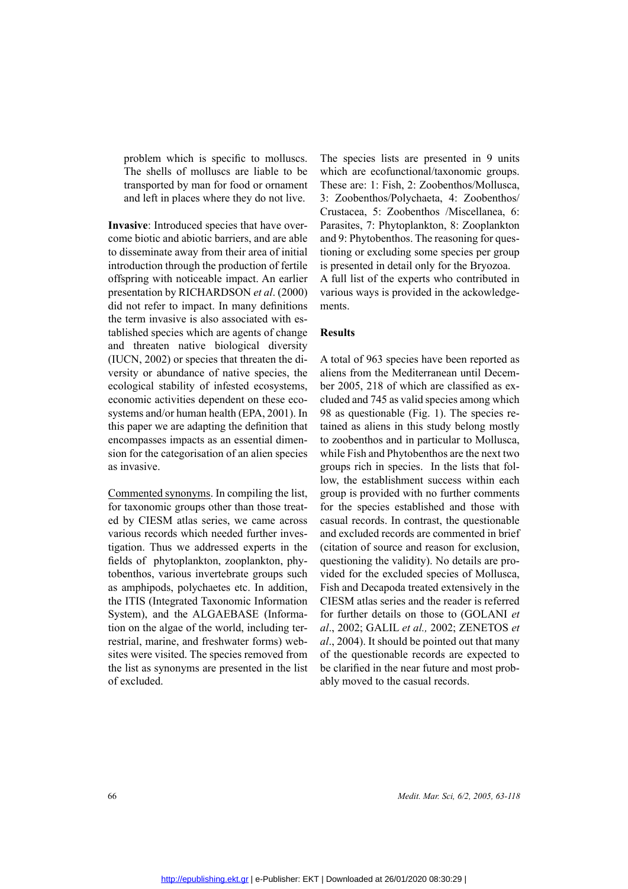problem which is specific to molluscs. The shells of molluscs are liable to be transported by man for food or ornament and left in places where they do not live.

**Invasive**: Introduced species that have overcome biotic and abiotic barriers, and are able to disseminate away from their area of initial introduction through the production of fertile offspring with noticeable impact. An earlier presentation by RICHARDSON *et al*. (2000) did not refer to impact. In many definitions the term invasive is also associated with established species which are agents of change and threaten native biological diversity (IUCN, 2002) or species that threaten the diversity or abundance of native species, the ecological stability of infested ecosystems, economic activities dependent on these ecosystems and/or human health (EPA, 2001). In this paper we are adapting the definition that encompasses impacts as an essential dimension for the categorisation of an alien species as invasive.

Commented synonyms. In compiling the list, for taxonomic groups other than those treated by CIESM atlas series, we came across various records which needed further investigation. Thus we addressed experts in the fields of phytoplankton, zooplankton, phytobenthos, various invertebrate groups such as amphipods, polychaetes etc. In addition, the ITIS (Integrated Taxonomic Information System), and the ALGAEBASE (Information on the algae of the world, including terrestrial, marine, and freshwater forms) websites were visited. The species removed from the list as synonyms are presented in the list of excluded.

The species lists are presented in 9 units which are ecofunctional/taxonomic groups. These are: 1: Fish, 2: Zoobenthos/Mollusca, 3: Zoobenthos/Polychaeta, 4: Zoobenthos/Crustacea, 5: Zoobenthos /Miscellanea, 6: Parasites, 7: Phytoplankton, 8: Zooplankton and 9: Phytobenthos. The reasoning for questioning or excluding some species per group is presented in detail only for the Bryozoa.
A full list of the experts who contributed in various ways is provided in the ackowledgements.

## Results

A total of 963 species have been reported as aliens from the Mediterranean until December 2005, 218 of which are classified as excluded and 745 as valid species among which 98 as questionable (Fig. 1). The species retained as aliens in this study belong mostly to zoobenthos and in particular to Mollusca, while Fish and Phytobenthos are the next two groups rich in species. In the lists that follow, the establishment success within each group is provided with no further comments for the species established and those with casual records. In contrast, the questionable and excluded records are commented in brief (citation of source and reason for exclusion, questioning the validity). No details are provided for the excluded species of Mollusca, Fish and Decapoda treated extensively in the CIESM atlas series and the reader is referred for further details on those to (GOLANI *et al*., 2002; GALIL *et al.,* 2002; ZENETOS *et al*., 2004). It should be pointed out that many of the questionable records are expected to be clarified in the near future and most probably moved to the casual records.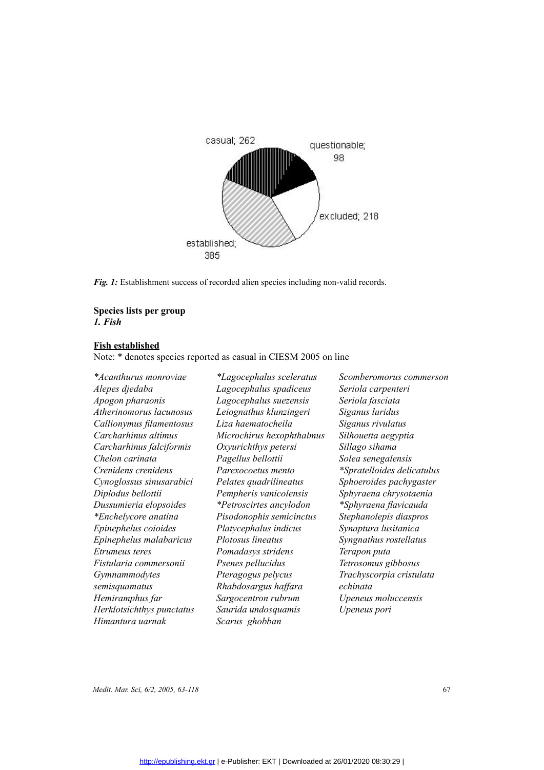casual; 262

questionable; 98

excluded; 218

established; 385

*Fig. 1:* Establishment success of recorded alien species including non-valid records.

**Species lists per group**

***1. Fish***

**Fish established**

Note: * denotes species reported as casual in CIESM 2005 on line

*\*Acanthurus monroviae*
*Alepes djedaba*
*Apogon pharaonis*
*Atherinomorus lacunosus*
*Callionymus filamentosus*
*Carcharhinus altimus*
*Carcharhinus falciformis*
*Chelon carinata*
*Crenidens crenidens*
*Cynoglossus sinusarabici*
*Diplodus bellottii*
*Dussumieria elopsoides*
*\*Enchelycore anatina*
*Epinephelus coioides*
*Epinephelus malabaricus*
*Etrumeus teres*
*Fistularia commersonii*
*Gymnammodytes semisquamatus*
*Hemiramphus far*
*Herklotsichthys punctatus*
*Himantura uarnak*
*\*Lagocephalus sceleratus*
*Lagocephalus spadiceus*
*Lagocephalus suezensis*
*Leiognathus klunzingeri*
*Liza haematocheila*
*Microchirus hexophthalmus*
*Oxyurichthys petersi*
*Pagellus bellottii*
*Parexocoetus mento*
*Pelates quadrilineatus*
*Pempheris vanicolensis*
*\*Petroscirtes ancylodon*
*Pisodonophis semicinctus*
*Platycephalus indicus*
*Plotosus lineatus*
*Pomadasys stridens*
*Psenes pellucidus*
*Pteragogus pelycus*
*Rhabdosargus haffara*
*Sargocentron rubrum*
*Saurida undosquamis*
*Scarus ghobban*
*Scomberomorus commerson*
*Seriola carpenteri*
*Seriola fasciata*
*Siganus luridus*
*Siganus rivulatus*
*Silhouetta aegyptia*
*Sillago sihama*
*Solea senegalensis*
*\*Spratelloides delicatulus*
*Sphoeroides pachygaster*
*Sphyraena chrysotaenia*
*\*Sphyraena flavicauda*
*Stephanolepis diaspros*
*Synaptura lusitanica*
*Syngnathus rostellatus*
*Terapon puta*
*Tetrosomus gibbosus*
*Trachyscorpia cristulata echinata*
*Upeneus moluccensis*
*Upeneus pori*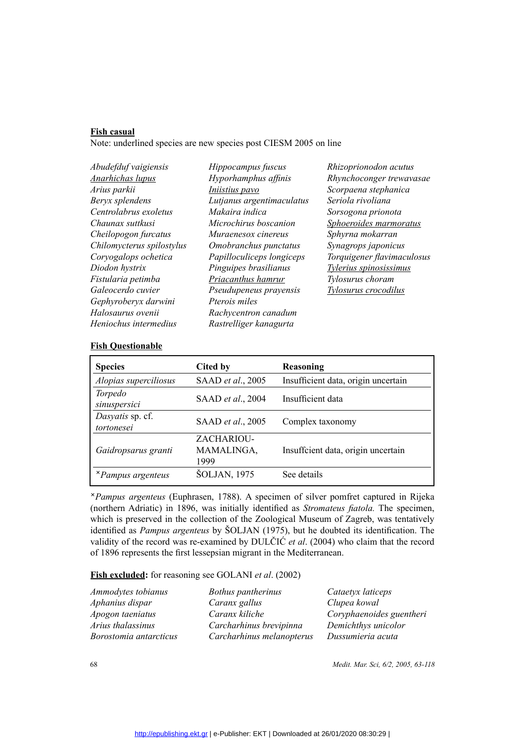**Fish casual**

Note: underlined species are new species post CIESM 2005 on line

*Abudefduf vaigiensis*
<u>*Anarhichas lupus*</u>
*Arius parkii*
*Beryx splendens*
*Centrolabrus exoletus*
*Chaunax suttkusi*
*Cheilopogon furcatus*
*Chilomycterus spilostylus*
*Coryogalops ochetica*
*Diodon hystrix*
*Fistularia petimba*
*Galeocerdo cuvier*
*Gephyroberyx darwini*
*Halosaurus ovenii*
*Heniochus intermedius*
*Hippocampus fuscus*
*Hyporhamphus affinis*
<u>*Iniistius pavo*</u>
*Lutjanus argentimaculatus*
*Makaira indica*
*Microchirus boscanion*
*Muraenesox cinereus*
*Omobranchus punctatus*
*Papilloculiceps longiceps*
*Pinguipes brasilianus*
<u>*Priacanthus hamrur*</u>
*Pseudupeneus prayensis*
*Pterois miles*
*Rachycentron canadum*
*Rastrelliger kanagurta*
*Rhizoprionodon acutus*
*Rhynchoconger trewavasae*
*Scorpaena stephanica*
*Seriola rivoliana*
*Sorsogona prionota*
<u>*Sphoeroides marmoratus*</u>
*Sphyrna mokarran*
*Synagrops japonicus*
*Torquigener flavimaculosus*
<u>*Tylerius spinosissimus*</u>
*Tylosurus choram*
<u>*Tylosurus crocodilus*</u>

**Fish Questionable**

| Species | Cited by | Reasoning |
|---|---|---|
| *Alopias superciliosus* | SAAD *et al.*, 2005 | Insufficient data, origin uncertain |
| *Torpedo sinuspersici* | SAAD *et al.*, 2004 | Insufficient data |
| *Dasyatis* sp. cf. *tortonesei* | SAAD *et al.*, 2005 | Complex taxonomy |
| *Gaidropsarus granti* | ZACHARIOU-MAMALINGA, 1999 | Insuffcient data, origin uncertain |
| ×*Pampus argenteus* | ŠOLJAN, 1975 | See details |

×*Pampus argenteus* (Euphrasen, 1788). A specimen of silver pomfret captured in Rijeka (northern Adriatic) in 1896, was initially identified as *Stromateus fiatola.* The specimen, which is preserved in the collection of the Zoological Museum of Zagreb, was tentatively identified as *Pampus argenteus* by ŠOLJAN (1975), but he doubted its identification. The validity of the record was re-examined by DULČIĆ *et al*. (2004) who claim that the record of 1896 represents the first lessepsian migrant in the Mediterranean.

**Fish excluded:** for reasoning see GOLANI *et al*. (2002)

*Ammodytes tobianus*
*Aphanius dispar*
*Apogon taeniatus*
*Arius thalassinus*
*Borostomia antarcticus*
*Bothus pantherinus*
*Caranx gallus*
*Caranx kiliche*
*Carcharhinus brevipinna*
*Carcharhinus melanopterus*
*Cataetyx laticeps*
*Clupea kowal*
*Coryphaenoides guentheri*
*Demichthys unicolor*
*Dussumieria acuta*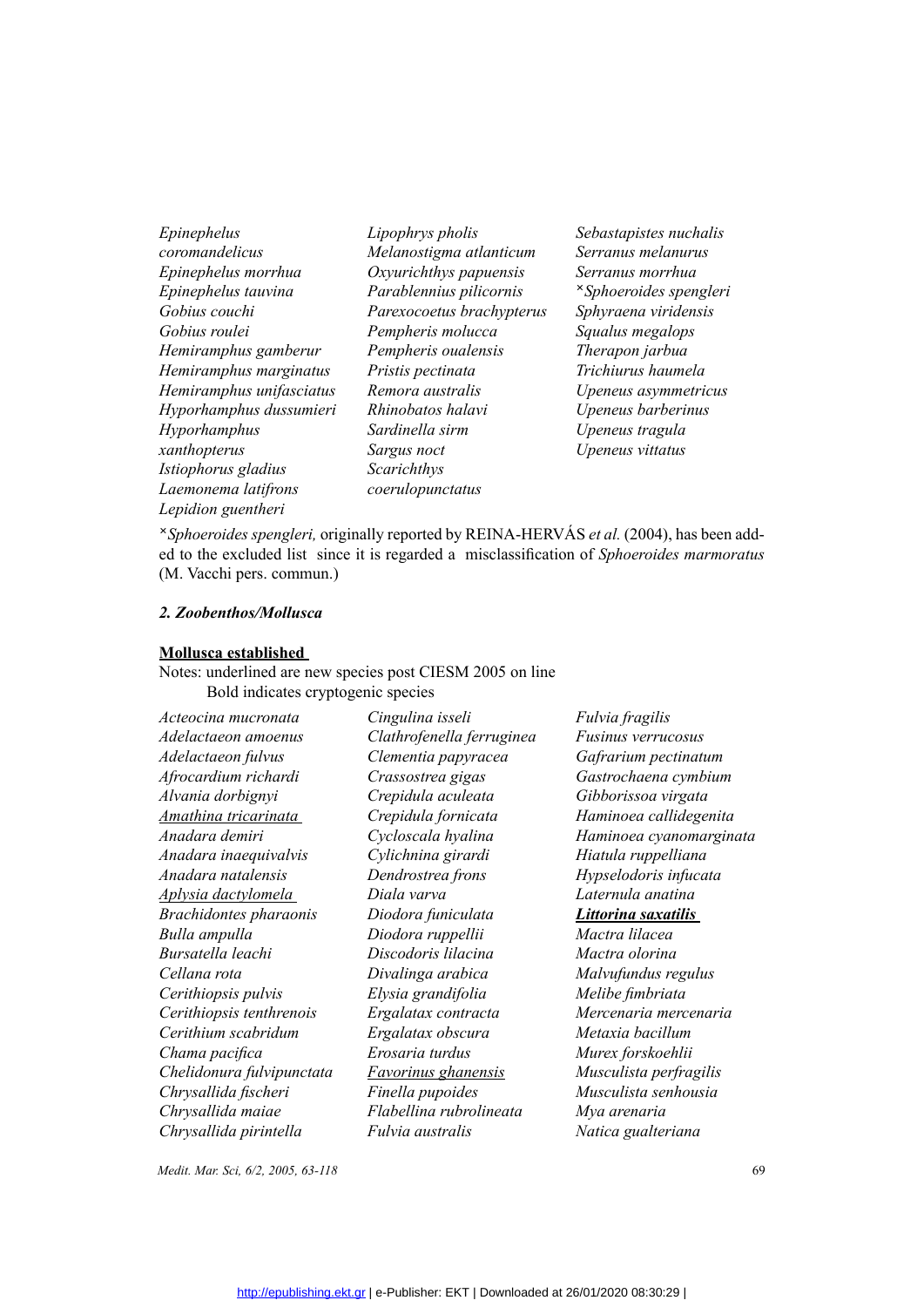*Epinephelus coromandelicus*
*Epinephelus morrhua*
*Epinephelus tauvina*
*Gobius couchi*
*Gobius roulei*
*Hemiramphus gamberur*
*Hemiramphus marginatus*
*Hemiramphus unifasciatus*
*Hyporhamphus dussumieri*
*Hyporhamphus xanthopterus*
*Istiophorus gladius*
*Laemonema latifrons*
*Lepidion guentheri*
*Lipophrys pholis*
*Melanostigma atlanticum*
*Oxyurichthys papuensis*
*Parablennius pilicornis*
*Parexocoetus brachypterus*
*Pempheris molucca*
*Pempheris oualensis*
*Pristis pectinata*
*Remora australis*
*Rhinobatos halavi*
*Sardinella sirm*
*Sargus noct*
*Scarichthys coerulopunctatus*
*Sebastapistes nuchalis*
*Serranus melanurus*
*Serranus morrhua*
×*Sphoeroides spengleri*
*Sphyraena viridensis*
*Squalus megalops*
*Therapon jarbua*
*Trichiurus haumela*
*Upeneus asymmetricus*
*Upeneus barberinus*
*Upeneus tragula*
*Upeneus vittatus*

×*Sphoeroides spengleri,* originally reported by REINA-HERVÁS *et al.* (2004), has been added to the excluded list since it is regarded a misclassification of *Sphoeroides marmoratus* (M. Vacchi pers. commun.)

### *2. Zoobenthos/Mollusca*

**Mollusca established**

Notes: underlined are new species post CIESM 2005 on line
Bold indicates cryptogenic species

*Acteocina mucronata*
*Adelactaeon amoenus*
*Adelactaeon fulvus*
*Afrocardium richardi*
*Alvania dorbignyi*
*Amathina tricarinata*
*Anadara demiri*
*Anadara inaequivalvis*
*Anadara natalensis*
*Aplysia dactylomela*
*Brachidontes pharaonis*
*Bulla ampulla*
*Bursatella leachi*
*Cellana rota*
*Cerithiopsis pulvis*
*Cerithiopsis tenthrenois*
*Cerithium scabridum*
*Chama pacifica*
*Chelidonura fulvipunctata*
*Chrysallida fischeri*
*Chrysallida maiae*
*Chrysallida pirintella*
*Cingulina isseli*
*Clathrofenella ferruginea*
*Clementia papyracea*
*Crassostrea gigas*
*Crepidula aculeata*
*Crepidula fornicata*
*Cycloscala hyalina*
*Cylichnina girardi*
*Dendrostrea frons*
*Diala varva*
*Diodora funiculata*
*Diodora ruppellii*
*Discodoris lilacina*
*Divalinga arabica*
*Elysia grandifolia*
*Ergalatax contracta*
*Ergalatax obscura*
*Erosaria turdus*
*Favorinus ghanensis*
*Finella pupoides*
*Flabellina rubrolineata*
*Fulvia australis*
*Fulvia fragilis*
*Fusinus verrucosus*
*Gafrarium pectinatum*
*Gastrochaena cymbium*
*Gibborissoa virgata*
*Haminoea callidegenita*
*Haminoea cyanomarginata*
*Hiatula ruppelliana*
*Hypselodoris infucata*
*Laternula anatina*
***Littorina saxatilis***
*Mactra lilacea*
*Mactra olorina*
*Malvufundus regulus*
*Melibe fimbriata*
*Mercenaria mercenaria*
*Metaxia bacillum*
*Murex forskoehlii*
*Musculista perfragilis*
*Musculista senhousia*
*Mya arenaria*
*Natica gualteriana*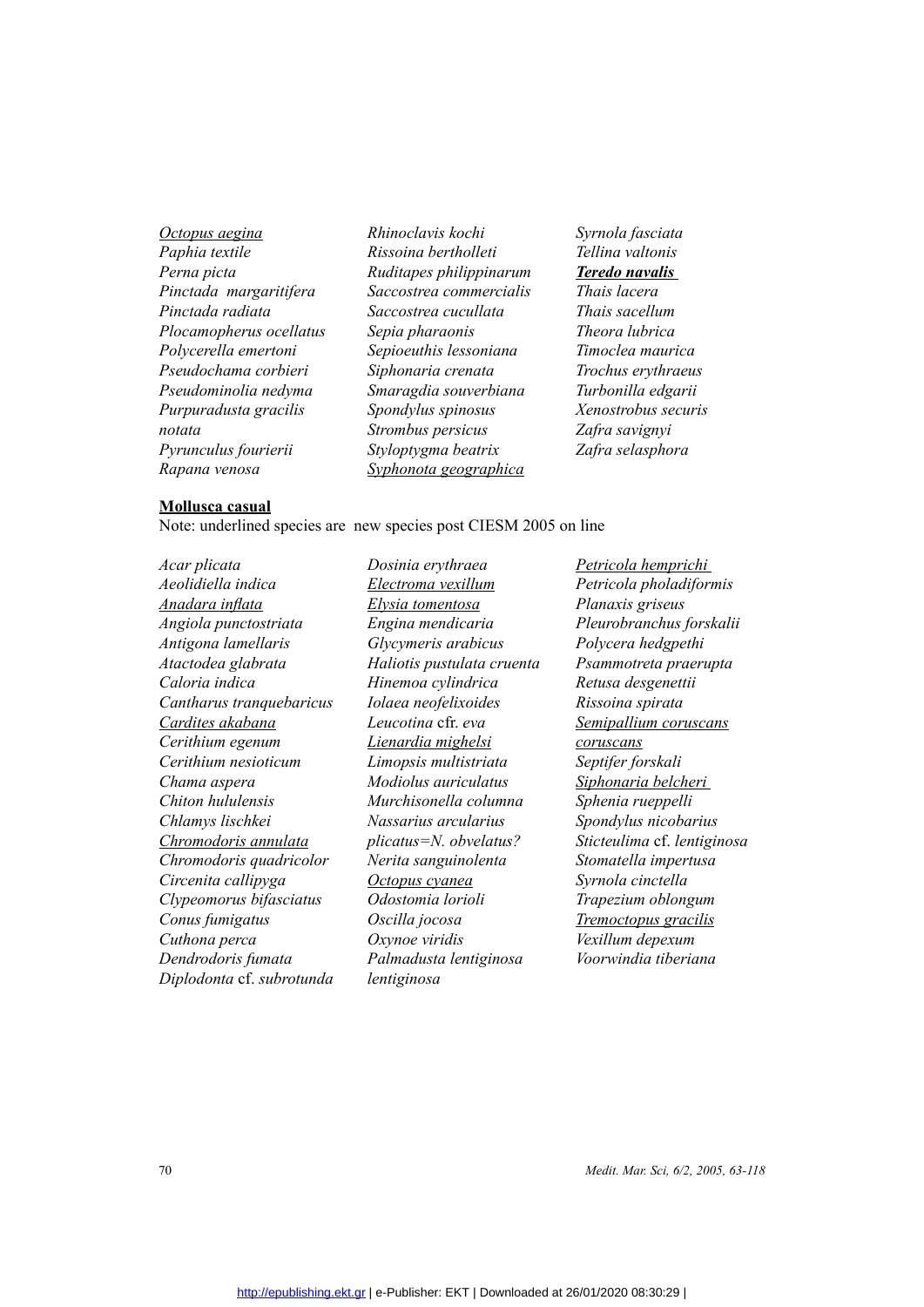*Octopus aegina*
*Paphia textile*
*Perna picta*
*Pinctada margaritifera*
*Pinctada radiata*
*Plocamopherus ocellatus*
*Polycerella emertoni*
*Pseudochama corbieri*
*Pseudominolia nedyma*
*Purpuradusta gracilis notata*
*Pyrunculus fourierii*
*Rapana venosa*
*Rhinoclavis kochi*
*Rissoina bertholleti*
*Ruditapes philippinarum*
*Saccostrea commercialis*
*Saccostrea cucullata*
*Sepia pharaonis*
*Sepioeuthis lessoniana*
*Siphonaria crenata*
*Smaragdia souverbiana*
*Spondylus spinosus*
*Strombus persicus*
*Styloptygma beatrix*
*Syphonota geographica*
*Syrnola fasciata*
*Tellina valtonis*
***Teredo navalis***
*Thais lacera*
*Thais sacellum*
*Theora lubrica*
*Timoclea maurica*
*Trochus erythraeus*
*Turbonilla edgarii*
*Xenostrobus securis*
*Zafra savignyi*
*Zafra selasphora*

**Mollusca casual**

Note: underlined species are new species post CIESM 2005 on line

*Acar plicata*
*Aeolidiella indica*
*Anadara inflata*
*Angiola punctostriata*
*Antigona lamellaris*
*Atactodea glabrata*
*Caloria indica*
*Cantharus tranquebaricus*
*Cardites akabana*
*Cerithium egenum*
*Cerithium nesioticum*
*Chama aspera*
*Chiton hululensis*
*Chlamys lischkei*
*Chromodoris annulata*
*Chromodoris quadricolor*
*Circenita callipyga*
*Clypeomorus bifasciatus*
*Conus fumigatus*
*Cuthona perca*
*Dendrodoris fumata*
*Diplodonta* cf. *subrotunda*
*Dosinia erythraea*
*Electroma vexillum*
*Elysia tomentosa*
*Engina mendicaria*
*Glycymeris arabicus*
*Haliotis pustulata cruenta*
*Hinemoa cylindrica*
*Iolaea neofelixoides*
*Leucotina* cfr. *eva*
*Lienardia mighelsi*
*Limopsis multistriata*
*Modiolus auriculatus*
*Murchisonella columna*
*Nassarius arcularius plicatus=N. obvelatus?*
*Nerita sanguinolenta*
*Octopus cyanea*
*Odostomia lorioli*
*Oscilla jocosa*
*Oxynoe viridis*
*Palmadusta lentiginosa lentiginosa*
*Petricola hemprichi*
*Petricola pholadiformis*
*Planaxis griseus*
*Pleurobranchus forskalii*
*Polycera hedgpethi*
*Psammotreta praerupta*
*Retusa desgenettii*
*Rissoina spirata*
*Semipallium coruscans coruscans*
*Septifer forskali*
*Siphonaria belcheri*
*Sphenia rueppelli*
*Spondylus nicobarius*
*Sticteulima* cf. *lentiginosa*
*Stomatella impertusa*
*Syrnola cinctella*
*Trapezium oblongum*
*Tremoctopus gracilis*
*Vexillum depexum*
*Voorwindia tiberiana*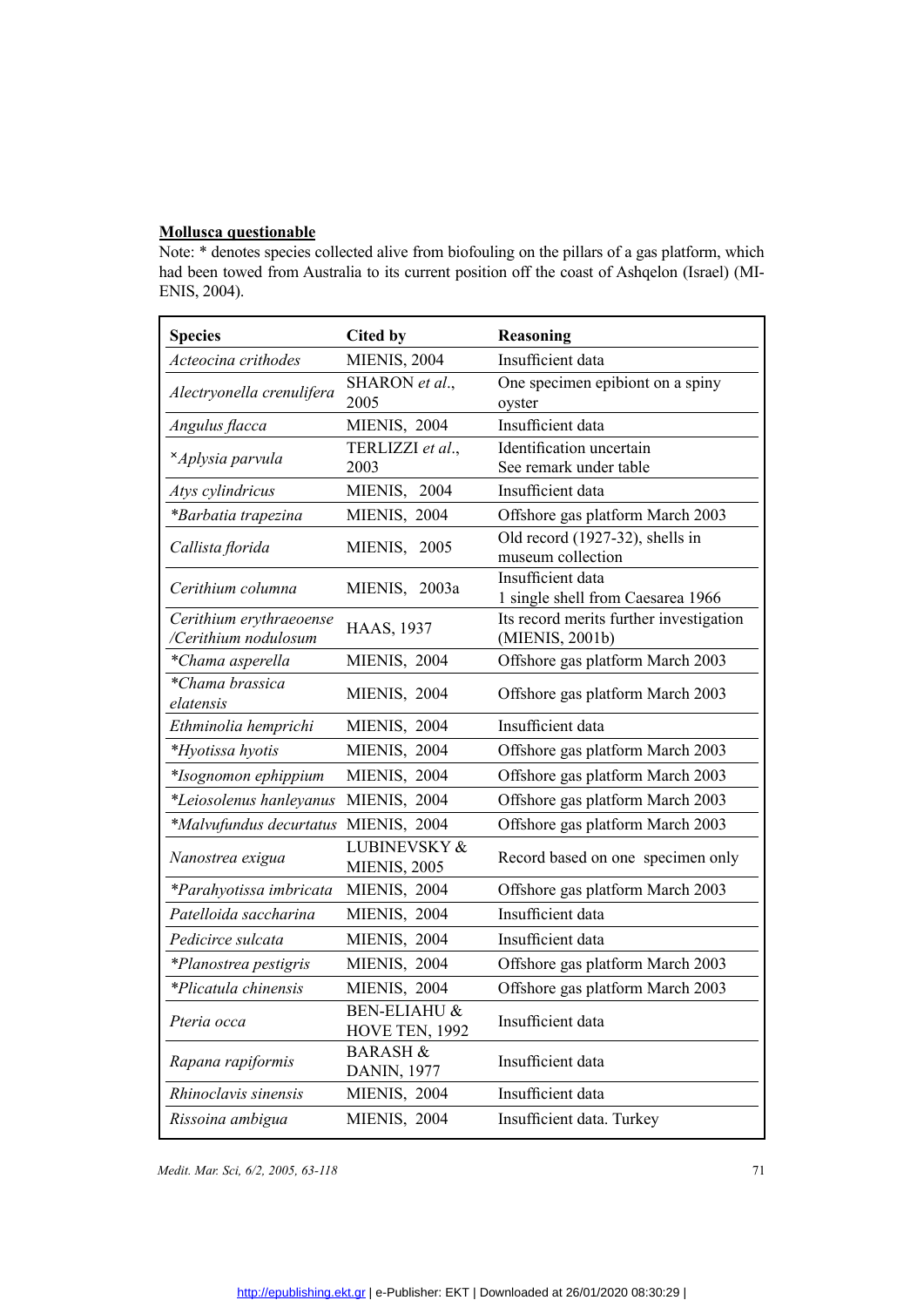**<u>Mollusca questionable</u>**

Note: * denotes species collected alive from biofouling on the pillars of a gas platform, which had been towed from Australia to its current position off the coast of Ashqelon (Israel) (MIENIS, 2004).

| Species | Cited by | Reasoning |
|---|---|---|
| *Acteocina crithodes* | MIENIS, 2004 | Insufficient data |
| *Alectryonella crenulifera* | SHARON *et al.*, 2005 | One specimen epibiont on a spiny oyster |
| *Angulus flacca* | MIENIS, 2004 | Insufficient data |
| ˣ*Aplysia parvula* | TERLIZZI *et al.*, 2003 | Identification uncertain See remark under table |
| *Atys cylindricus* | MIENIS, 2004 | Insufficient data |
| **Barbatia trapezina* | MIENIS, 2004 | Offshore gas platform March 2003 |
| *Callista florida* | MIENIS, 2005 | Old record (1927-32), shells in museum collection |
| *Cerithium columna* | MIENIS, 2003a | Insufficient data 1 single shell from Caesarea 1966 |
| *Cerithium erythraeoense /Cerithium nodulosum* | HAAS, 1937 | Its record merits further investigation (MIENIS, 2001b) |
| **Chama asperella* | MIENIS, 2004 | Offshore gas platform March 2003 |
| **Chama brassica elatensis* | MIENIS, 2004 | Offshore gas platform March 2003 |
| *Ethminolia hemprichi* | MIENIS, 2004 | Insufficient data |
| **Hyotissa hyotis* | MIENIS, 2004 | Offshore gas platform March 2003 |
| **Isognomon ephippium* | MIENIS, 2004 | Offshore gas platform March 2003 |
| **Leiosolenus hanleyanus* | MIENIS, 2004 | Offshore gas platform March 2003 |
| **Malvufundus decurtatus* | MIENIS, 2004 | Offshore gas platform March 2003 |
| *Nanostrea exigua* | LUBINEVSKY & MIENIS, 2005 | Record based on one specimen only |
| **Parahyotissa imbricata* | MIENIS, 2004 | Offshore gas platform March 2003 |
| *Patelloida saccharina* | MIENIS, 2004 | Insufficient data |
| *Pedicirce sulcata* | MIENIS, 2004 | Insufficient data |
| **Planostrea pestigris* | MIENIS, 2004 | Offshore gas platform March 2003 |
| **Plicatula chinensis* | MIENIS, 2004 | Offshore gas platform March 2003 |
| *Pteria occa* | BEN-ELIAHU & HOVE TEN, 1992 | Insufficient data |
| *Rapana rapiformis* | BARASH & DANIN, 1977 | Insufficient data |
| *Rhinoclavis sinensis* | MIENIS, 2004 | Insufficient data |
| *Rissoina ambigua* | MIENIS, 2004 | Insufficient data. Turkey |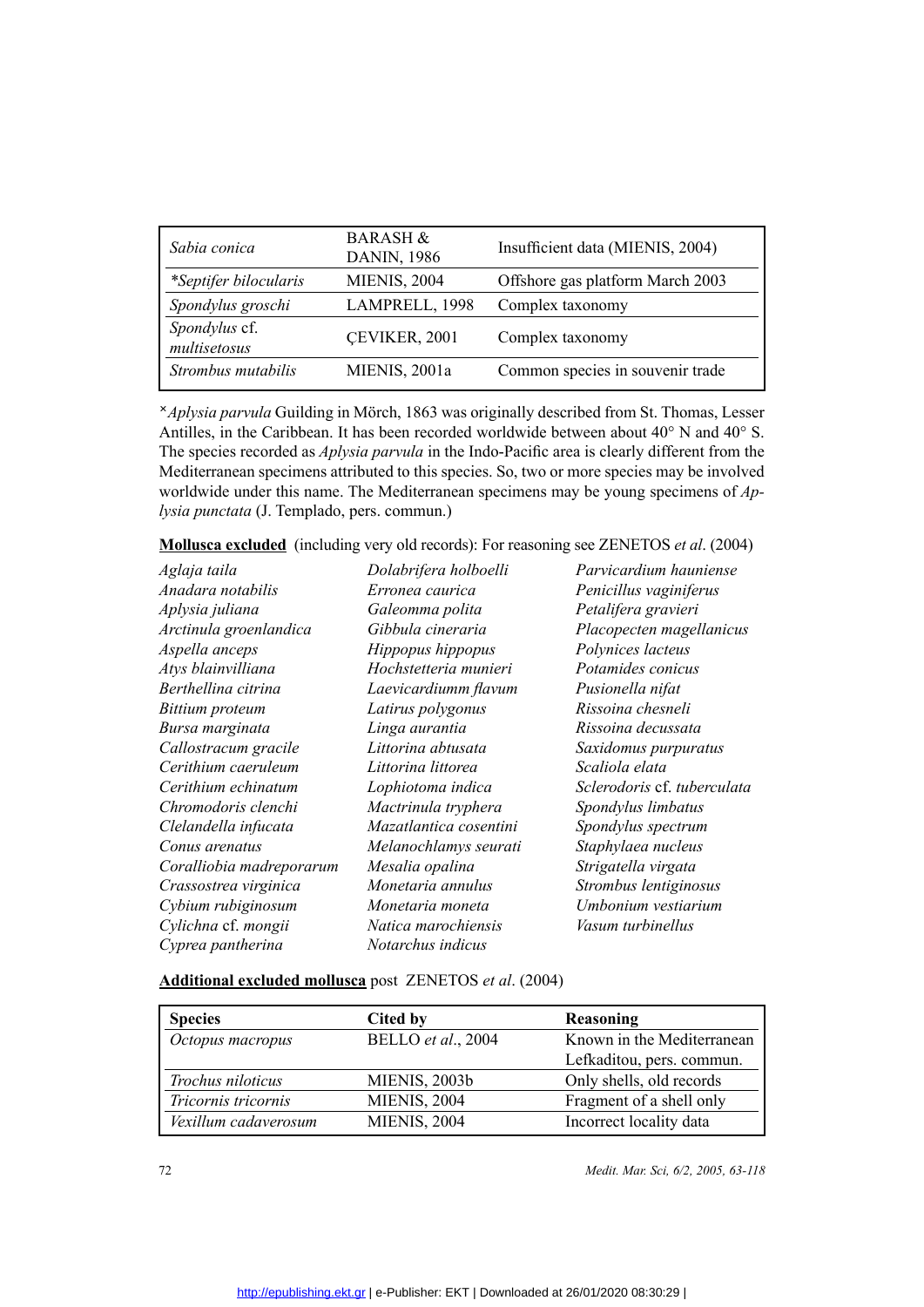| | | |
|---|---|---|
| *Sabia conica* | BARASH & DANIN, 1986 | Insufficient data (MIENIS, 2004) |
| **Septifer bilocularis* | MIENIS, 2004 | Offshore gas platform March 2003 |
| *Spondylus groschi* | LAMPRELL, 1998 | Complex taxonomy |
| *Spondylus* cf. *multisetosus* | ÇEVIKER, 2001 | Complex taxonomy |
| *Strombus mutabilis* | MIENIS, 2001a | Common species in souvenir trade |

[x]*Aplysia parvula* Guilding in Mörch, 1863 was originally described from St. Thomas, Lesser Antilles, in the Caribbean. It has been recorded worldwide between about 40° N and 40° S. The species recorded as *Aplysia parvula* in the Indo-Pacific area is clearly different from the Mediterranean specimens attributed to this species. So, two or more species may be involved worldwide under this name. The Mediterranean specimens may be young specimens of *Aplysia punctata* (J. Templado, pers. commun.)

**Mollusca excluded** (including very old records): For reasoning see ZENETOS *et al*. (2004)

*Aglaja taila*
*Anadara notabilis*
*Aplysia juliana*
*Arctinula groenlandica*
*Aspella anceps*
*Atys blainvilliana*
*Berthellina citrina*
*Bittium proteum*
*Bursa marginata*
*Callostracum gracile*
*Cerithium caeruleum*
*Cerithium echinatum*
*Chromodoris clenchi*
*Clelandella infucata*
*Conus arenatus*
*Coralliobia madreporarum*
*Crassostrea virginica*
*Cybium rubiginosum*
*Cylichna* cf. *mongii*
*Cyprea pantherina*
*Dolabrifera holboelli*
*Erronea caurica*
*Galeomma polita*
*Gibbula cineraria*
*Hippopus hippopus*
*Hochstetteria munieri*
*Laevicardiumm flavum*
*Latirus polygonus*
*Linga aurantia*
*Littorina abtusata*
*Littorina littorea*
*Lophiotoma indica*
*Mactrinula tryphera*
*Mazatlantica cosentini*
*Melanochlamys seurati*
*Mesalia opalina*
*Monetaria annulus*
*Monetaria moneta*
*Natica marochiensis*
*Notarchus indicus*
*Parvicardium hauniense*
*Penicillus vaginiferus*
*Petalifera gravieri*
*Placopecten magellanicus*
*Polynices lacteus*
*Potamides conicus*
*Pusionella nifat*
*Rissoina chesneli*
*Rissoina decussata*
*Saxidomus purpuratus*
*Scaliola elata*
*Sclerodoris* cf. *tuberculata*
*Spondylus limbatus*
*Spondylus spectrum*
*Staphylaea nucleus*
*Strigatella virgata*
*Strombus lentiginosus*
*Umbonium vestiarium*
*Vasum turbinellus*

**Additional excluded mollusca** post ZENETOS *et al*. (2004)

| Species | Cited by | Reasoning |
|---|---|---|
| *Octopus macropus* | BELLO *et al*., 2004 | Known in the Mediterranean Lefkaditou, pers. commun. |
| *Trochus niloticus* | MIENIS, 2003b | Only shells, old records |
| *Tricornis tricornis* | MIENIS, 2004 | Fragment of a shell only |
| *Vexillum cadaverosum* | MIENIS, 2004 | Incorrect locality data |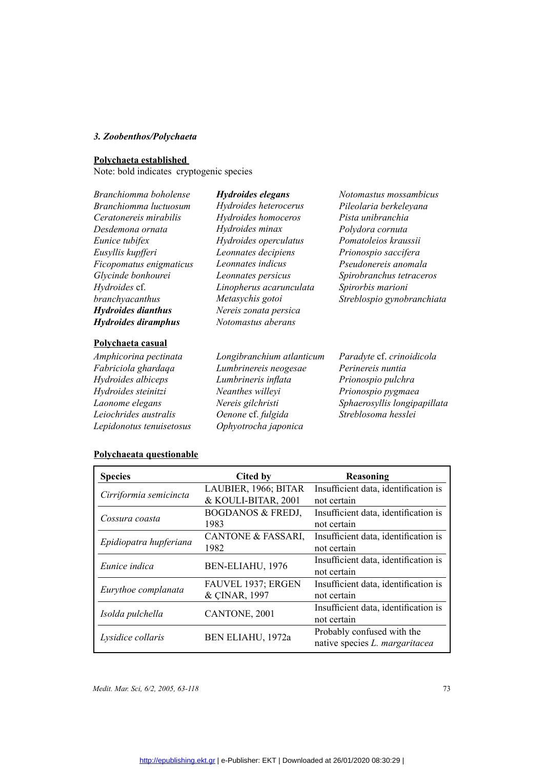### *3. Zoobenthos/Polychaeta*

**Polychaeta established**

Note: bold indicates cryptogenic species

*Branchiomma boholense*
*Branchiomma luctuosum*
*Ceratonereis mirabilis*
*Desdemona ornata*
*Eunice tubifex*
*Eusyllis kupfferi*
*Ficopomatus enigmaticus*
*Glycinde bonhourei*
*Hydroides* cf. *branchyacanthus*
***Hydroides dianthus***
***Hydroides diramphus***
***Hydroides elegans***
*Hydroides heterocerus*
*Hydroides homoceros*
*Hydroides minax*
*Hydroides operculatus*
*Leonnates decipiens*
*Leonnates indicus*
*Leonnates persicus*
*Linopherus acarunculata*
*Metasychis gotoi*
*Nereis zonata persica*
*Notomastus aberans*
*Notomastus mossambicus*
*Pileolaria berkeleyana*
*Pista unibranchia*
*Polydora cornuta*
*Pomatoleios kraussii*
*Prionospio saccifera*
*Pseudonereis anomala*
*Spirobranchus tetraceros*
*Spirorbis marioni*
*Streblospio gynobranchiata*

**Polychaeta casual**

*Amphicorina pectinata*
*Fabriciola ghardaqa*
*Hydroides albiceps*
*Hydroides steinitzi*
*Laonome elegans*
*Leiochrides australis*
*Lepidonotus tenuisetosus*
*Longibranchium atlanticum*
*Lumbrinereis neogesae*
*Lumbrineris inflata*
*Neanthes willeyi*
*Nereis gilchristi*
*Oenone* cf. *fulgida*
*Ophyotrocha japonica*
*Paradyte* cf. *crinoidicola*
*Perinereis nuntia*
*Prionospio pulchra*
*Prionospio pygmaea*
*Sphaerosyllis longipapillata*
*Streblosoma hesslei*

**Polychaeata questionable**

| Species | Cited by | Reasoning |
|---|---|---|
| *Cirriformia semicincta* | LAUBIER, 1966; BITAR & KOULI-BITAR, 2001 | Insufficient data, identification is not certain |
| *Cossura coasta* | BOGDANOS & FREDJ, 1983 | Insufficient data, identification is not certain |
| *Epidiopatra hupferiana* | CANTONE & FASSARI, 1982 | Insufficient data, identification is not certain |
| *Eunice indica* | BEN-ELIAHU, 1976 | Insufficient data, identification is not certain |
| *Eurythoe complanata* | FAUVEL 1937; ERGEN & ÇINAR, 1997 | Insufficient data, identification is not certain |
| *Isolda pulchella* | CANTONE, 2001 | Insufficient data, identification is not certain |
| *Lysidice collaris* | BEN ELIAHU, 1972a | Probably confused with the native species *L. margaritacea* |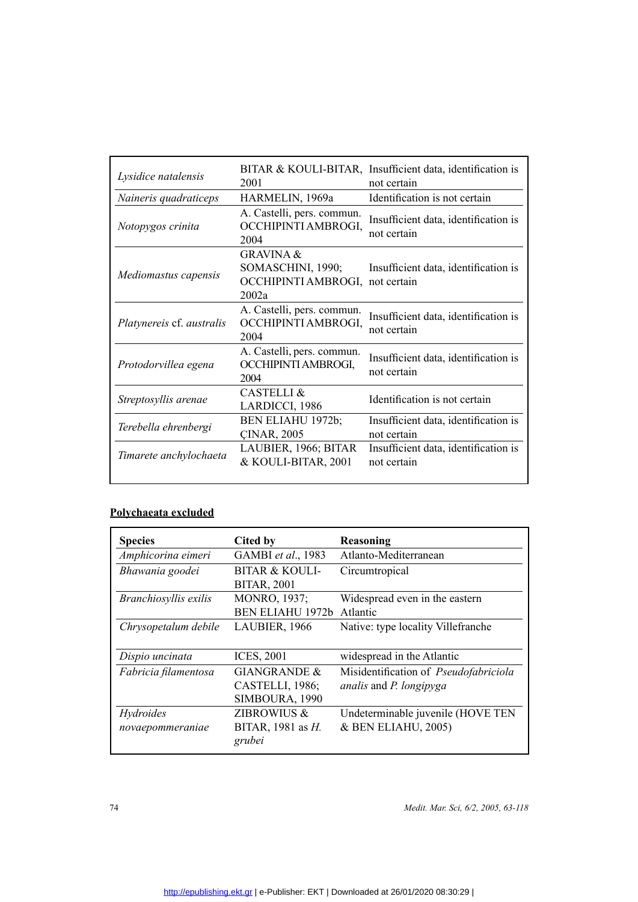| | | |
|---|---|---|
| *Lysidice natalensis* | BITAR & KOULI-BITAR, 2001 | Insufficient data, identification is not certain |
| *Naineris quadraticeps* | HARMELIN, 1969a | Identification is not certain |
| *Notopygos crinita* | A. Castelli, pers. commun. OCCHIPINTI AMBROGI, 2004 | Insufficient data, identification is not certain |
| *Mediomastus capensis* | GRAVINA & SOMASCHINI, 1990; OCCHIPINTI AMBROGI, 2002a | Insufficient data, identification is not certain |
| *Platynereis* cf. *australis* | A. Castelli, pers. commun. OCCHIPINTI AMBROGI, 2004 | Insufficient data, identification is not certain |
| *Protodorvillea egena* | A. Castelli, pers. commun. OCCHIPINTI AMBROGI, 2004 | Insufficient data, identification is not certain |
| *Streptosyllis arenae* | CASTELLI & LARDICCI, 1986 | Identification is not certain |
| *Terebella ehrenbergi* | BEN ELIAHU 1972b; ÇINAR, 2005 | Insufficient data, identification is not certain |
| *Timarete anchylochaeta* | LAUBIER, 1966; BITAR & KOULI-BITAR, 2001 | Insufficient data, identification is not certain |

**Polychaeata excluded**

| Species | Cited by | Reasoning |
|---|---|---|
| *Amphicorina eimeri* | GAMBI *et al.*, 1983 | Atlanto-Mediterranean |
| *Bhawania goodei* | BITAR & KOULI-BITAR, 2001 | Circumtropical |
| *Branchiosyllis exilis* | MONRO, 1937; BEN ELIAHU 1972b | Widespread even in the eastern Atlantic |
| *Chrysopetalum debile* | LAUBIER, 1966 | Native: type locality Villefranche |
| *Dispio uncinata* | ICES, 2001 | widespread in the Atlantic |
| *Fabricia filamentosa* | GIANGRANDE & CASTELLI, 1986; SIMBOURA, 1990 | Misidentification of *Pseudofabriciola analis* and *P. longipyga* |
| *Hydroides novaepommeraniae* | ZIBROWIUS & BITAR, 1981 as *H. grubei* | Undeterminable juvenile (HOVE TEN & BEN ELIAHU, 2005) |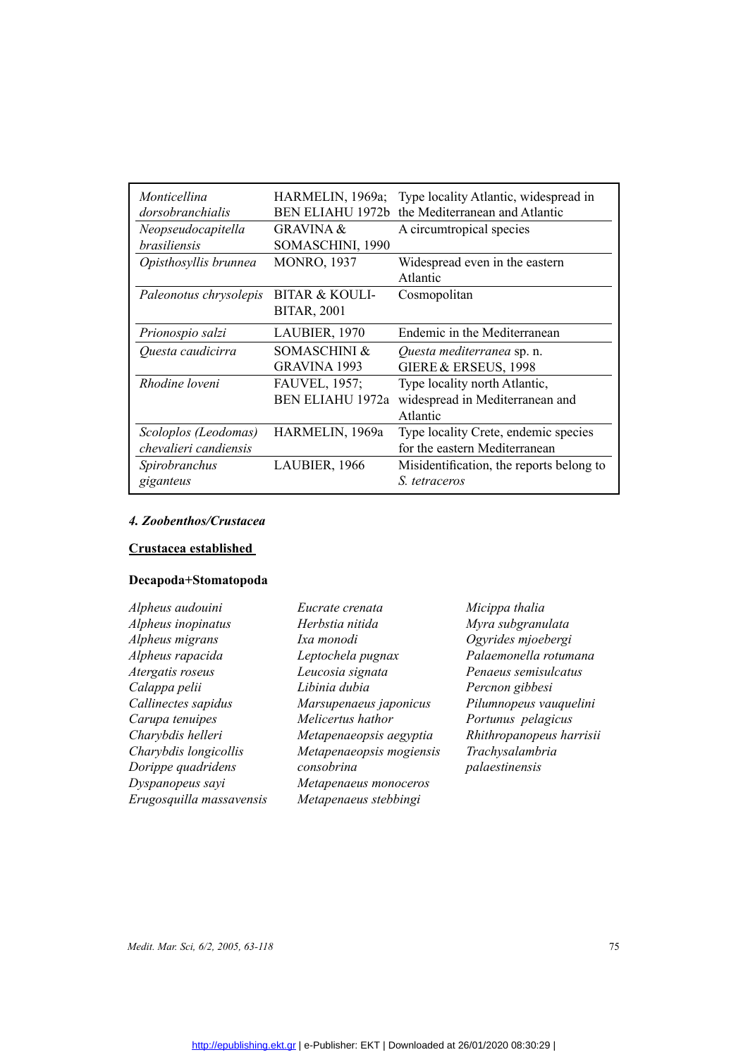| | | |
|---|---|---|
| *Monticellina dorsobranchialis* | HARMELIN, 1969a; BEN ELIAHU 1972b | Type locality Atlantic, widespread in the Mediterranean and Atlantic |
| *Neopseudocapitella brasiliensis* | GRAVINA & SOMASCHINI, 1990 | A circumtropical species |
| *Opisthosyllis brunnea* | MONRO, 1937 | Widespread even in the eastern Atlantic |
| *Paleonotus chrysolepis* | BITAR & KOULI-BITAR, 2001 | Cosmopolitan |
| *Prionospio salzi* | LAUBIER, 1970 | Endemic in the Mediterranean |
| *Questa caudicirra* | SOMASCHINI & GRAVINA 1993 | *Questa mediterranea* sp. n. GIERE & ERSEUS, 1998 |
| *Rhodine loveni* | FAUVEL, 1957; BEN ELIAHU 1972a | Type locality north Atlantic, widespread in Mediterranean and Atlantic |
| *Scoloplos (Leodomas) chevalieri candiensis* | HARMELIN, 1969a | Type locality Crete, endemic species for the eastern Mediterranean |
| *Spirobranchus giganteus* | LAUBIER, 1966 | Misidentification, the reports belong to *S. tetraceros* |

### *4. Zoobenthos/Crustacea*

**Crustacea established**

**Decapoda+Stomatopoda**

*Alpheus audouini*
*Alpheus inopinatus*
*Alpheus migrans*
*Alpheus rapacida*
*Atergatis roseus*
*Calappa pelii*
*Callinectes sapidus*
*Carupa tenuipes*
*Charybdis helleri*
*Charybdis longicollis*
*Dorippe quadridens*
*Dyspanopeus sayi*
*Erugosquilla massavensis*
*Eucrate crenata*
*Herbstia nitida*
*Ixa monodi*
*Leptochela pugnax*
*Leucosia signata*
*Libinia dubia*
*Marsupenaeus japonicus*
*Melicertus hathor*
*Metapenaeopsis aegyptia*
*Metapenaeopsis mogiensis consobrina*
*Metapenaeus monoceros*
*Metapenaeus stebbingi*
*Micippa thalia*
*Myra subgranulata*
*Ogyrides mjoebergi*
*Palaemonella rotumana*
*Penaeus semisulcatus*
*Percnon gibbesi*
*Pilumnopeus vauquelini*
*Portunus pelagicus*
*Rhithropanopeus harrisii*
*Trachysalambria palaestinensis*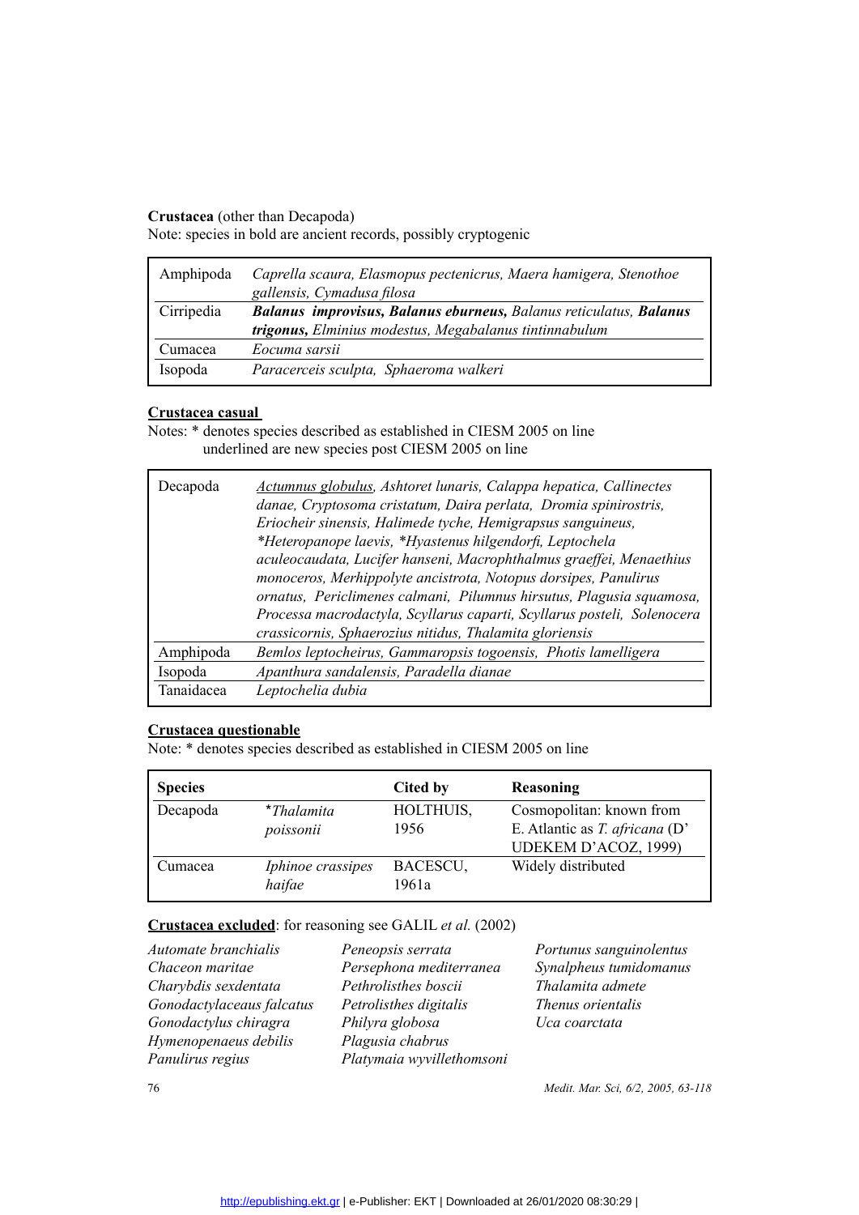**Crustacea** (other than Decapoda)

Note: species in bold are ancient records, possibly cryptogenic

| | |
|---|---|
| Amphipoda | *Caprella scaura, Elasmopus pectenicrus, Maera hamigera, Stenothoe gallensis, Cymadusa filosa* |
| Cirripedia | ***Balanus improvisus, Balanus eburneus,*** *Balanus reticulatus,* ***Balanus trigonus,*** *Elminius modestus, Megabalanus tintinnabulum* |
| Cumacea | *Eocuma sarsii* |
| Isopoda | *Paracerceis sculpta, Sphaeroma walkeri* |

**Crustacea casual**

Notes: * denotes species described as established in CIESM 2005 on line
underlined are new species post CIESM 2005 on line

| | |
|---|---|
| Decapoda | <u>*Actumnus globulus*</u>, *Ashtoret lunaris, Calappa hepatica, Callinectes danae, Cryptosoma cristatum, Daira perlata, Dromia spinirostris, Eriocheir sinensis, Halimede tyche, Hemigrapsus sanguineus, \*Heteropanope laevis, \*Hyastenus hilgendorfi, Leptochela aculeocaudata, Lucifer hanseni, Macrophthalmus graeffei, Menaethius monoceros, Merhippolyte ancistrota, Notopus dorsipes, Panulirus ornatus, Periclimenes calmani, Pilumnus hirsutus, Plagusia squamosa, Processa macrodactyla, Scyllarus caparti, Scyllarus posteli, Solenocera crassicornis, Sphaerozius nitidus, Thalamita gloriensis* |
| Amphipoda | *Bemlos leptocheirus, Gammaropsis togoensis, Photis lamelligera* |
| Isopoda | *Apanthura sandalensis, Paradella dianae* |
| Tanaidacea | *Leptochelia dubia* |

**Crustacea questionable**

Note: * denotes species described as established in CIESM 2005 on line

| Species | | Cited by | Reasoning |
|---|---|---|---|
| Decapoda | \**Thalamita poissonii* | HOLTHUIS, 1956 | Cosmopolitan: known from E. Atlantic as *T. africana* (D' UDEKEM D'ACOZ, 1999) |
| Cumacea | *Iphinoe crassipes haifae* | BACESCU, 1961a | Widely distributed |

**Crustacea excluded**: for reasoning see GALIL *et al.* (2002)

*Automate branchialis*
*Chaceon maritae*
*Charybdis sexdentata*
*Gonodactylaceus falcatus*
*Gonodactylus chiragra*
*Hymenopenaeus debilis*
*Panulirus regius*
*Peneopsis serrata*
*Persephona mediterranea*
*Pethrolisthes boscii*
*Petrolisthes digitalis*
*Philyra globosa*
*Plagusia chabrus*
*Platymaia wyvillethomsoni*
*Portunus sanguinolentus*
*Synalpheus tumidomanus*
*Thalamita admete*
*Thenus orientalis*
*Uca coarctata*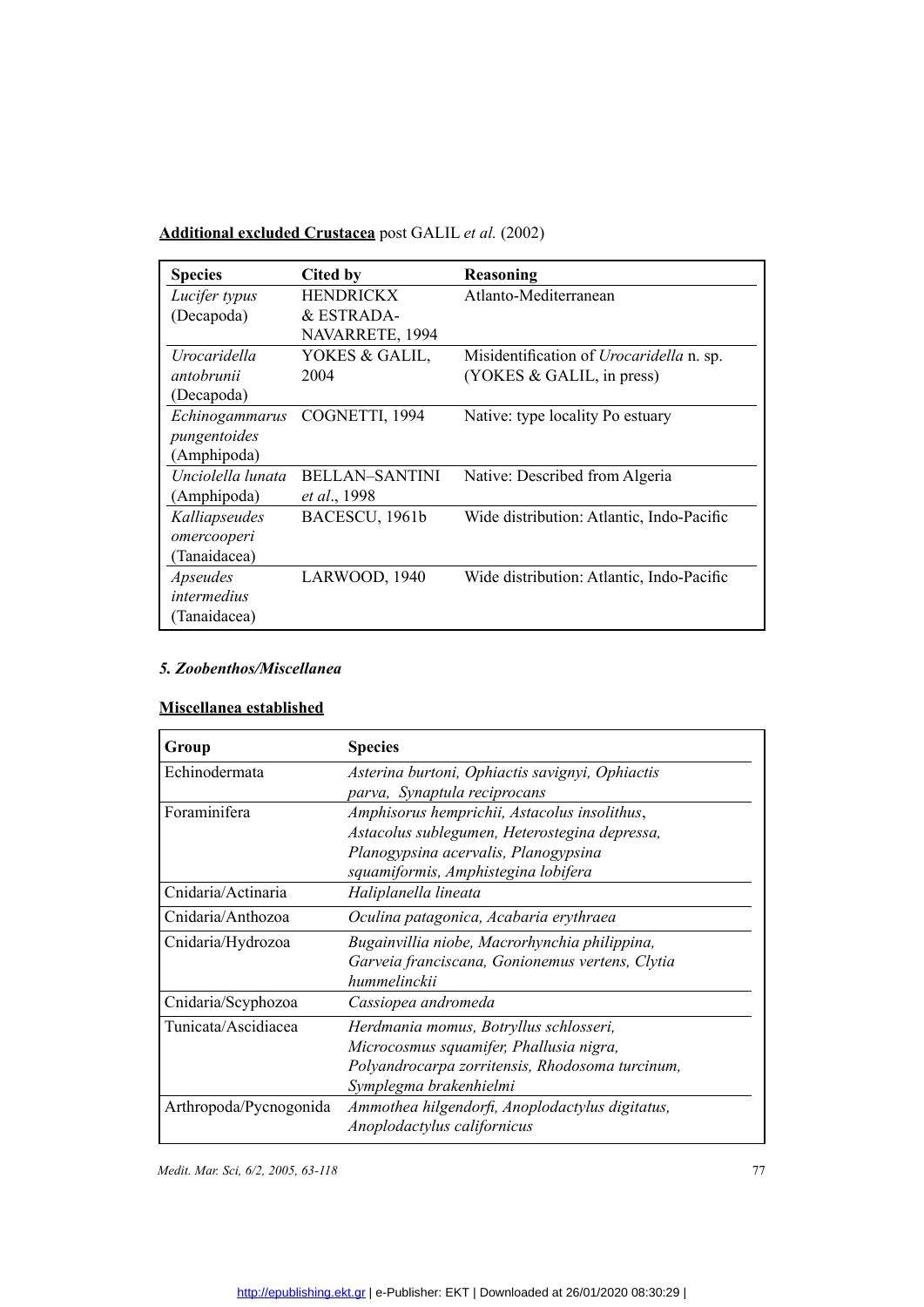**Additional excluded Crustacea** post GALIL *et al.* (2002)

| Species | Cited by | Reasoning |
|---|---|---|
| *Lucifer typus* (Decapoda) | HENDRICKX & ESTRADA-NAVARRETE, 1994 | Atlanto-Mediterranean |
| *Urocaridella antobrunii* (Decapoda) | YOKES & GALIL, 2004 | Misidentification of *Urocaridella* n. sp. (YOKES & GALIL, in press) |
| *Echinogammarus pungentoides* (Amphipoda) | COGNETTI, 1994 | Native: type locality Po estuary |
| *Unciolella lunata* (Amphipoda) | BELLAN–SANTINI *et al*., 1998 | Native: Described from Algeria |
| *Kalliapseudes omercooperi* (Tanaidacea) | BACESCU, 1961b | Wide distribution: Atlantic, Indo-Pacific |
| *Apseudes intermedius* (Tanaidacea) | LARWOOD, 1940 | Wide distribution: Atlantic, Indo-Pacific |

### *5. Zoobenthos/Miscellanea*

**Miscellanea established**

| Group | Species |
|---|---|
| Echinodermata | *Asterina burtoni, Ophiactis savignyi, Ophiactis parva, Synaptula reciprocans* |
| Foraminifera | *Amphisorus hemprichii, Astacolus insolithus, Astacolus sublegumen, Heterostegina depressa, Planogypsina acervalis, Planogypsina squamiformis, Amphistegina lobifera* |
| Cnidaria/Actinaria | *Haliplanella lineata* |
| Cnidaria/Anthozoa | *Oculina patagonica, Acabaria erythraea* |
| Cnidaria/Hydrozoa | *Bugainvillia niobe, Macrorhynchia philippina, Garveia franciscana, Gonionemus vertens, Clytia hummelinckii* |
| Cnidaria/Scyphozoa | *Cassiopea andromeda* |
| Tunicata/Ascidiacea | *Herdmania momus, Botryllus schlosseri, Microcosmus squamifer, Phallusia nigra, Polyandrocarpa zorritensis, Rhodosoma turcinum, Symplegma brakenhielmi* |
| Arthropoda/Pycnogonida | *Ammothea hilgendorfi, Anoplodactylus digitatus, Anoplodactylus californicus* |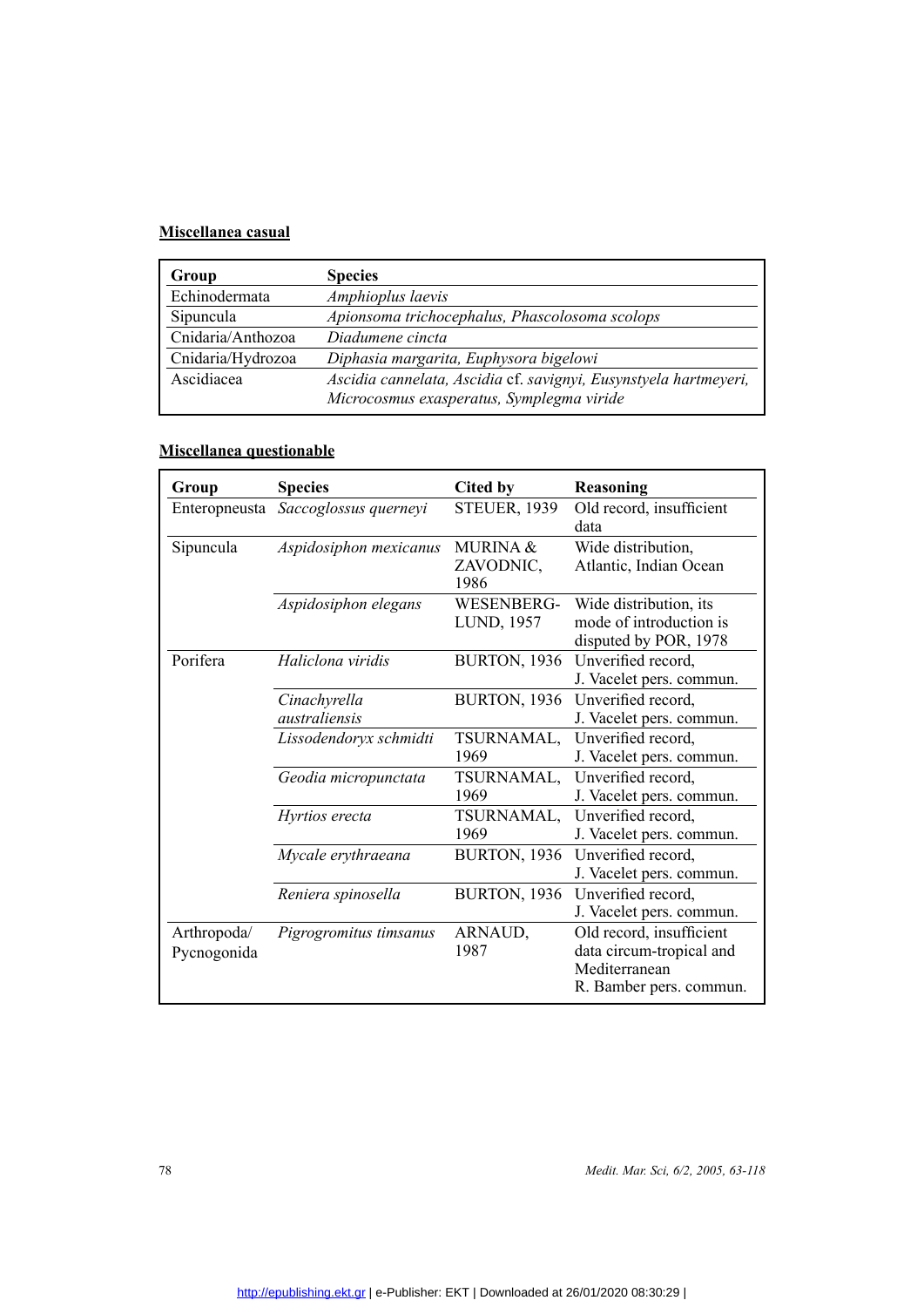**Miscellanea casual**

| Group | Species |
|---|---|
| Echinodermata | *Amphioplus laevis* |
| Sipuncula | *Apionsoma trichocephalus, Phascolosoma scolops* |
| Cnidaria/Anthozoa | *Diadumene cincta* |
| Cnidaria/Hydrozoa | *Diphasia margarita, Euphysora bigelowi* |
| Ascidiacea | *Ascidia cannelata, Ascidia* cf. *savignyi, Eusynstyela hartmeyeri, Microcosmus exasperatus, Symplegma viride* |

**Miscellanea questionable**

| Group | Species | Cited by | Reasoning |
|---|---|---|---|
| Enteropneusta | *Saccoglossus querneyi* | STEUER, 1939 | Old record, insufficient data |
| Sipuncula | *Aspidosiphon mexicanus* | MURINA & ZAVODNIC, 1986 | Wide distribution, Atlantic, Indian Ocean |
| | *Aspidosiphon elegans* | WESENBERG-LUND, 1957 | Wide distribution, its mode of introduction is disputed by POR, 1978 |
| Porifera | *Haliclona viridis* | BURTON, 1936 | Unverified record, J. Vacelet pers. commun. |
| | *Cinachyrella australiensis* | BURTON, 1936 | Unverified record, J. Vacelet pers. commun. |
| | *Lissodendoryx schmidti* | TSURNAMAL, 1969 | Unverified record, J. Vacelet pers. commun. |
| | *Geodia micropunctata* | TSURNAMAL, 1969 | Unverified record, J. Vacelet pers. commun. |
| | *Hyrtios erecta* | TSURNAMAL, 1969 | Unverified record, J. Vacelet pers. commun. |
| | *Mycale erythraeana* | BURTON, 1936 | Unverified record, J. Vacelet pers. commun. |
| | *Reniera spinosella* | BURTON, 1936 | Unverified record, J. Vacelet pers. commun. |
| Arthropoda/ Pycnogonida | *Pigrogromitus timsanus* | ARNAUD, 1987 | Old record, insufficient data circum-tropical and Mediterranean R. Bamber pers. commun. |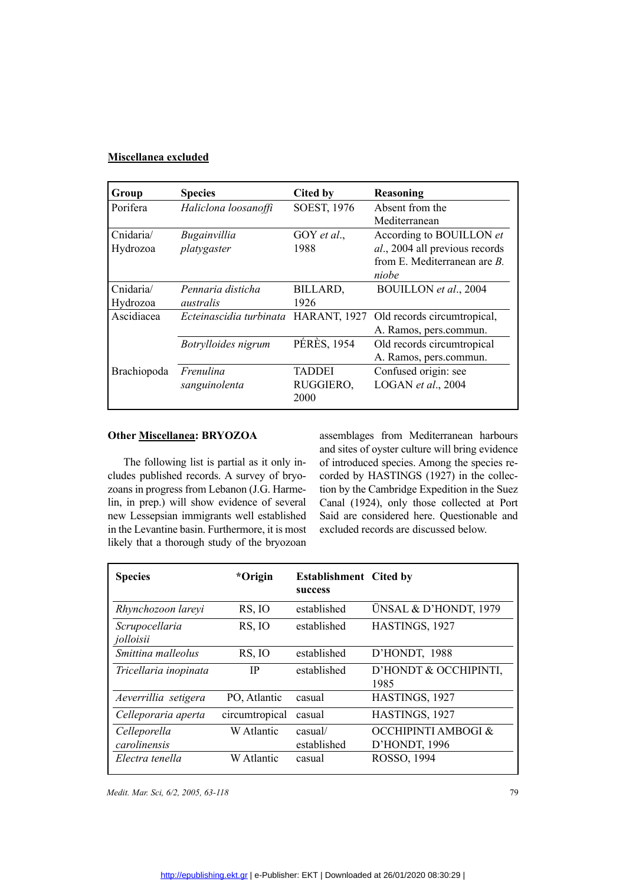**Miscellanea excluded**

| Group | Species | Cited by | Reasoning |
|---|---|---|---|
| Porifera | *Haliclona loosanoffi* | SOEST, 1976 | Absent from the Mediterranean |
| Cnidaria/ Hydrozoa | *Bugainvillia platygaster* | GOY *et al*., 1988 | According to BOUILLON *et al*., 2004 all previous records from E. Mediterranean are *B. niobe* |
| Cnidaria/ Hydrozoa | *Pennaria disticha australis* | BILLARD, 1926 | BOUILLON *et al*., 2004 |
| Ascidiacea | *Ecteinascidia turbinata* | HARANT, 1927 | Old records circumtropical, A. Ramos, pers.commun. |
| | *Botrylloides nigrum* | PÉRÈS, 1954 | Old records circumtropical A. Ramos, pers.commun. |
| Brachiopoda | *Frenulina sanguinolenta* | TADDEI RUGGIERO, 2000 | Confused origin: see LOGAN *et al*., 2004 |

**Other Miscellanea: BRYOZOA**

The following list is partial as it only includes published records. A survey of bryozoans in progress from Lebanon (J.G. Harmelin, in prep.) will show evidence of several new Lessepsian immigrants well established in the Levantine basin. Furthermore, it is most likely that a thorough study of the bryozoan assemblages from Mediterranean harbours and sites of oyster culture will bring evidence of introduced species. Among the species recorded by HASTINGS (1927) in the collection by the Cambridge Expedition in the Suez Canal (1924), only those collected at Port Said are considered here. Questionable and excluded records are discussed below.

| Species | *Origin | Establishment success | Cited by |
|---|---|---|---|
| *Rhynchozoon lareyi* | RS, IO | established | ÜNSAL & D'HONDT, 1979 |
| *Scrupocellaria jolloisii* | RS, IO | established | HASTINGS, 1927 |
| *Smittina malleolus* | RS, IO | established | D'HONDT, 1988 |
| *Tricellaria inopinata* | IP | established | D'HONDT & OCCHIPINTI, 1985 |
| *Aeverrillia setigera* | PO, Atlantic | casual | HASTINGS, 1927 |
| *Celleporaria aperta* | circumtropical | casual | HASTINGS, 1927 |
| *Celleporella carolinensis* | W Atlantic | casual/ established | OCCHIPINTI AMBOGI & D'HONDT, 1996 |
| *Electra tenella* | W Atlantic | casual | ROSSO, 1994 |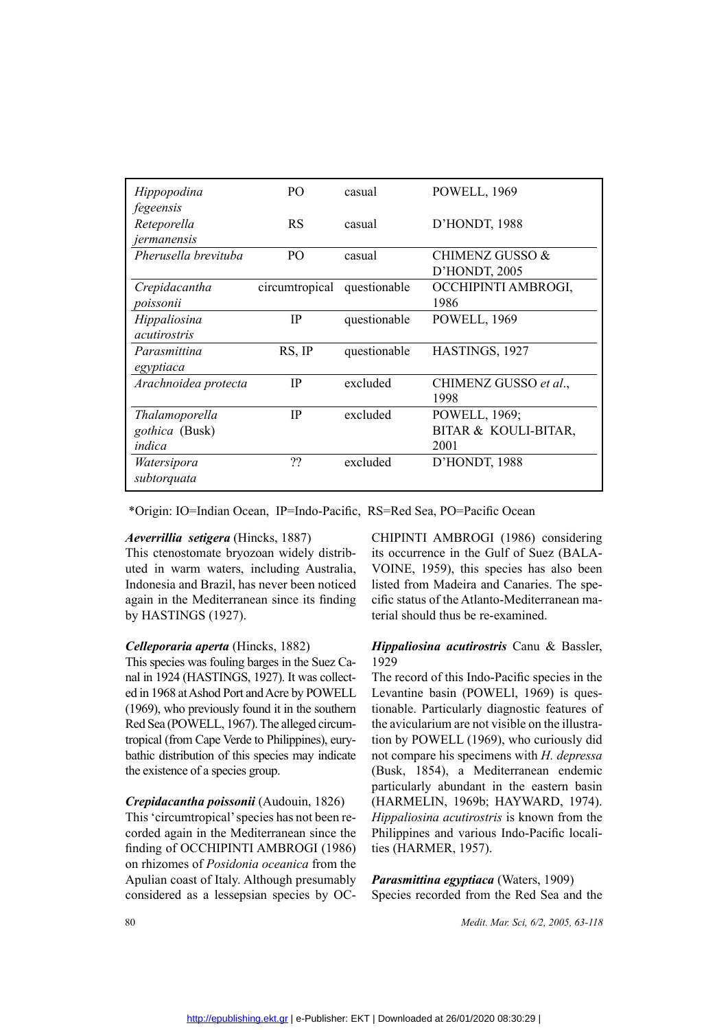| | | | |
|---|---|---|---|
| *Hippopodina fegeensis* | PO | casual | POWELL, 1969 |
| *Reteporella jermanensis* | RS | casual | D'HONDT, 1988 |
| *Pherusella brevituba* | PO | casual | CHIMENZ GUSSO & D'HONDT, 2005 |
| *Crepidacantha poissonii* | circumtropical | questionable | OCCHIPINTI AMBROGI, 1986 |
| *Hippaliosina acutirostris* | IP | questionable | POWELL, 1969 |
| *Parasmittina egyptiaca* | RS, IP | questionable | HASTINGS, 1927 |
| *Arachnoidea protecta* | IP | excluded | CHIMENZ GUSSO *et al*., 1998 |
| *Thalamoporella gothica* (Busk) *indica* | IP | excluded | POWELL, 1969; BITAR & KOULI-BITAR, 2001 |
| *Watersipora subtorquata* | ?? | excluded | D'HONDT, 1988 |

*Origin: IO=Indian Ocean, IP=Indo-Pacific, RS=Red Sea, PO=Pacific Ocean

***Aeverrillia setigera*** (Hincks, 1887)
This ctenostomate bryozoan widely distributed in warm waters, including Australia, Indonesia and Brazil, has never been noticed again in the Mediterranean since its finding by HASTINGS (1927).

***Celleporaria aperta*** (Hincks, 1882)
This species was fouling barges in the Suez Canal in 1924 (HASTINGS, 1927). It was collected in 1968 at Ashod Port and Acre by POWELL (1969), who previously found it in the southern Red Sea (POWELL, 1967). The alleged circumtropical (from Cape Verde to Philippines), eurybathic distribution of this species may indicate the existence of a species group.

***Crepidacantha poissonii*** (Audouin, 1826)
This 'circumtropical' species has not been recorded again in the Mediterranean since the finding of OCCHIPINTI AMBROGI (1986) on rhizomes of *Posidonia oceanica* from the Apulian coast of Italy. Although presumably considered as a lessepsian species by OCCHIPINTI AMBROGI (1986) considering its occurrence in the Gulf of Suez (BALAVOINE, 1959), this species has also been listed from Madeira and Canaries. The specific status of the Atlanto-Mediterranean material should thus be re-examined.

***Hippaliosina acutirostris*** Canu & Bassler, 1929
The record of this Indo-Pacific species in the Levantine basin (POWELl, 1969) is questionable. Particularly diagnostic features of the avicularium are not visible on the illustration by POWELL (1969), who curiously did not compare his specimens with *H. depressa* (Busk, 1854), a Mediterranean endemic particularly abundant in the eastern basin (HARMELIN, 1969b; HAYWARD, 1974). *Hippaliosina acutirostris* is known from the Philippines and various Indo-Pacific localities (HARMER, 1957).

***Parasmittina egyptiaca*** (Waters, 1909)
Species recorded from the Red Sea and the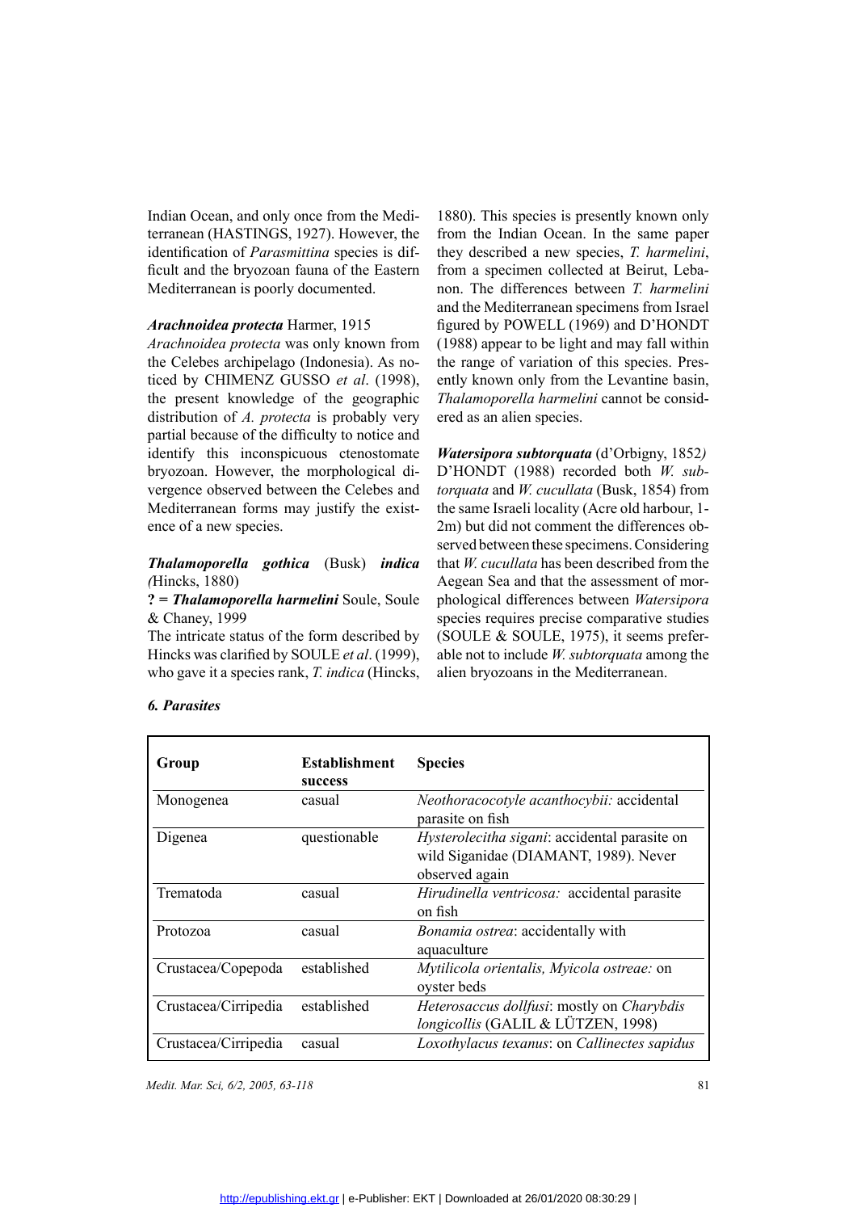Indian Ocean, and only once from the Mediterranean (HASTINGS, 1927). However, the identification of *Parasmittina* species is difficult and the bryozoan fauna of the Eastern Mediterranean is poorly documented.

***Arachnoidea protecta*** Harmer, 1915
*Arachnoidea protecta* was only known from the Celebes archipelago (Indonesia). As noticed by CHIMENZ GUSSO *et al*. (1998), the present knowledge of the geographic distribution of *A. protecta* is probably very partial because of the difficulty to notice and identify this inconspicuous ctenostomate bryozoan. However, the morphological divergence observed between the Celebes and Mediterranean forms may justify the existence of a new species.

***Thalamoporella gothica*** (Busk) ***indica*** *(*Hincks, 1880)
**? = *Thalamoporella harmelini*** Soule, Soule & Chaney, 1999
The intricate status of the form described by Hincks was clarified by SOULE *et al*. (1999), who gave it a species rank, *T. indica* (Hincks, 1880). This species is presently known only from the Indian Ocean. In the same paper they described a new species, *T. harmelini*, from a specimen collected at Beirut, Lebanon. The differences between *T. harmelini* and the Mediterranean specimens from Israel figured by POWELL (1969) and D'HONDT (1988) appear to be light and may fall within the range of variation of this species. Presently known only from the Levantine basin, *Thalamoporella harmelini* cannot be considered as an alien species.

***Watersipora subtorquata*** (d'Orbigny, 1852*)*
D'HONDT (1988) recorded both *W. subtorquata* and *W. cucullata* (Busk, 1854) from the same Israeli locality (Acre old harbour, 1-2m) but did not comment the differences observed between these specimens. Considering that *W. cucullata* has been described from the Aegean Sea and that the assessment of morphological differences between *Watersipora* species requires precise comparative studies (SOULE & SOULE, 1975), it seems preferable not to include *W. subtorquata* among the alien bryozoans in the Mediterranean.

### *6. Parasites*

| Group | Establishment success | Species |
|---|---|---|
| Monogenea | casual | *Neothoracocotyle acanthocybii:* accidental parasite on fish |
| Digenea | questionable | *Hysterolecitha sigani*: accidental parasite on wild Siganidae (DIAMANT, 1989). Never observed again |
| Trematoda | casual | *Hirudinella ventricosa:* accidental parasite on fish |
| Protozoa | casual | *Bonamia ostrea*: accidentally with aquaculture |
| Crustacea/Copepoda | established | *Mytilicola orientalis, Myicola ostreae:* on oyster beds |
| Crustacea/Cirripedia | established | *Heterosaccus dollfusi*: mostly on *Charybdis longicollis* (GALIL & LÜTZEN, 1998) |
| Crustacea/Cirripedia | casual | *Loxothylacus texanus*: on *Callinectes sapidus* |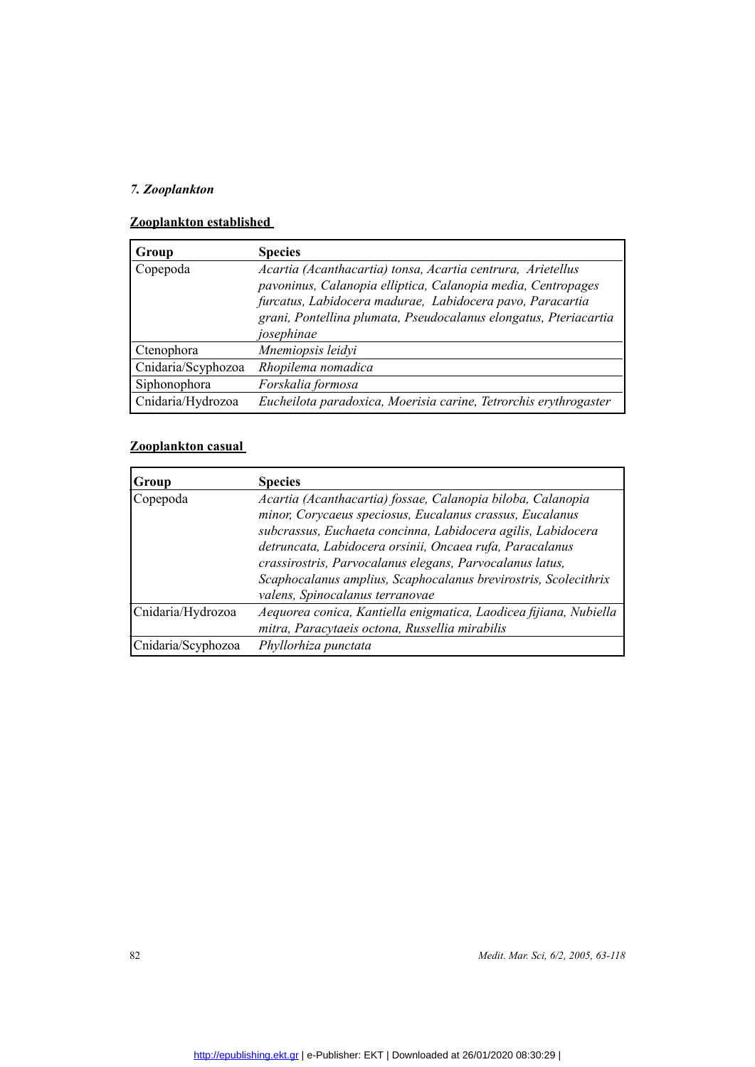### *7. Zooplankton*

**Zooplankton established**

| Group | Species |
|---|---|
| Copepoda | *Acartia (Acanthacartia) tonsa, Acartia centrura, Arietellus pavoninus, Calanopia elliptica, Calanopia media, Centropages furcatus, Labidocera madurae, Labidocera pavo, Paracartia grani, Pontellina plumata, Pseudocalanus elongatus, Pteriacartia josephinae* |
| Ctenophora | *Mnemiopsis leidyi* |
| Cnidaria/Scyphozoa | *Rhopilema nomadica* |
| Siphonophora | *Forskalia formosa* |
| Cnidaria/Hydrozoa | *Eucheilota paradoxica, Moerisia carine, Tetrorchis erythrogaster* |

**Zooplankton casual**

| Group | Species |
|---|---|
| Copepoda | *Acartia (Acanthacartia) fossae, Calanopia biloba, Calanopia minor, Corycaeus speciosus, Eucalanus crassus, Eucalanus subcrassus, Euchaeta concinna, Labidocera agilis, Labidocera detruncata, Labidocera orsinii, Oncaea rufa, Paracalanus crassirostris, Parvocalanus elegans, Parvocalanus latus, Scaphocalanus amplius, Scaphocalanus brevirostris, Scolecithrix valens, Spinocalanus terranovae* |
| Cnidaria/Hydrozoa | *Aequorea conica, Kantiella enigmatica, Laodicea fijiana, Nubiella mitra, Paracytaeis octona, Russellia mirabilis* |
| Cnidaria/Scyphozoa | *Phyllorhiza punctata* |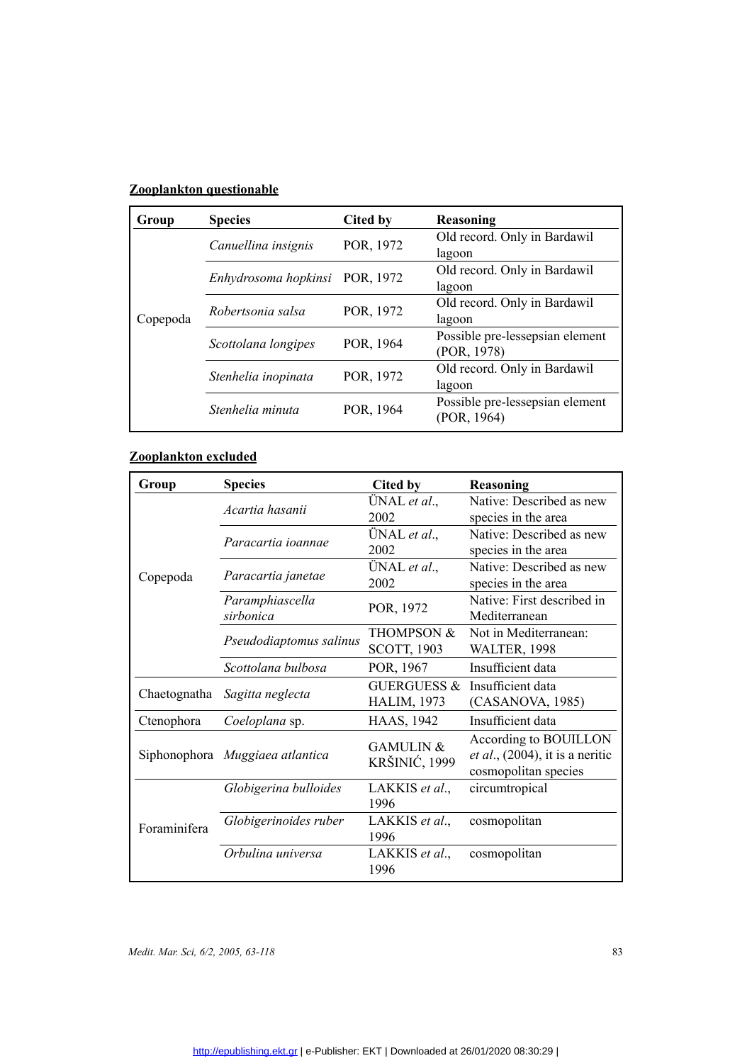**Zooplankton questionable**

| Group | Species | Cited by | Reasoning |
|---|---|---|---|
| Copepoda | *Canuellina insignis* | POR, 1972 | Old record. Only in Bardawil lagoon |
| | *Enhydrosoma hopkinsi* | POR, 1972 | Old record. Only in Bardawil lagoon |
| | *Robertsonia salsa* | POR, 1972 | Old record. Only in Bardawil lagoon |
| | *Scottolana longipes* | POR, 1964 | Possible pre-lessepsian element (POR, 1978) |
| | *Stenhelia inopinata* | POR, 1972 | Old record. Only in Bardawil lagoon |
| | *Stenhelia minuta* | POR, 1964 | Possible pre-lessepsian element (POR, 1964) |

**Zooplankton excluded**

| Group | Species | Cited by | Reasoning |
|---|---|---|---|
| Copepoda | *Acartia hasanii* | ÜNAL *et al*., 2002 | Native: Described as new species in the area |
| | *Paracartia ioannae* | ÜNAL *et al*., 2002 | Native: Described as new species in the area |
| | *Paracartia janetae* | ÜNAL *et al*., 2002 | Native: Described as new species in the area |
| | *Paramphiascella sirbonica* | POR, 1972 | Native: First described in Mediterranean |
| | *Pseudodiaptomus salinus* | THOMPSON & SCOTT, 1903 | Not in Mediterranean: WALTER, 1998 |
| | *Scottolana bulbosa* | POR, 1967 | Insufficient data |
| Chaetognatha | *Sagitta neglecta* | GUERGUESS & HALIM, 1973 | Insufficient data (CASANOVA, 1985) |
| Ctenophora | *Coeloplana* sp. | HAAS, 1942 | Insufficient data |
| Siphonophora | *Muggiaea atlantica* | GAMULIN & KRŠINIĆ, 1999 | According to BOUILLON *et al*., (2004), it is a neritic cosmopolitan species |
| Foraminifera | *Globigerina bulloides* | LAKKIS *et al*., 1996 | circumtropical |
| | *Globigerinoides ruber* | LAKKIS *et al*., 1996 | cosmopolitan |
| | *Orbulina universa* | LAKKIS *et al*., 1996 | cosmopolitan |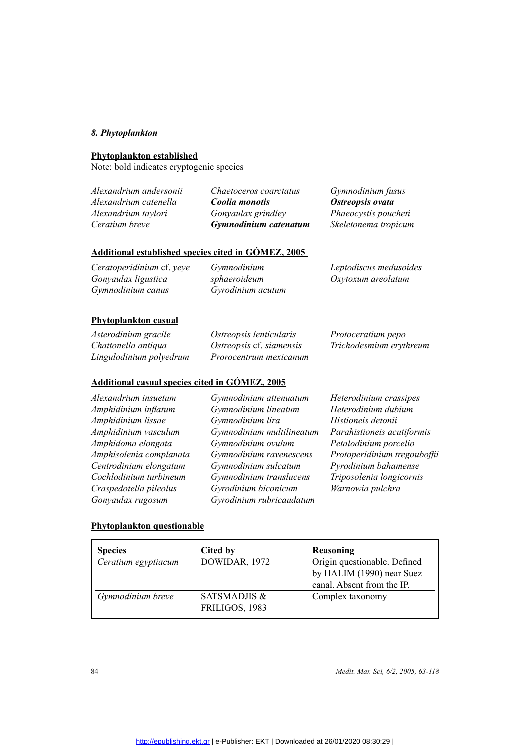### *8. Phytoplankton*

**Phytoplankton established**

Note: bold indicates cryptogenic species

*Alexandrium andersonii*
*Alexandrium catenella*
*Alexandrium taylori*
*Ceratium breve*
*Chaetoceros coarctatus*
***Coolia monotis***
*Gonyaulax grindley*
***Gymnodinium catenatum***
*Gymnodinium fusus*
***Ostreopsis ovata***
*Phaeocystis poucheti*
*Skeletonema tropicum*

**Additional established species cited in GÓMEZ, 2005**

*Ceratoperidinium* cf. *yeye*
*Gonyaulax ligustica*
*Gymnodinium canus*
*Gymnodinium sphaeroideum*
*Gyrodinium acutum*
*Leptodiscus medusoides*
*Oxytoxum areolatum*

**Phytoplankton casual**

*Asterodinium gracile*
*Chattonella antiqua*
*Lingulodinium polyedrum*
*Ostreopsis lenticularis*
*Ostreopsis* cf. *siamensis*
*Prorocentrum mexicanum*
*Protoceratium pepo*
*Trichodesmium erythreum*

**Additional casual species cited in GÓMEZ, 2005**

*Alexandrium insuetum*
*Amphidinium inflatum*
*Amphidinium lissae*
*Amphidinium vasculum*
*Amphidoma elongata*
*Amphisolenia complanata*
*Centrodinium elongatum*
*Cochlodinium turbineum*
*Craspedotella pileolus*
*Gonyaulax rugosum*
*Gymnodinium attenuatum*
*Gymnodinium lineatum*
*Gymnodinium lira*
*Gymnodinium multilineatum*
*Gymnodinium ovulum*
*Gymnodinium ravenescens*
*Gymnodinium sulcatum*
*Gymnodinium translucens*
*Gyrodinium biconicum*
*Gyrodinium rubricaudatum*
*Heterodinium crassipes*
*Heterodinium dubium*
*Histioneis detonii*
*Parahistioneis acutiformis*
*Petalodinium porcelio*
*Protoperidinium tregouboffii*
*Pyrodinium bahamense*
*Triposolenia longicornis*
*Warnowia pulchra*

**Phytoplankton questionable**

| Species | Cited by | Reasoning |
|---|---|---|
| *Ceratium egyptiacum* | DOWIDAR, 1972 | Origin questionable. Defined by HALIM (1990) near Suez canal. Absent from the IP. |
| *Gymnodinium breve* | SATSMADJIS & FRILIGOS, 1983 | Complex taxonomy |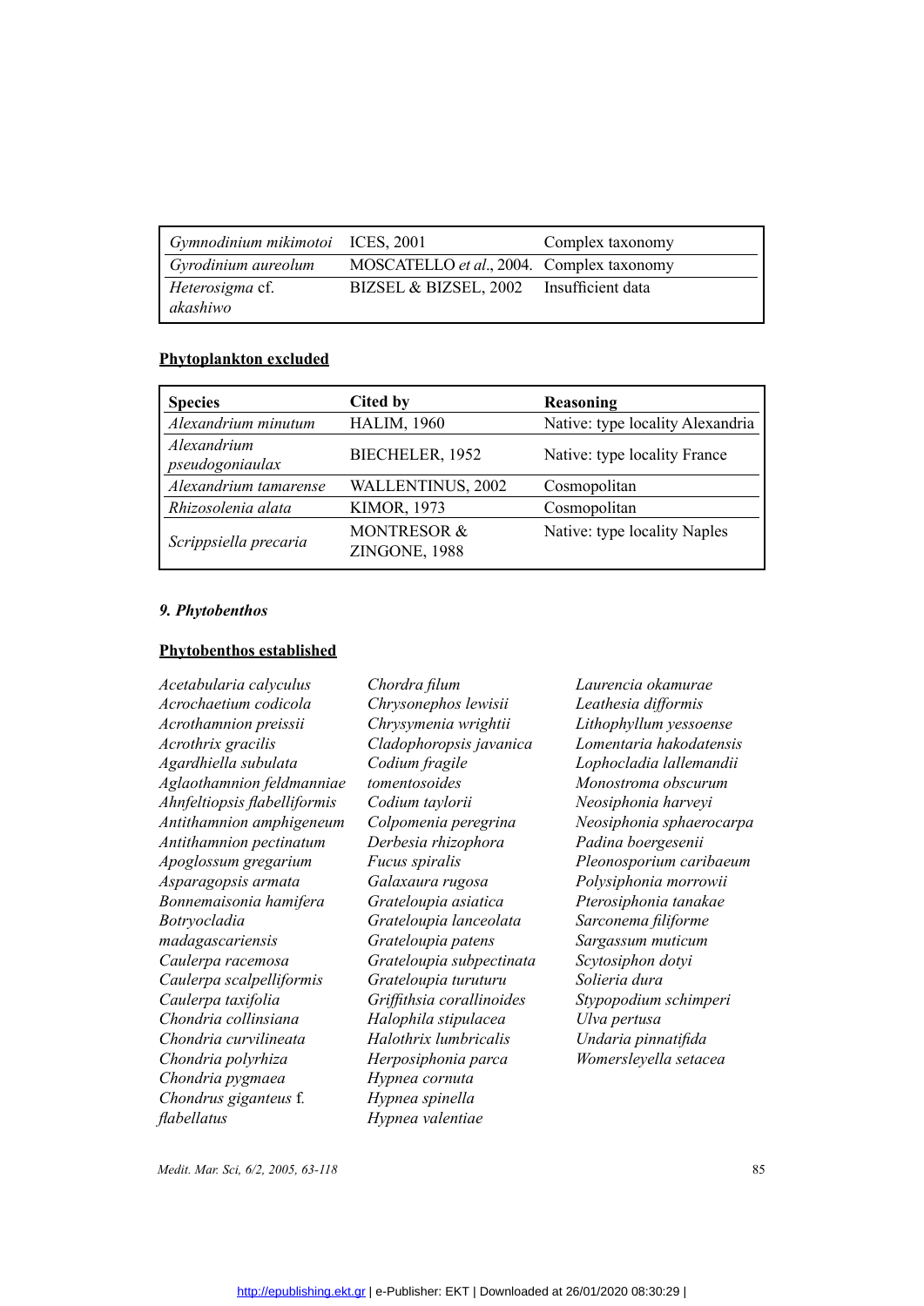| | | |
|---|---|---|
| *Gymnodinium mikimotoi* | ICES, 2001 | Complex taxonomy |
| *Gyrodinium aureolum* | MOSCATELLO *et al*., 2004. | Complex taxonomy |
| *Heterosigma* cf. *akashiwo* | BIZSEL & BIZSEL, 2002 | Insufficient data |

**Phytoplankton excluded**

| Species | Cited by | Reasoning |
|---|---|---|
| *Alexandrium minutum* | HALIM, 1960 | Native: type locality Alexandria |
| *Alexandrium pseudogoniaulax* | BIECHELER, 1952 | Native: type locality France |
| *Alexandrium tamarense* | WALLENTINUS, 2002 | Cosmopolitan |
| *Rhizosolenia alata* | KIMOR, 1973 | Cosmopolitan |
| *Scrippsiella precaria* | MONTRESOR & ZINGONE, 1988 | Native: type locality Naples |

### *9. Phytobenthos*

**Phytobenthos established**

*Acetabularia calyculus*
*Acrochaetium codicola*
*Acrothamnion preissii*
*Acrothrix gracilis*
*Agardhiella subulata*
*Aglaothamnion feldmanniae*
*Ahnfeltiopsis flabelliformis*
*Antithamnion amphigeneum*
*Antithamnion pectinatum*
*Apoglossum gregarium*
*Asparagopsis armata*
*Bonnemaisonia hamifera*
*Botryocladia madagascariensis*
*Caulerpa racemosa*
*Caulerpa scalpelliformis*
*Caulerpa taxifolia*
*Chondria collinsiana*
*Chondria curvilineata*
*Chondria polyrhiza*
*Chondria pygmaea*
*Chondrus giganteus* f. *flabellatus*
*Chordra filum*
*Chrysonephos lewisii*
*Chrysymenia wrightii*
*Cladophoropsis javanica*
*Codium fragile tomentosoides*
*Codium taylorii*
*Colpomenia peregrina*
*Derbesia rhizophora*
*Fucus spiralis*
*Galaxaura rugosa*
*Grateloupia asiatica*
*Grateloupia lanceolata*
*Grateloupia patens*
*Grateloupia subpectinata*
*Grateloupia turuturu*
*Griffithsia corallinoides*
*Halophila stipulacea*
*Halothrix lumbricalis*
*Herposiphonia parca*
*Hypnea cornuta*
*Hypnea spinella*
*Hypnea valentiae*
*Laurencia okamurae*
*Leathesia difformis*
*Lithophyllum yessoense*
*Lomentaria hakodatensis*
*Lophocladia lallemandii*
*Monostroma obscurum*
*Neosiphonia harveyi*
*Neosiphonia sphaerocarpa*
*Padina boergesenii*
*Pleonosporium caribaeum*
*Polysiphonia morrowii*
*Pterosiphonia tanakae*
*Sarconema filiforme*
*Sargassum muticum*
*Scytosiphon dotyi*
*Solieria dura*
*Stypopodium schimperi*
*Ulva pertusa*
*Undaria pinnatifida*
*Womersleyella setacea*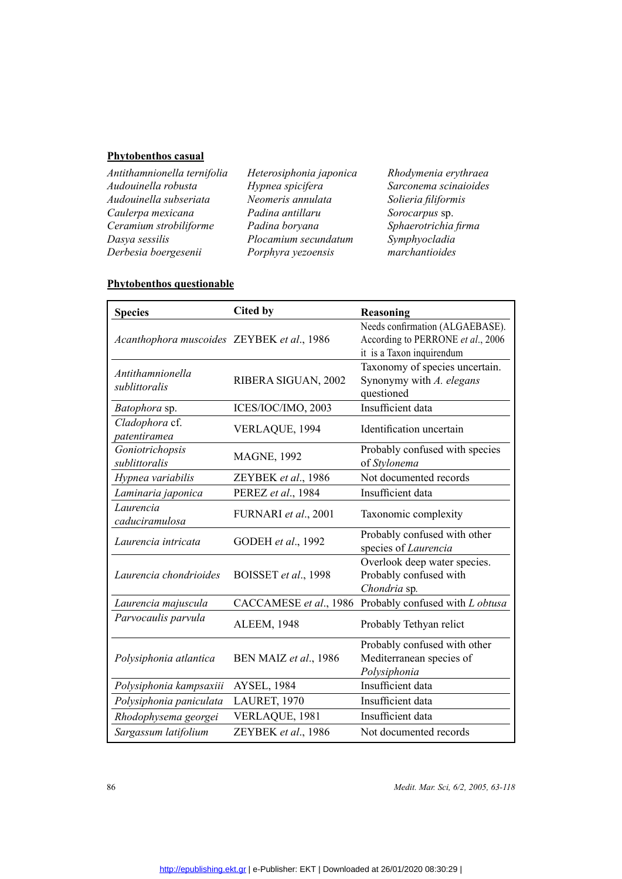**Phytobenthos casual**

*Antithamnionella ternifolia*
*Audouinella robusta*
*Audouinella subseriata*
*Caulerpa mexicana*
*Ceramium strobiliforme*
*Dasya sessilis*
*Derbesia boergesenii*
*Heterosiphonia japonica*
*Hypnea spicifera*
*Neomeris annulata*
*Padina antillaru*
*Padina boryana*
*Plocamium secundatum*
*Porphyra yezoensis*
*Rhodymenia erythraea*
*Sarconema scinaioides*
*Solieria filiformis*
*Sorocarpus* sp.
*Sphaerotrichia firma*
*Symphyocladia marchantioides*

**Phytobenthos questionable**

| Species | Cited by | Reasoning |
|---|---|---|
| *Acanthophora muscoides* | ZEYBEK *et al*., 1986 | Needs confirmation (ALGAEBASE). According to PERRONE *et al*., 2006 it is a Taxon inquirendum |
| *Antithamnionella sublittoralis* | RIBERA SIGUAN, 2002 | Taxonomy of species uncertain. Synonymy with *A. elegans* questioned |
| *Batophora* sp. | ICES/IOC/IMO, 2003 | Insufficient data |
| *Cladophora* cf. *patentiramea* | VERLAQUE, 1994 | Identification uncertain |
| *Goniotrichopsis sublittoralis* | MAGNE, 1992 | Probably confused with species of *Stylonema* |
| *Hypnea variabilis* | ZEYBEK *et al*., 1986 | Not documented records |
| *Laminaria japonica* | PEREZ *et al*., 1984 | Insufficient data |
| *Laurencia caduciramulosa* | FURNARI *et al*., 2001 | Taxonomic complexity |
| *Laurencia intricata* | GODEH *et al*., 1992 | Probably confused with other species of *Laurencia* |
| *Laurencia chondrioides* | BOISSET *et al*., 1998 | Overlook deep water species. Probably confused with *Chondria* sp. |
| *Laurencia majuscula* | CACCAMESE *et al*., 1986 | Probably confused with *L obtusa* |
| *Parvocaulis parvula* | ALEEM, 1948 | Probably Tethyan relict |
| *Polysiphonia atlantica* | BEN MAIZ *et al*., 1986 | Probably confused with other Mediterranean species of *Polysiphonia* |
| *Polysiphonia kampsaxiii* | AYSEL, 1984 | Insufficient data |
| *Polysiphonia paniculata* | LAURET, 1970 | Insufficient data |
| *Rhodophysema georgei* | VERLAQUE, 1981 | Insufficient data |
| *Sargassum latifolium* | ZEYBEK *et al*., 1986 | Not documented records |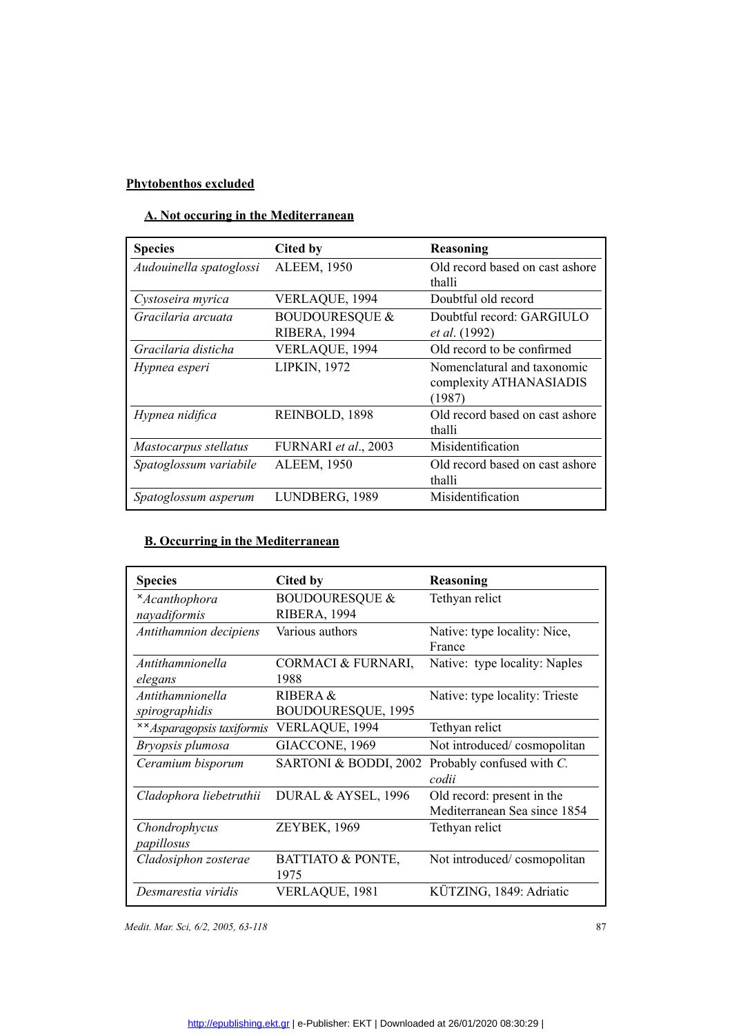**Phytobenthos excluded**

**A. Not occuring in the Mediterranean**

| Species | Cited by | Reasoning |
|---|---|---|
| *Audouinella spatoglossi* | ALEEM, 1950 | Old record based on cast ashore thalli |
| *Cystoseira myrica* | VERLAQUE, 1994 | Doubtful old record |
| *Gracilaria arcuata* | BOUDOURESQUE & RIBERA, 1994 | Doubtful record: GARGIULO *et al*. (1992) |
| *Gracilaria disticha* | VERLAQUE, 1994 | Old record to be confirmed |
| *Hypnea esperi* | LIPKIN, 1972 | Nomenclatural and taxonomic complexity ATHANASIADIS (1987) |
| *Hypnea nidifica* | REINBOLD, 1898 | Old record based on cast ashore thalli |
| *Mastocarpus stellatus* | FURNARI *et al*., 2003 | Misidentification |
| *Spatoglossum variabile* | ALEEM, 1950 | Old record based on cast ashore thalli |
| *Spatoglossum asperum* | LUNDBERG, 1989 | Misidentification |

**B. Occurring in the Mediterranean**

| Species | Cited by | Reasoning |
|---|---|---|
| ×*Acanthophora nayadiformis* | BOUDOURESQUE & RIBERA, 1994 | Tethyan relict |
| *Antithamnion decipiens* | Various authors | Native: type locality: Nice, France |
| *Antithamnionella elegans* | CORMACI & FURNARI, 1988 | Native: type locality: Naples |
| *Antithamnionella spirographidis* | RIBERA & BOUDOURESQUE, 1995 | Native: type locality: Trieste |
| ××*Asparagopsis taxiformis* | VERLAQUE, 1994 | Tethyan relict |
| *Bryopsis plumosa* | GIACCONE, 1969 | Not introduced/ cosmopolitan |
| *Ceramium bisporum* | SARTONI & BODDI, 2002 | Probably confused with *C. codii* |
| *Cladophora liebetruthii* | DURAL & AYSEL, 1996 | Old record: present in the Mediterranean Sea since 1854 |
| *Chondrophycus papillosus* | ZEYBEK, 1969 | Tethyan relict |
| *Cladosiphon zosterae* | BATTIATO & PONTE, 1975 | Not introduced/ cosmopolitan |
| *Desmarestia viridis* | VERLAQUE, 1981 | KÜTZING, 1849: Adriatic |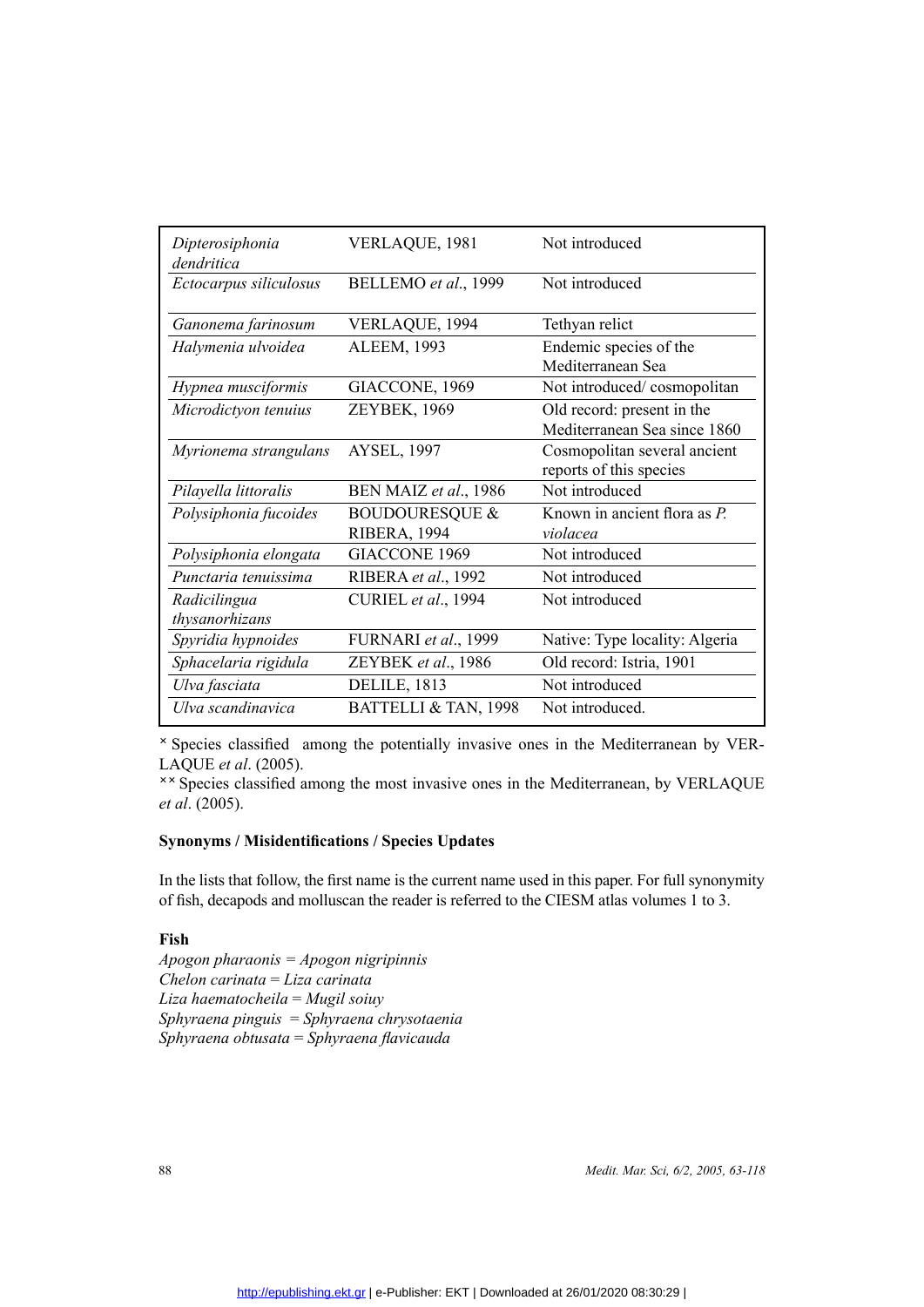| | | |
|---|---|---|
| *Dipterosiphonia dendritica* | VERLAQUE, 1981 | Not introduced |
| *Ectocarpus siliculosus* | BELLEMO *et al*., 1999 | Not introduced |
| *Ganonema farinosum* | VERLAQUE, 1994 | Tethyan relict |
| *Halymenia ulvoidea* | ALEEM, 1993 | Endemic species of the Mediterranean Sea |
| *Hypnea musciformis* | GIACCONE, 1969 | Not introduced/ cosmopolitan |
| *Microdictyon tenuius* | ZEYBEK, 1969 | Old record: present in the Mediterranean Sea since 1860 |
| *Myrionema strangulans* | AYSEL, 1997 | Cosmopolitan several ancient reports of this species |
| *Pilayella littoralis* | BEN MAIZ *et al*., 1986 | Not introduced |
| *Polysiphonia fucoides* | BOUDOURESQUE & RIBERA, 1994 | Known in ancient flora as *P. violacea* |
| *Polysiphonia elongata* | GIACCONE 1969 | Not introduced |
| *Punctaria tenuissima* | RIBERA *et al*., 1992 | Not introduced |
| *Radicilingua thysanorhizans* | CURIEL *et al*., 1994 | Not introduced |
| *Spyridia hypnoides* | FURNARI *et al*., 1999 | Native: Type locality: Algeria |
| *Sphacelaria rigidula* | ZEYBEK *et al*., 1986 | Old record: Istria, 1901 |
| *Ulva fasciata* | DELILE, 1813 | Not introduced |
| *Ulva scandinavica* | BATTELLI & TAN, 1998 | Not introduced. |

× Species classified among the potentially invasive ones in the Mediterranean by VERLAQUE *et al*. (2005).

×× Species classified among the most invasive ones in the Mediterranean, by VERLAQUE *et al*. (2005).

**Synonyms / Misidentifications / Species Updates**

In the lists that follow, the first name is the current name used in this paper. For full synonymity of fish, decapods and molluscan the reader is referred to the CIESM atlas volumes 1 to 3.

**Fish**

*Apogon pharaonis = Apogon nigripinnis*
*Chelon carinata = Liza carinata*
*Liza haematocheila = Mugil soiuy*
*Sphyraena pinguis = Sphyraena chrysotaenia*
*Sphyraena obtusata = Sphyraena flavicauda*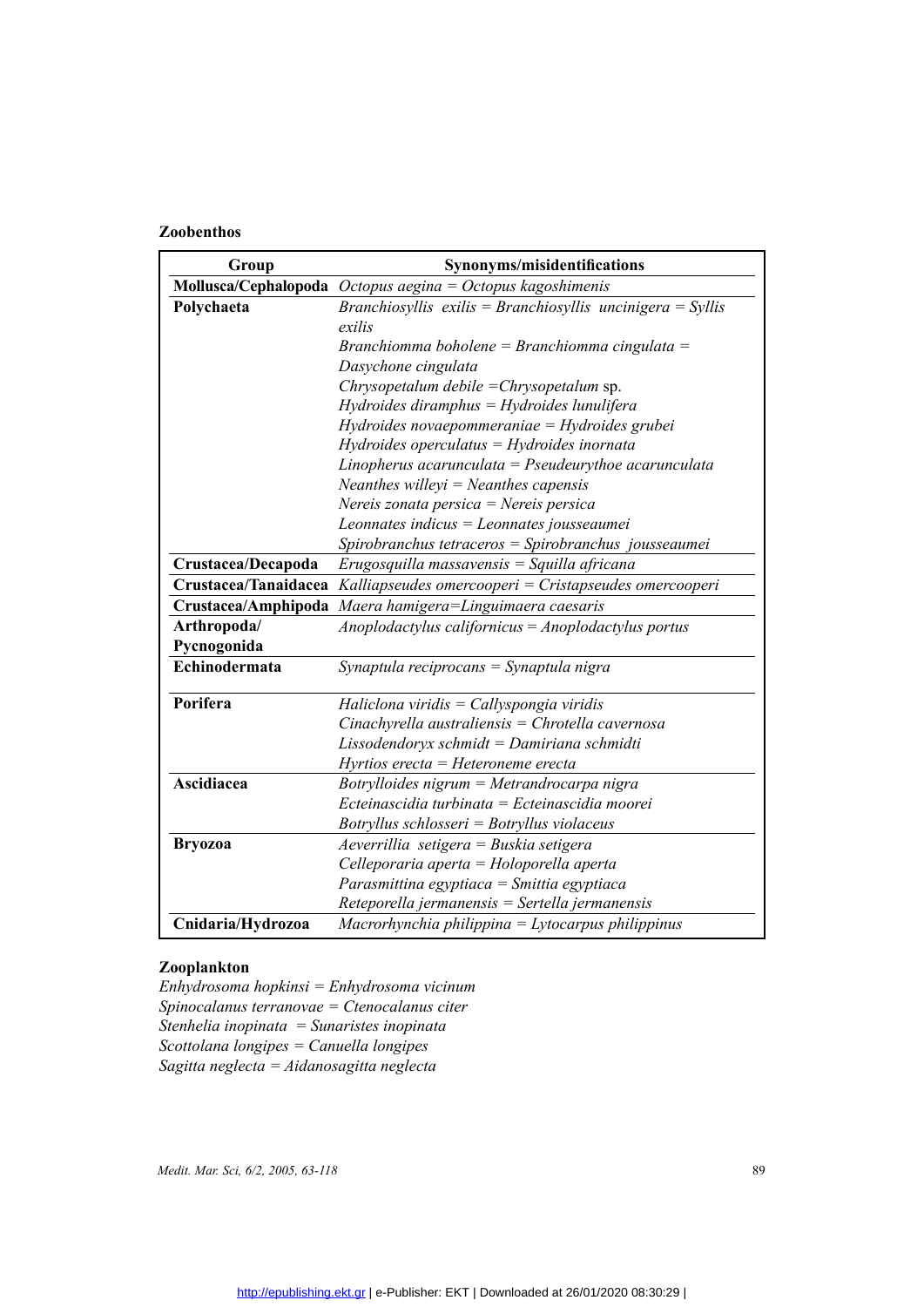**Zoobenthos**

| Group | Synonyms/misidentifications |
|---|---|
| **Mollusca/Cephalopoda** | *Octopus aegina = Octopus kagoshimenis* |
| **Polychaeta** | *Branchiosyllis exilis = Branchiosyllis uncinigera = Syllis exilis* |
| | *Branchiomma boholene = Branchiomma cingulata = Dasychone cingulata* |
| | *Chrysopetalum debile =Chrysopetalum* sp. |
| | *Hydroides diramphus = Hydroides lunulifera* |
| | *Hydroides novaepommeraniae = Hydroides grubei* |
| | *Hydroides operculatus = Hydroides inornata* |
| | *Linopherus acarunculata = Pseudeurythoe acarunculata* |
| | *Neanthes willeyi = Neanthes capensis* |
| | *Nereis zonata persica = Nereis persica* |
| | *Leonnates indicus = Leonnates jousseaumei* |
| | *Spirobranchus tetraceros = Spirobranchus jousseaumei* |
| **Crustacea/Decapoda** | *Erugosquilla massavensis = Squilla africana* |
| **Crustacea/Tanaidacea** | *Kalliapseudes omercooperi = Cristapseudes omercooperi* |
| **Crustacea/Amphipoda** | *Maera hamigera=Linguimaera caesaris* |
| **Arthropoda/ Pycnogonida** | *Anoplodactylus californicus = Anoplodactylus portus* |
| **Echinodermata** | *Synaptula reciprocans = Synaptula nigra* |
| **Porifera** | *Haliclona viridis = Callyspongia viridis* |
| | *Cinachyrella australiensis = Chrotella cavernosa* |
| | *Lissodendoryx schmidt = Damiriana schmidti* |
| | *Hyrtios erecta = Heteroneme erecta* |
| **Ascidiacea** | *Botrylloides nigrum = Metrandrocarpa nigra* |
| | *Ecteinascidia turbinata = Ecteinascidia moorei* |
| | *Botryllus schlosseri = Botryllus violaceus* |
| **Bryozoa** | *Aeverrillia setigera = Buskia setigera* |
| | *Celleporaria aperta = Holoporella aperta* |
| | *Parasmittina egyptiaca = Smittia egyptiaca* |
| | *Reteporella jermanensis = Sertella jermanensis* |
| **Cnidaria/Hydrozoa** | *Macrorhynchia philippina = Lytocarpus philippinus* |

**Zooplankton**

*Enhydrosoma hopkinsi = Enhydrosoma vicinum*
*Spinocalanus terranovae = Ctenocalanus citer*
*Stenhelia inopinata = Sunaristes inopinata*
*Scottolana longipes = Canuella longipes*
*Sagitta neglecta = Aidanosagitta neglecta*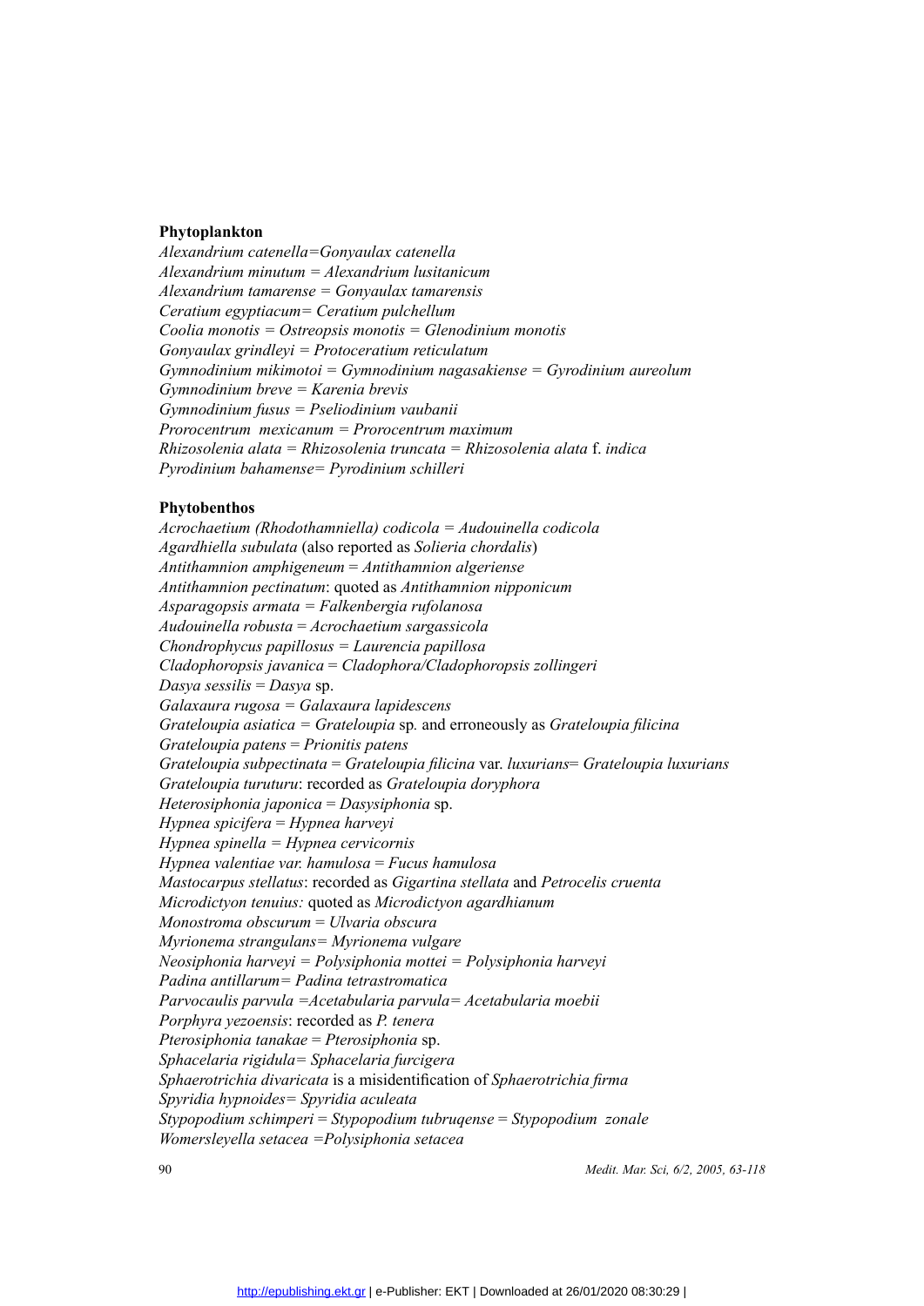**Phytoplankton**

*Alexandrium catenella=Gonyaulax catenella*
*Alexandrium minutum = Alexandrium lusitanicum*
*Alexandrium tamarense = Gonyaulax tamarensis*
*Ceratium egyptiacum= Ceratium pulchellum*
*Coolia monotis = Ostreopsis monotis = Glenodinium monotis*
*Gonyaulax grindleyi = Protoceratium reticulatum*
*Gymnodinium mikimotoi = Gymnodinium nagasakiense = Gyrodinium aureolum*
*Gymnodinium breve = Karenia brevis*
*Gymnodinium fusus = Pseliodinium vaubanii*
*Prorocentrum mexicanum = Prorocentrum maximum*
*Rhizosolenia alata = Rhizosolenia truncata = Rhizosolenia alata* f. *indica*
*Pyrodinium bahamense= Pyrodinium schilleri*

**Phytobenthos**

*Acrochaetium (Rhodothamniella) codicola = Audouinella codicola*
*Agardhiella subulata* (also reported as *Solieria chordalis*)
*Antithamnion amphigeneum = Antithamnion algeriense*
*Antithamnion pectinatum*: quoted as *Antithamnion nipponicum*
*Asparagopsis armata = Falkenbergia rufolanosa*
*Audouinella robusta = Acrochaetium sargassicola*
*Chondrophycus papillosus = Laurencia papillosa*
*Cladophoropsis javanica = Cladophora/Cladophoropsis zollingeri*
*Dasya sessilis = Dasya* sp.
*Galaxaura rugosa = Galaxaura lapidescens*
*Grateloupia asiatica = Grateloupia* sp. and erroneously as *Grateloupia filicina*
*Grateloupia patens = Prionitis patens*
*Grateloupia subpectinata = Grateloupia filicina* var. *luxurians= Grateloupia luxurians*
*Grateloupia turuturu*: recorded as *Grateloupia doryphora*
*Heterosiphonia japonica = Dasysiphonia* sp.
*Hypnea spicifera = Hypnea harveyi*
*Hypnea spinella = Hypnea cervicornis*
*Hypnea valentiae var. hamulosa = Fucus hamulosa*
*Mastocarpus stellatus*: recorded as *Gigartina stellata* and *Petrocelis cruenta*
*Microdictyon tenuius:* quoted as *Microdictyon agardhianum*
*Monostroma obscurum = Ulvaria obscura*
*Myrionema strangulans= Myrionema vulgare*
*Neosiphonia harveyi = Polysiphonia mottei = Polysiphonia harveyi*
*Padina antillarum= Padina tetrastromatica*
*Parvocaulis parvula =Acetabularia parvula= Acetabularia moebii*
*Porphyra yezoensis*: recorded as *P. tenera*
*Pterosiphonia tanakae = Pterosiphonia* sp.
*Sphacelaria rigidula= Sphacelaria furcigera*
*Sphaerotrichia divaricata* is a misidentification of *Sphaerotrichia firma*
*Spyridia hypnoides= Spyridia aculeata*
*Stypopodium schimperi = Stypopodium tubruqense = Stypopodium zonale*
*Womersleyella setacea =Polysiphonia setacea*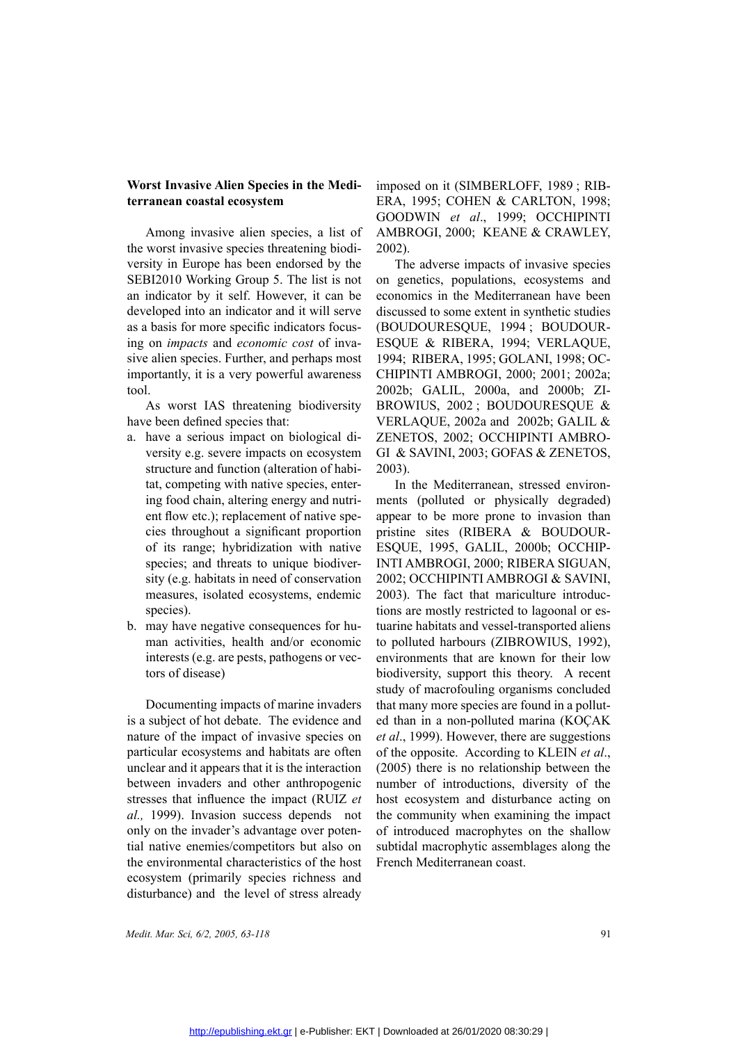## Worst Invasive Alien Species in the Mediterranean coastal ecosystem

Among invasive alien species, a list of the worst invasive species threatening biodiversity in Europe has been endorsed by the SEBI2010 Working Group 5. The list is not an indicator by it self. However, it can be developed into an indicator and it will serve as a basis for more specific indicators focusing on *impacts* and *economic cost* of invasive alien species. Further, and perhaps most importantly, it is a very powerful awareness tool.

As worst IAS threatening biodiversity have been defined species that:

a. have a serious impact on biological diversity e.g. severe impacts on ecosystem structure and function (alteration of habitat, competing with native species, entering food chain, altering energy and nutrient flow etc.); replacement of native species throughout a significant proportion of its range; hybridization with native species; and threats to unique biodiversity (e.g. habitats in need of conservation measures, isolated ecosystems, endemic species).
b. may have negative consequences for human activities, health and/or economic interests (e.g. are pests, pathogens or vectors of disease)

Documenting impacts of marine invaders is a subject of hot debate. The evidence and nature of the impact of invasive species on particular ecosystems and habitats are often unclear and it appears that it is the interaction between invaders and other anthropogenic stresses that influence the impact (RUIZ *et al.,* 1999). Invasion success depends not only on the invader's advantage over potential native enemies/competitors but also on the environmental characteristics of the host ecosystem (primarily species richness and disturbance) and the level of stress already imposed on it (SIMBERLOFF, 1989 ; RIBERA, 1995; COHEN & CARLTON, 1998; GOODWIN *et al*., 1999; OCCHIPINTI AMBROGI, 2000; KEANE & CRAWLEY, 2002).

The adverse impacts of invasive species on genetics, populations, ecosystems and economics in the Mediterranean have been discussed to some extent in synthetic studies (BOUDOURESQUE, 1994 ; BOUDOURESQUE & RIBERA, 1994; VERLAQUE, 1994; RIBERA, 1995; GOLANI, 1998; OCCHIPINTI AMBROGI, 2000; 2001; 2002a; 2002b; GALIL, 2000a, and 2000b; ZIBROWIUS, 2002 ; BOUDOURESQUE & VERLAQUE, 2002a and 2002b; GALIL & ZENETOS, 2002; OCCHIPINTI AMBROGI & SAVINI, 2003; GOFAS & ZENETOS, 2003).

In the Mediterranean, stressed environments (polluted or physically degraded) appear to be more prone to invasion than pristine sites (RIBERA & BOUDOURESQUE, 1995, GALIL, 2000b; OCCHIPINTI AMBROGI, 2000; RIBERA SIGUAN, 2002; OCCHIPINTI AMBROGI & SAVINI, 2003). The fact that mariculture introductions are mostly restricted to lagoonal or estuarine habitats and vessel-transported aliens to polluted harbours (ZIBROWIUS, 1992), environments that are known for their low biodiversity, support this theory. A recent study of macrofouling organisms concluded that many more species are found in a polluted than in a non-polluted marina (KOÇAK *et al*., 1999). However, there are suggestions of the opposite. According to KLEIN *et al*., (2005) there is no relationship between the number of introductions, diversity of the host ecosystem and disturbance acting on the community when examining the impact of introduced macrophytes on the shallow subtidal macrophytic assemblages along the French Mediterranean coast.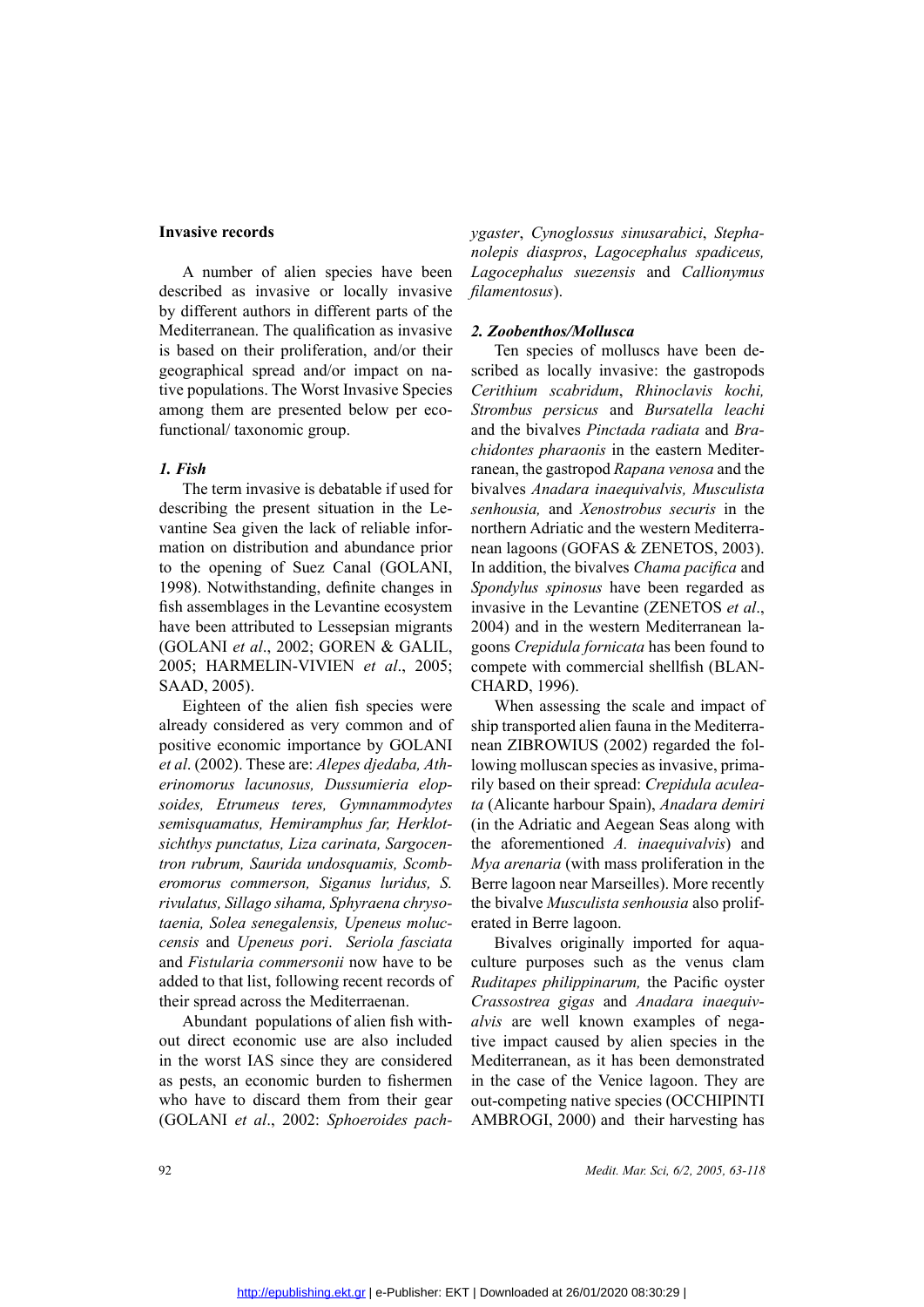**Invasive records**

A number of alien species have been described as invasive or locally invasive by different authors in different parts of the Mediterranean. The qualification as invasive is based on their proliferation, and/or their geographical spread and/or impact on native populations. The Worst Invasive Species among them are presented below per ecofunctional/ taxonomic group.

***1. Fish***

The term invasive is debatable if used for describing the present situation in the Levantine Sea given the lack of reliable information on distribution and abundance prior to the opening of Suez Canal (GOLANI, 1998). Notwithstanding, definite changes in fish assemblages in the Levantine ecosystem have been attributed to Lessepsian migrants (GOLANI *et al*., 2002; GOREN & GALIL, 2005; HARMELIN-VIVIEN *et al*., 2005; SAAD, 2005).

Eighteen of the alien fish species were already considered as very common and of positive economic importance by GOLANI *et al*. (2002). These are: *Alepes djedaba, Atherinomorus lacunosus, Dussumieria elopsoides, Etrumeus teres, Gymnammodytes semisquamatus, Hemiramphus far, Herklotsichthys punctatus, Liza carinata, Sargocentron rubrum, Saurida undosquamis, Scomberomorus commerson, Siganus luridus, S. rivulatus, Sillago sihama, Sphyraena chrysotaenia, Solea senegalensis, Upeneus moluccensis* and *Upeneus pori*. *Seriola fasciata* and *Fistularia commersonii* now have to be added to that list, following recent records of their spread across the Mediterraenan.

Abundant populations of alien fish without direct economic use are also included in the worst IAS since they are considered as pests, an economic burden to fishermen who have to discard them from their gear (GOLANI *et al*., 2002: *Sphoeroides pachygaster*, *Cynoglossus sinusarabici*, *Stephanolepis diaspros*, *Lagocephalus spadiceus, Lagocephalus suezensis* and *Callionymus filamentosus*).

***2. Zoobenthos/Mollusca***

Ten species of molluscs have been described as locally invasive: the gastropods *Cerithium scabridum*, *Rhinoclavis kochi, Strombus persicus* and *Bursatella leachi* and the bivalves *Pinctada radiata* and *Brachidontes pharaonis* in the eastern Mediterranean, the gastropod *Rapana venosa* and the bivalves *Anadara inaequivalvis, Musculista senhousia,* and *Xenostrobus securis* in the northern Adriatic and the western Mediterranean lagoons (GOFAS & ZENETOS, 2003). In addition, the bivalves *Chama pacifica* and *Spondylus spinosus* have been regarded as invasive in the Levantine (ZENETOS *et al*., 2004) and in the western Mediterranean lagoons *Crepidula fornicata* has been found to compete with commercial shellfish (BLANCHARD, 1996).

When assessing the scale and impact of ship transported alien fauna in the Mediterranean ZIBROWIUS (2002) regarded the following molluscan species as invasive, primarily based on their spread: *Crepidula aculeata* (Alicante harbour Spain), *Anadara demiri* (in the Adriatic and Aegean Seas along with the aforementioned *A. inaequivalvis*) and *Mya arenaria* (with mass proliferation in the Berre lagoon near Marseilles). More recently the bivalve *Musculista senhousia* also proliferated in Berre lagoon.

Bivalves originally imported for aquaculture purposes such as the venus clam *Ruditapes philippinarum,* the Pacific oyster *Crassostrea gigas* and *Anadara inaequivalvis* are well known examples of negative impact caused by alien species in the Mediterranean, as it has been demonstrated in the case of the Venice lagoon. They are out-competing native species (OCCHIPINTI AMBROGI, 2000) and their harvesting has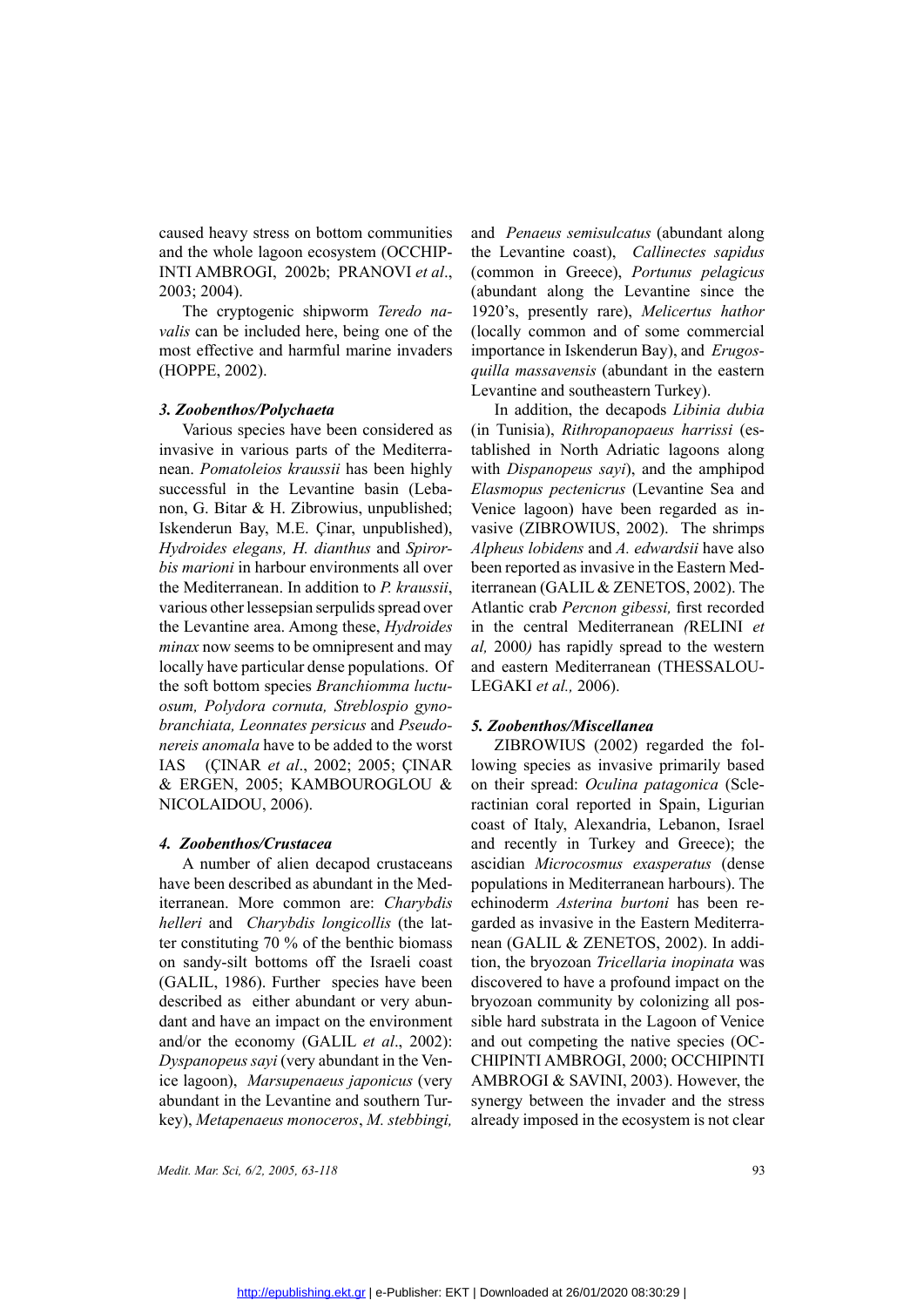caused heavy stress on bottom communities and the whole lagoon ecosystem (OCCHIPINTI AMBROGI, 2002b; PRANOVI *et al*., 2003; 2004).

The cryptogenic shipworm *Teredo navalis* can be included here, being one of the most effective and harmful marine invaders (HOPPE, 2002).

### *3. Zoobenthos/Polychaeta*

Various species have been considered as invasive in various parts of the Mediterranean. *Pomatoleios kraussii* has been highly successful in the Levantine basin (Lebanon, G. Bitar & H. Zibrowius, unpublished; Iskenderun Bay, M.E. Çinar, unpublished), *Hydroides elegans, H. dianthus* and *Spirorbis marioni* in harbour environments all over the Mediterranean. In addition to *P. kraussii*, various other lessepsian serpulids spread over the Levantine area. Among these, *Hydroides minax* now seems to be omnipresent and may locally have particular dense populations. Of the soft bottom species *Branchiomma luctuosum, Polydora cornuta, Streblospio gynobranchiata, Leonnates persicus* and *Pseudonereis anomala* have to be added to the worst IAS (ÇINAR *et al*., 2002; 2005; ÇINAR & ERGEN, 2005; KAMBOUROGLOU & NICOLAIDOU, 2006).

### *4. Zoobenthos/Crustacea*

A number of alien decapod crustaceans have been described as abundant in the Mediterranean. More common are: *Charybdis helleri* and *Charybdis longicollis* (the latter constituting 70 % of the benthic biomass on sandy-silt bottoms off the Israeli coast (GALIL, 1986). Further species have been described as either abundant or very abundant and have an impact on the environment and/or the economy (GALIL *et al*., 2002): *Dyspanopeus sayi* (very abundant in the Venice lagoon), *Marsupenaeus japonicus* (very abundant in the Levantine and southern Turkey), *Metapenaeus monoceros*, *M. stebbingi,* and *Penaeus semisulcatus* (abundant along the Levantine coast), *Callinectes sapidus* (common in Greece), *Portunus pelagicus* (abundant along the Levantine since the 1920's, presently rare), *Melicertus hathor* (locally common and of some commercial importance in Iskenderun Bay), and *Erugosquilla massavensis* (abundant in the eastern Levantine and southeastern Turkey).

In addition, the decapods *Libinia dubia* (in Tunisia), *Rithropanopaeus harrissi* (established in North Adriatic lagoons along with *Dispanopeus sayi*), and the amphipod *Elasmopus pectenicrus* (Levantine Sea and Venice lagoon) have been regarded as invasive (ZIBROWIUS, 2002). The shrimps *Alpheus lobidens* and *A. edwardsii* have also been reported as invasive in the Eastern Mediterranean (GALIL & ZENETOS, 2002). The Atlantic crab *Percnon gibessi,* first recorded in the central Mediterranean *(*RELINI *et al,* 2000*)* has rapidly spread to the western and eastern Mediterranean (THESSALOU-LEGAKI *et al.,* 2006).

### *5. Zoobenthos/Miscellanea*

ZIBROWIUS (2002) regarded the following species as invasive primarily based on their spread: *Oculina patagonica* (Scleractinian coral reported in Spain, Ligurian coast of Italy, Alexandria, Lebanon, Israel and recently in Turkey and Greece); the ascidian *Microcosmus exasperatus* (dense populations in Mediterranean harbours). The echinoderm *Asterina burtoni* has been regarded as invasive in the Eastern Mediterranean (GALIL & ZENETOS, 2002). In addition, the bryozoan *Tricellaria inopinata* was discovered to have a profound impact on the bryozoan community by colonizing all possible hard substrata in the Lagoon of Venice and out competing the native species (OCCHIPINTI AMBROGI, 2000; OCCHIPINTI AMBROGI & SAVINI, 2003). However, the synergy between the invader and the stress already imposed in the ecosystem is not clear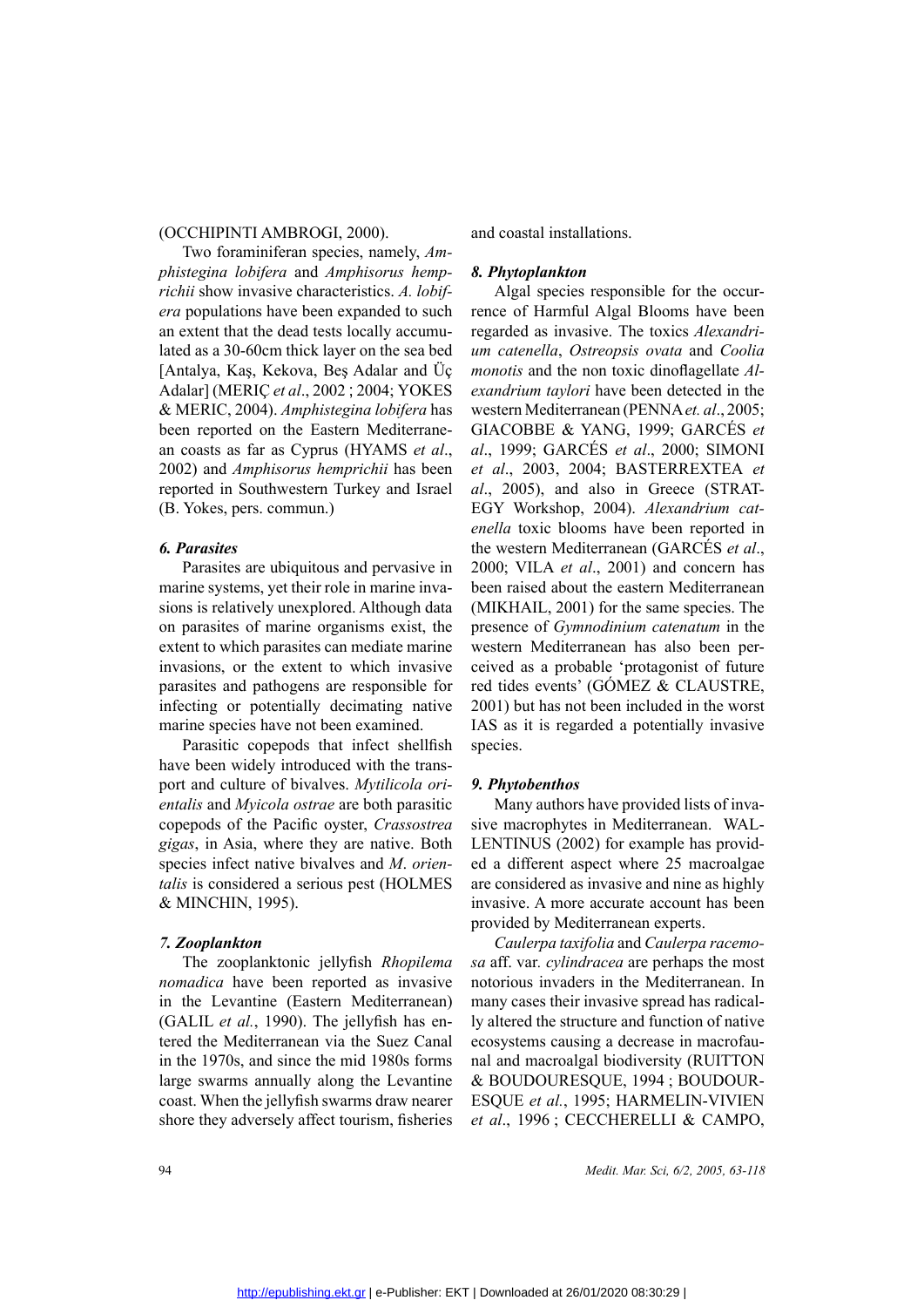(OCCHIPINTI AMBROGI, 2000).

Two foraminiferan species, namely, *Amphistegina lobifera* and *Amphisorus hemprichii* show invasive characteristics. *A. lobifera* populations have been expanded to such an extent that the dead tests locally accumulated as a 30-60cm thick layer on the sea bed [Antalya, Kaş, Kekova, Beş Adalar and Üç Adalar] (MERIÇ *et al*., 2002 ; 2004; YOKES & MERIC, 2004). *Amphistegina lobifera* has been reported on the Eastern Mediterranean coasts as far as Cyprus (HYAMS *et al*., 2002) and *Amphisorus hemprichii* has been reported in Southwestern Turkey and Israel (B. Yokes, pers. commun.)

### 6. Parasites

Parasites are ubiquitous and pervasive in marine systems, yet their role in marine invasions is relatively unexplored. Although data on parasites of marine organisms exist, the extent to which parasites can mediate marine invasions, or the extent to which invasive parasites and pathogens are responsible for infecting or potentially decimating native marine species have not been examined.

Parasitic copepods that infect shellfish have been widely introduced with the transport and culture of bivalves. *Mytilicola orientalis* and *Myicola ostrae* are both parasitic copepods of the Pacific oyster, *Crassostrea gigas*, in Asia, where they are native. Both species infect native bivalves and *M. orientalis* is considered a serious pest (HOLMES & MINCHIN, 1995).

### 7. Zooplankton

The zooplanktonic jellyfish *Rhopilema nomadica* have been reported as invasive in the Levantine (Eastern Mediterranean) (GALIL *et al.*, 1990). The jellyfish has entered the Mediterranean via the Suez Canal in the 1970s, and since the mid 1980s forms large swarms annually along the Levantine coast. When the jellyfish swarms draw nearer shore they adversely affect tourism, fisheries and coastal installations.

### 8. Phytoplankton

Algal species responsible for the occurrence of Harmful Algal Blooms have been regarded as invasive. The toxics *Alexandrium catenella*, *Ostreopsis ovata* and *Coolia monotis* and the non toxic dinoflagellate *Alexandrium taylori* have been detected in the western Mediterranean (PENNA *et. al*., 2005; GIACOBBE & YANG, 1999; GARCÉS *et al*., 1999; GARCÉS *et al*., 2000; SIMONI *et al*., 2003, 2004; BASTERREXTEA *et al*., 2005), and also in Greece (STRATEGY Workshop, 2004). *Alexandrium catenella* toxic blooms have been reported in the western Mediterranean (GARCÉS *et al*., 2000; VILA *et al*., 2001) and concern has been raised about the eastern Mediterranean (MIKHAIL, 2001) for the same species. The presence of *Gymnodinium catenatum* in the western Mediterranean has also been perceived as a probable 'protagonist of future red tides events' (GÓMEZ & CLAUSTRE, 2001) but has not been included in the worst IAS as it is regarded a potentially invasive species.

### 9. Phytobenthos

Many authors have provided lists of invasive macrophytes in Mediterranean. WALLENTINUS (2002) for example has provided a different aspect where 25 macroalgae are considered as invasive and nine as highly invasive. A more accurate account has been provided by Mediterranean experts.

*Caulerpa taxifolia* and *Caulerpa racemosa* aff. var. *cylindracea* are perhaps the most notorious invaders in the Mediterranean. In many cases their invasive spread has radically altered the structure and function of native ecosystems causing a decrease in macrofaunal and macroalgal biodiversity (RUITTON & BOUDOURESQUE, 1994 ; BOUDOURESQUE *et al.*, 1995; HARMELIN-VIVIEN *et al*., 1996 ; CECCHERELLI & CAMPO,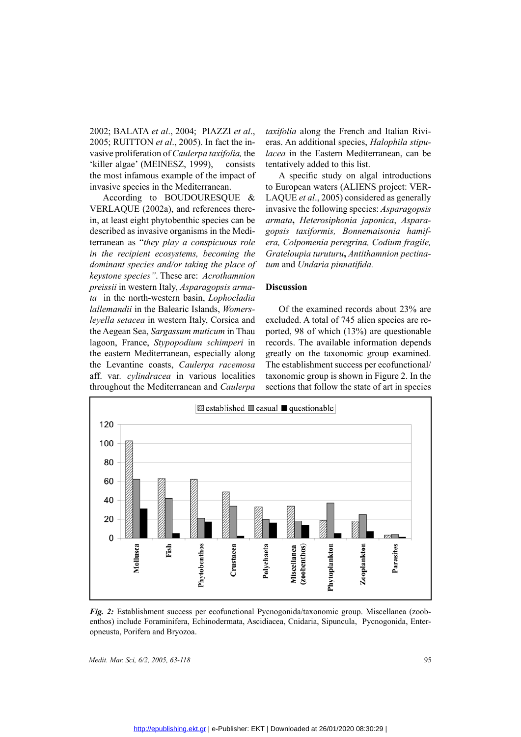2002; BALATA *et al*., 2004; PIAZZI *et al*., 2005; RUITTON *et al*., 2005). In fact the invasive proliferation of *Caulerpa taxifolia,* the 'killer algae' (MEINESZ, 1999), consists the most infamous example of the impact of invasive species in the Mediterranean.

According to BOUDOURESQUE & VERLAQUE (2002a), and references therein, at least eight phytobenthic species can be described as invasive organisms in the Mediterranean as "*they play a conspicuous role in the recipient ecosystems, becoming the dominant species and/or taking the place of keystone species*". These are: *Acrothamnion preissii* in western Italy, *Asparagopsis armata* in the north-western basin, *Lophocladia lallemandii* in the Balearic Islands, *Womersleyella setacea* in western Italy, Corsica and the Aegean Sea, *Sargassum muticum* in Thau lagoon, France, *Stypopodium schimperi* in the eastern Mediterranean, especially along the Levantine coasts, *Caulerpa racemosa* aff. var. *cylindracea* in various localities throughout the Mediterranean and *Caulerpa taxifolia* along the French and Italian Rivieras. An additional species, *Halophila stipulacea* in the Eastern Mediterranean, can be tentatively added to this list.

A specific study on algal introductions to European waters (ALIENS project: VERLAQUE *et al*., 2005) considered as generally invasive the following species: *Asparagopsis armata*, *Heterosiphonia japonica*, *Asparagopsis taxiformis, Bonnemaisonia hamifera, Colpomenia peregrina, Codium fragile, Grateloupia turuturu*, *Antithamnion pectinatum* and *Undaria pinnatifida.*

## Discussion

Of the examined records about 23% are excluded. A total of 745 alien species are reported, 98 of which (13%) are questionable records. The available information depends greatly on the taxonomic group examined. The establishment success per ecofunctional/taxonomic group is shown in Figure 2. In the sections that follow the state of art in species

*Fig. 2:* Establishment success per ecofunctional Pycnogonida/taxonomic group. Miscellanea (zoobenthos) include Foraminifera, Echinodermata, Ascidiacea, Cnidaria, Sipuncula, Pycnogonida, Enteropneusta, Porifera and Bryozoa.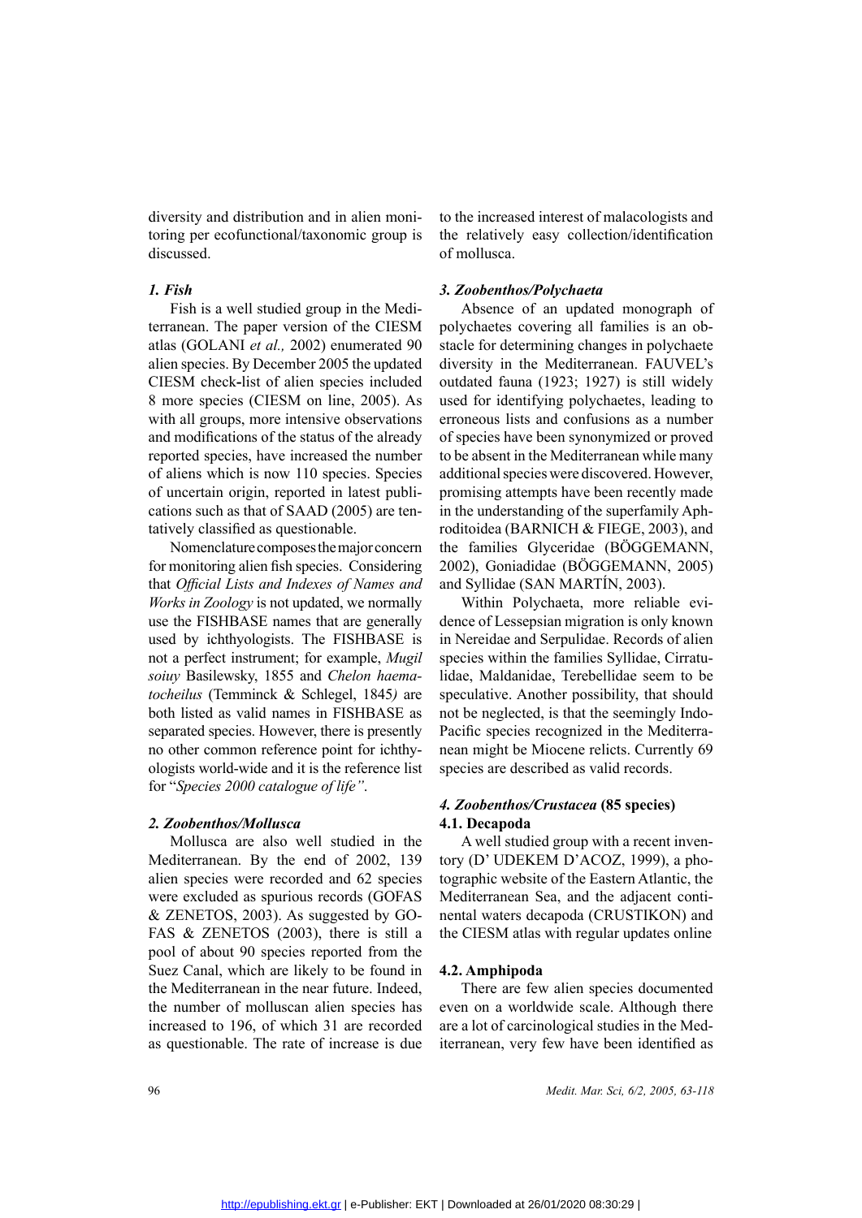diversity and distribution and in alien monitoring per ecofunctional/taxonomic group is discussed.

### *1. Fish*

Fish is a well studied group in the Mediterranean. The paper version of the CIESM atlas (GOLANI *et al.,* 2002) enumerated 90 alien species. By December 2005 the updated CIESM check-list of alien species included 8 more species (CIESM on line, 2005). As with all groups, more intensive observations and modifications of the status of the already reported species, have increased the number of aliens which is now 110 species. Species of uncertain origin, reported in latest publications such as that of SAAD (2005) are tentatively classified as questionable.

Nomenclature composes the major concern for monitoring alien fish species. Considering that *Official Lists and Indexes of Names and Works in Zoology* is not updated, we normally use the FISHBASE names that are generally used by ichthyologists. The FISHBASE is not a perfect instrument; for example, *Mugil soiuy* Basilewsky, 1855 and *Chelon haematocheilus* (Temminck & Schlegel, 1845) are both listed as valid names in FISHBASE as separated species. However, there is presently no other common reference point for ichthyologists world-wide and it is the reference list for "*Species 2000 catalogue of life"*.

### *2. Zoobenthos/Mollusca*

Mollusca are also well studied in the Mediterranean. By the end of 2002, 139 alien species were recorded and 62 species were excluded as spurious records (GOFAS & ZENETOS, 2003). As suggested by GOFAS & ZENETOS (2003), there is still a pool of about 90 species reported from the Suez Canal, which are likely to be found in the Mediterranean in the near future. Indeed, the number of molluscan alien species has increased to 196, of which 31 are recorded as questionable. The rate of increase is due to the increased interest of malacologists and the relatively easy collection/identification of mollusca.

### *3. Zoobenthos/Polychaeta*

Absence of an updated monograph of polychaetes covering all families is an obstacle for determining changes in polychaete diversity in the Mediterranean. FAUVEL's outdated fauna (1923; 1927) is still widely used for identifying polychaetes, leading to erroneous lists and confusions as a number of species have been synonymized or proved to be absent in the Mediterranean while many additional species were discovered. However, promising attempts have been recently made in the understanding of the superfamily Aphroditoidea (BARNICH & FIEGE, 2003), and the families Glyceridae (BÖGGEMANN, 2002), Goniadidae (BÖGGEMANN, 2005) and Syllidae (SAN MARTÍN, 2003).

Within Polychaeta, more reliable evidence of Lessepsian migration is only known in Nereidae and Serpulidae. Records of alien species within the families Syllidae, Cirratulidae, Maldanidae, Terebellidae seem to be speculative. Another possibility, that should not be neglected, is that the seemingly Indo-Pacific species recognized in the Mediterranean might be Miocene relicts. Currently 69 species are described as valid records.

### *4. Zoobenthos/Crustacea* (85 species)

#### 4.1. Decapoda

A well studied group with a recent inventory (D' UDEKEM D'ACOZ, 1999), a photographic website of the Eastern Atlantic, the Mediterranean Sea, and the adjacent continental waters decapoda (CRUSTIKON) and the CIESM atlas with regular updates online

#### 4.2. Amphipoda

There are few alien species documented even on a worldwide scale. Although there are a lot of carcinological studies in the Mediterranean, very few have been identified as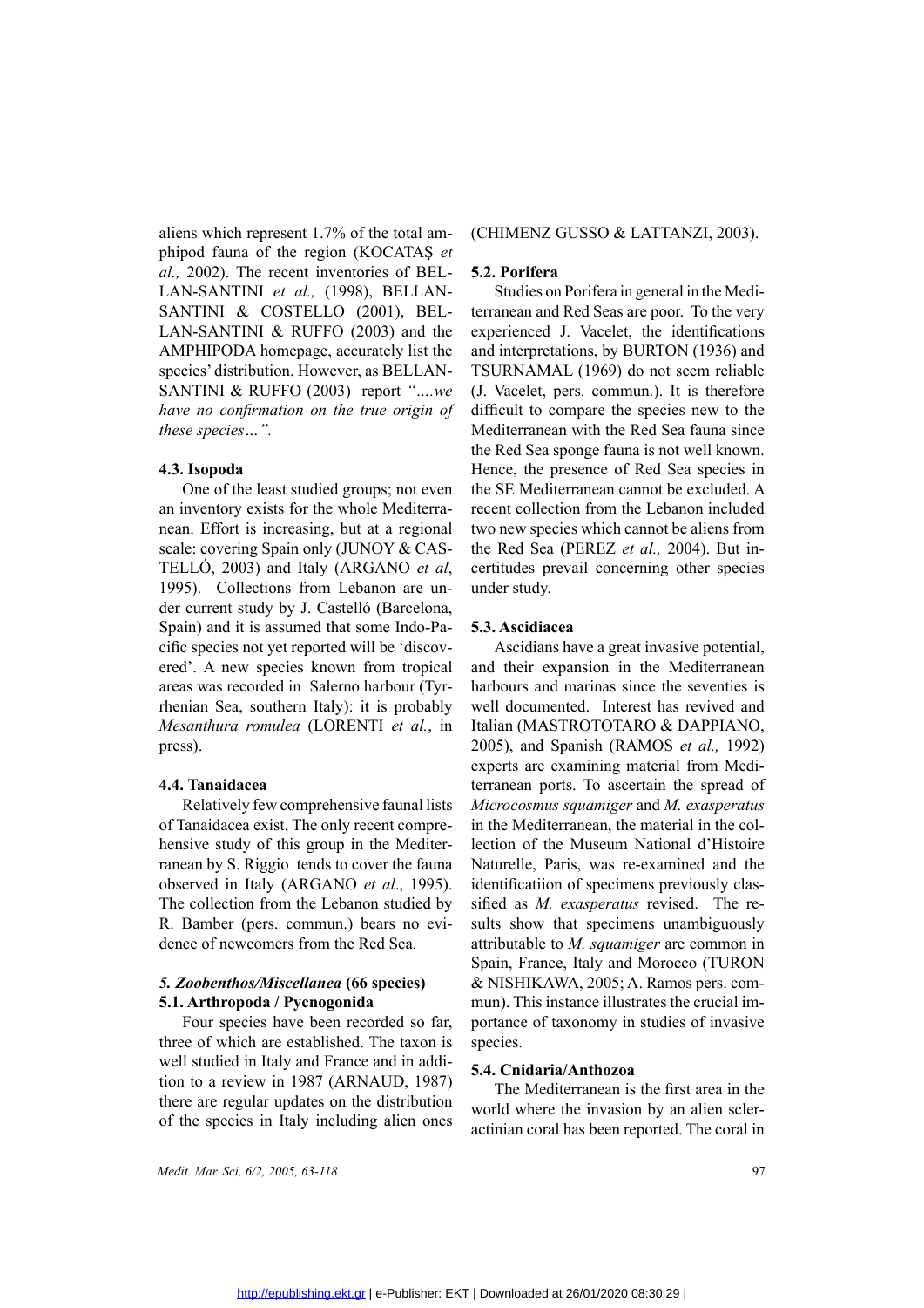aliens which represent 1.7% of the total amphipod fauna of the region (KOCATAŞ *et al.,* 2002). The recent inventories of BELLAN-SANTINI *et al.,* (1998), BELLAN-SANTINI & COSTELLO (2001), BELLAN-SANTINI & RUFFO (2003) and the AMPHIPODA homepage, accurately list the species' distribution. However, as BELLAN-SANTINI & RUFFO (2003) report *"....we have no confirmation on the true origin of these species…".*

### 4.3. Isopoda

One of the least studied groups; not even an inventory exists for the whole Mediterranean. Effort is increasing, but at a regional scale: covering Spain only (JUNOY & CASTELLÓ, 2003) and Italy (ARGANO *et al*, 1995). Collections from Lebanon are under current study by J. Castelló (Barcelona, Spain) and it is assumed that some Indo-Pacific species not yet reported will be 'discovered'. A new species known from tropical areas was recorded in Salerno harbour (Tyrrhenian Sea, southern Italy): it is probably *Mesanthura romulea* (LORENTI *et al.*, in press).

### 4.4. Tanaidacea

Relatively few comprehensive faunal lists of Tanaidacea exist. The only recent comprehensive study of this group in the Mediterranean by S. Riggio tends to cover the fauna observed in Italy (ARGANO *et al*., 1995). The collection from the Lebanon studied by R. Bamber (pers. commun.) bears no evidence of newcomers from the Red Sea.

## *5. Zoobenthos/Miscellanea* (66 species)

### 5.1. Arthropoda / Pycnogonida

Four species have been recorded so far, three of which are established. The taxon is well studied in Italy and France and in addition to a review in 1987 (ARNAUD, 1987) there are regular updates on the distribution of the species in Italy including alien ones (CHIMENZ GUSSO & LATTANZI, 2003).

### 5.2. Porifera

Studies on Porifera in general in the Mediterranean and Red Seas are poor. To the very experienced J. Vacelet, the identifications and interpretations, by BURTON (1936) and TSURNAMAL (1969) do not seem reliable (J. Vacelet, pers. commun.). It is therefore difficult to compare the species new to the Mediterranean with the Red Sea fauna since the Red Sea sponge fauna is not well known. Hence, the presence of Red Sea species in the SE Mediterranean cannot be excluded. A recent collection from the Lebanon included two new species which cannot be aliens from the Red Sea (PEREZ *et al.,* 2004). But incertitudes prevail concerning other species under study.

### 5.3. Ascidiacea

Ascidians have a great invasive potential, and their expansion in the Mediterranean harbours and marinas since the seventies is well documented. Interest has revived and Italian (MASTROTOTARO & DAPPIANO, 2005), and Spanish (RAMOS *et al.,* 1992) experts are examining material from Mediterranean ports. To ascertain the spread of *Microcosmus squamiger* and *M. exasperatus* in the Mediterranean, the material in the collection of the Museum National d'Histoire Naturelle, Paris, was re-examined and the identificatiion of specimens previously classified as *M. exasperatus* revised. The results show that specimens unambiguously attributable to *M. squamiger* are common in Spain, France, Italy and Morocco (TURON & NISHIKAWA, 2005; A. Ramos pers. commun). This instance illustrates the crucial importance of taxonomy in studies of invasive species.

### 5.4. Cnidaria/Anthozoa

The Mediterranean is the first area in the world where the invasion by an alien scleractinian coral has been reported. The coral in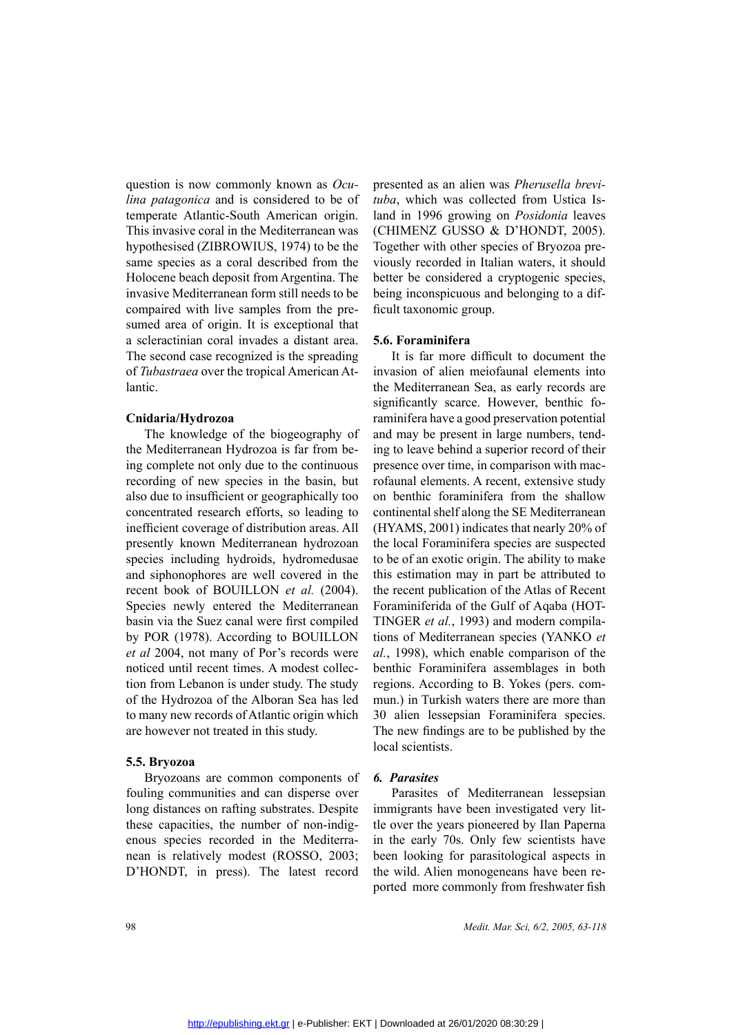question is now commonly known as *Oculina patagonica* and is considered to be of temperate Atlantic-South American origin. This invasive coral in the Mediterranean was hypothesised (ZIBROWIUS, 1974) to be the same species as a coral described from the Holocene beach deposit from Argentina. The invasive Mediterranean form still needs to be compaired with live samples from the presumed area of origin. It is exceptional that a scleractinian coral invades a distant area. The second case recognized is the spreading of *Tubastraea* over the tropical American Atlantic.

**Cnidaria/Hydrozoa**

The knowledge of the biogeography of the Mediterranean Hydrozoa is far from being complete not only due to the continuous recording of new species in the basin, but also due to insufficient or geographically too concentrated research efforts, so leading to inefficient coverage of distribution areas. All presently known Mediterranean hydrozoan species including hydroids, hydromedusae and siphonophores are well covered in the recent book of BOUILLON *et al.* (2004). Species newly entered the Mediterranean basin via the Suez canal were first compiled by POR (1978). According to BOUILLON *et al* 2004, not many of Por's records were noticed until recent times. A modest collection from Lebanon is under study. The study of the Hydrozoa of the Alboran Sea has led to many new records of Atlantic origin which are however not treated in this study.

### 5.5. Bryozoa

Bryozoans are common components of fouling communities and can disperse over long distances on rafting substrates. Despite these capacities, the number of non-indigenous species recorded in the Mediterranean is relatively modest (ROSSO, 2003; D'HONDT, in press). The latest record presented as an alien was *Pherusella brevituba*, which was collected from Ustica Island in 1996 growing on *Posidonia* leaves (CHIMENZ GUSSO & D'HONDT, 2005). Together with other species of Bryozoa previously recorded in Italian waters, it should better be considered a cryptogenic species, being inconspicuous and belonging to a difficult taxonomic group.

### 5.6. Foraminifera

It is far more difficult to document the invasion of alien meiofaunal elements into the Mediterranean Sea, as early records are significantly scarce. However, benthic foraminifera have a good preservation potential and may be present in large numbers, tending to leave behind a superior record of their presence over time, in comparison with macrofaunal elements. A recent, extensive study on benthic foraminifera from the shallow continental shelf along the SE Mediterranean (HYAMS, 2001) indicates that nearly 20% of the local Foraminifera species are suspected to be of an exotic origin. The ability to make this estimation may in part be attributed to the recent publication of the Atlas of Recent Foraminiferida of the Gulf of Aqaba (HOTTINGER *et al.*, 1993) and modern compilations of Mediterranean species (YANKO *et al.*, 1998), which enable comparison of the benthic Foraminifera assemblages in both regions. According to B. Yokes (pers. commun.) in Turkish waters there are more than 30 alien lessepsian Foraminifera species. The new findings are to be published by the local scientists.

## *6. Parasites*

Parasites of Mediterranean lessepsian immigrants have been investigated very little over the years pioneered by Ilan Paperna in the early 70s. Only few scientists have been looking for parasitological aspects in the wild. Alien monogeneans have been reported more commonly from freshwater fish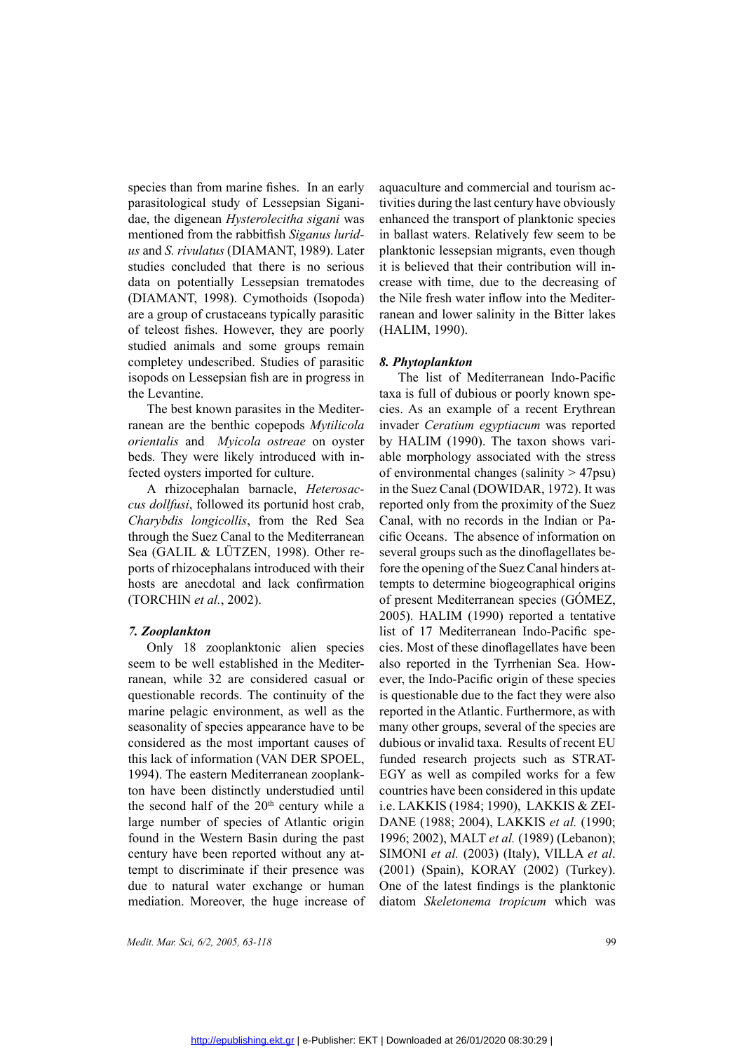species than from marine fishes. In an early parasitological study of Lessepsian Siganidae, the digenean *Hysterolecitha sigani* was mentioned from the rabbitfish *Siganus luridus* and *S. rivulatus* (DIAMANT, 1989). Later studies concluded that there is no serious data on potentially Lessepsian trematodes (DIAMANT, 1998). Cymothoids (Isopoda) are a group of crustaceans typically parasitic of teleost fishes. However, they are poorly studied animals and some groups remain completey undescribed. Studies of parasitic isopods on Lessepsian fish are in progress in the Levantine.

The best known parasites in the Mediterranean are the benthic copepods *Mytilicola orientalis* and *Myicola ostreae* on oyster beds. They were likely introduced with infected oysters imported for culture.

A rhizocephalan barnacle, *Heterosaccus dollfusi*, followed its portunid host crab, *Charybdis longicollis*, from the Red Sea through the Suez Canal to the Mediterranean Sea (GALIL & LÜTZEN, 1998). Other reports of rhizocephalans introduced with their hosts are anecdotal and lack confirmation (TORCHIN *et al.*, 2002).

### *7. Zooplankton*

Only 18 zooplanktonic alien species seem to be well established in the Mediterranean, while 32 are considered casual or questionable records. The continuity of the marine pelagic environment, as well as the seasonality of species appearance have to be considered as the most important causes of this lack of information (VAN DER SPOEL, 1994). The eastern Mediterranean zooplankton have been distinctly understudied until the second half of the 20th century while a large number of species of Atlantic origin found in the Western Basin during the past century have been reported without any attempt to discriminate if their presence was due to natural water exchange or human mediation. Moreover, the huge increase of aquaculture and commercial and tourism activities during the last century have obviously enhanced the transport of planktonic species in ballast waters. Relatively few seem to be planktonic lessepsian migrants, even though it is believed that their contribution will increase with time, due to the decreasing of the Nile fresh water inflow into the Mediterranean and lower salinity in the Bitter lakes (HALIM, 1990).

### *8. Phytoplankton*

The list of Mediterranean Indo-Pacific taxa is full of dubious or poorly known species. As an example of a recent Erythrean invader *Ceratium egyptiacum* was reported by HALIM (1990). The taxon shows variable morphology associated with the stress of environmental changes (salinity > 47psu) in the Suez Canal (DOWIDAR, 1972). It was reported only from the proximity of the Suez Canal, with no records in the Indian or Pacific Oceans. The absence of information on several groups such as the dinoflagellates before the opening of the Suez Canal hinders attempts to determine biogeographical origins of present Mediterranean species (GÓMEZ, 2005). HALIM (1990) reported a tentative list of 17 Mediterranean Indo-Pacific species. Most of these dinoflagellates have been also reported in the Tyrrhenian Sea. However, the Indo-Pacific origin of these species is questionable due to the fact they were also reported in the Atlantic. Furthermore, as with many other groups, several of the species are dubious or invalid taxa. Results of recent EU funded research projects such as STRATEGY as well as compiled works for a few countries have been considered in this update i.e. LAKKIS (1984; 1990), LAKKIS & ZEIDANE (1988; 2004), LAKKIS *et al.* (1990; 1996; 2002), MALT *et al.* (1989) (Lebanon); SIMONI *et al.* (2003) (Italy), VILLA *et al*. (2001) (Spain), KORAY (2002) (Turkey). One of the latest findings is the planktonic diatom *Skeletonema tropicum* which was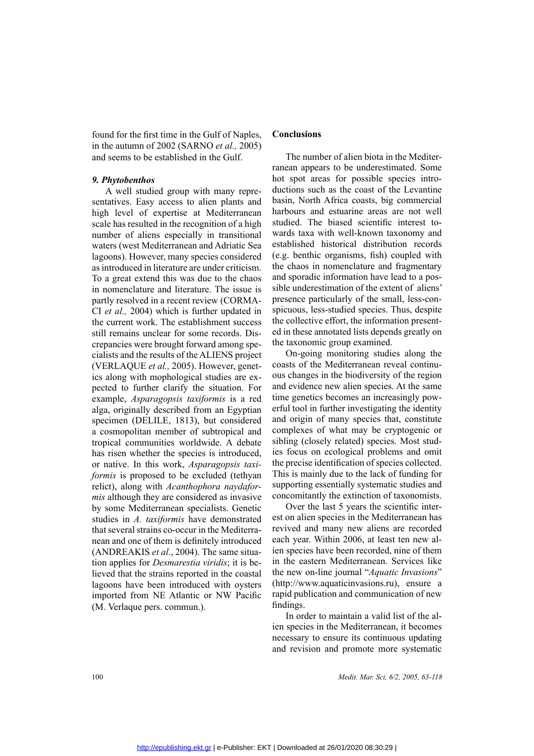found for the first time in the Gulf of Naples, in the autumn of 2002 (SARNO *et al.,* 2005) and seems to be established in the Gulf.

### *9. Phytobenthos*

A well studied group with many representatives. Easy access to alien plants and high level of expertise at Mediterranean scale has resulted in the recognition of a high number of aliens especially in transitional waters (west Mediterranean and Adriatic Sea lagoons). However, many species considered as introduced in literature are under criticism. To a great extend this was due to the chaos in nomenclature and literature. The issue is partly resolved in a recent review (CORMACI *et al.,* 2004) which is further updated in the current work. The establishment success still remains unclear for some records. Discrepancies were brought forward among specialists and the results of the ALIENS project (VERLAQUE *et al.,* 2005). However, genetics along with mophological studies are expected to further clarify the situation. For example, *Asparagopsis taxiformis* is a red alga, originally described from an Egyptian specimen (DELILE, 1813), but considered a cosmopolitan member of subtropical and tropical communities worldwide. A debate has risen whether the species is introduced, or native. In this work, *Asparagopsis taxiformis* is proposed to be excluded (tethyan relict), along with *Acanthophora naydaformis* although they are considered as invasive by some Mediterranean specialists. Genetic studies in *A. taxiformis* have demonstrated that several strains co-occur in the Mediterranean and one of them is definitely introduced (ANDREAKIS *et al*., 2004). The same situation applies for *Desmarestia viridis*; it is believed that the strains reported in the coastal lagoons have been introduced with oysters imported from NE Atlantic or NW Pacific (M. Verlaque pers. commun.).

## Conclusions

The number of alien biota in the Mediterranean appears to be underestimated. Some hot spot areas for possible species introductions such as the coast of the Levantine basin, North Africa coasts, big commercial harbours and estuarine areas are not well studied. The biased scientific interest towards taxa with well-known taxonomy and established historical distribution records (e.g. benthic organisms, fish) coupled with the chaos in nomenclature and fragmentary and sporadic information have lead to a possible underestimation of the extent of aliens' presence particularly of the small, less-conspicuous, less-studied species. Thus, despite the collective effort, the information presented in these annotated lists depends greatly on the taxonomic group examined.

On-going monitoring studies along the coasts of the Mediterranean reveal continuous changes in the biodiversity of the region and evidence new alien species. At the same time genetics becomes an increasingly powerful tool in further investigating the identity and origin of many species that, constitute complexes of what may be cryptogenic or sibling (closely related) species. Most studies focus on ecological problems and omit the precise identification of species collected. This is mainly due to the lack of funding for supporting essentially systematic studies and concomitantly the extinction of taxonomists.

Over the last 5 years the scientific interest on alien species in the Mediterranean has revived and many new aliens are recorded each year. Within 2006, at least ten new alien species have been recorded, nine of them in the eastern Mediterranean. Services like the new on-line journal "*Aquatic Invasions*" (http://www.aquaticinvasions.ru), ensure a rapid publication and communication of new findings.

In order to maintain a valid list of the alien species in the Mediterranean, it becomes necessary to ensure its continuous updating and revision and promote more systematic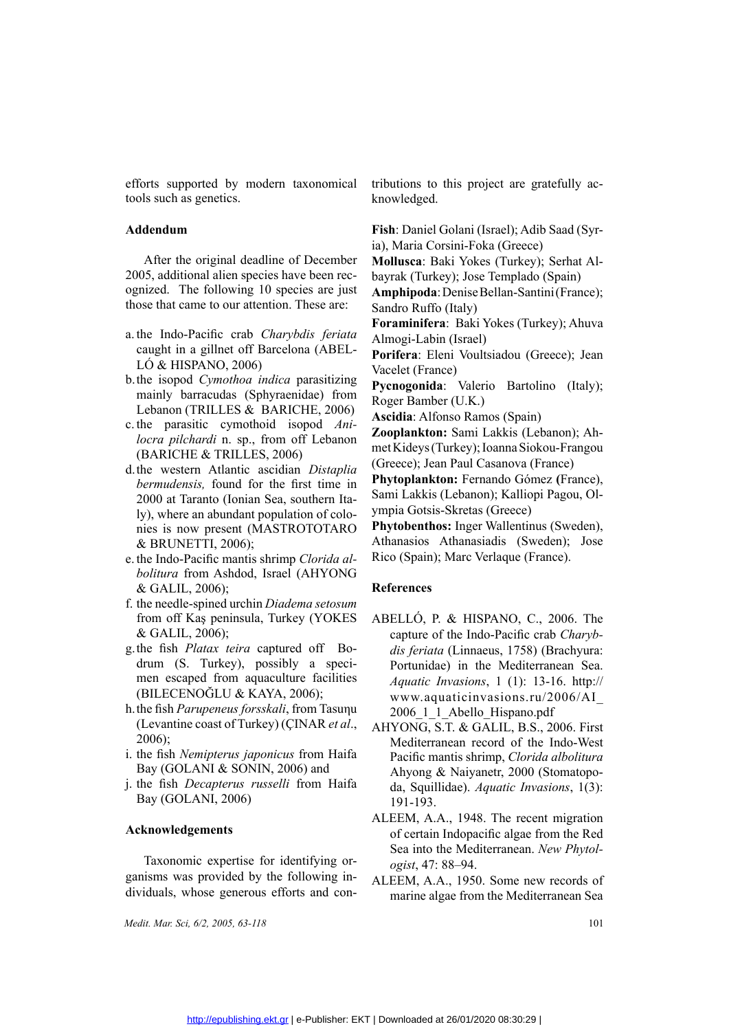efforts supported by modern taxonomical tools such as genetics.

## Addendum

After the original deadline of December 2005, additional alien species have been recognized. The following 10 species are just those that came to our attention. These are:

a. the Indo-Pacific crab *Charybdis feriata* caught in a gillnet off Barcelona (ABELLÓ & HISPANO, 2006)
b. the isopod *Cymothoa indica* parasitizing mainly barracudas (Sphyraenidae) from Lebanon (TRILLES & BARICHE, 2006)
c. the parasitic cymothoid isopod *Anilocra pilchardi* n. sp., from off Lebanon (BARICHE & TRILLES, 2006)
d. the western Atlantic ascidian *Distaplia bermudensis,* found for the first time in 2000 at Taranto (Ionian Sea, southern Italy), where an abundant population of colonies is now present (MASTROTOTARO & BRUNETTI, 2006);
e. the Indo-Pacific mantis shrimp *Clorida albolitura* from Ashdod, Israel (AHYONG & GALIL, 2006);
f. the needle-spined urchin *Diadema setosum* from off Kaş peninsula, Turkey (YOKES & GALIL, 2006);
g. the fish *Platax teira* captured off Bodrum (S. Turkey), possibly a specimen escaped from aquaculture facilities (BILECENOĞLU & KAYA, 2006);
h. the fish *Parupeneus forsskali*, from Tasuηu (Levantine coast of Turkey) (ÇINAR *et al*., 2006);
i. the fish *Nemipterus japonicus* from Haifa Bay (GOLANI & SONIN, 2006) and
j. the fish *Decapterus russelli* from Haifa Bay (GOLANI, 2006)

## Acknowledgements

Taxonomic expertise for identifying organisms was provided by the following individuals, whose generous efforts and contributions to this project are gratefully acknowledged.

**Fish**: Daniel Golani (Israel); Adib Saad (Syria), Maria Corsini-Foka (Greece)
**Mollusca**: Baki Yokes (Turkey); Serhat Albayrak (Turkey); Jose Templado (Spain)
**Amphipoda**: Denise Bellan-Santini (France); Sandro Ruffo (Italy)
**Foraminifera**: Baki Yokes (Turkey); Ahuva Almogi-Labin (Israel)
**Porifera**: Eleni Voultsiadou (Greece); Jean Vacelet (France)
**Pycnogonida**: Valerio Bartolino (Italy); Roger Bamber (U.K.)
**Ascidia**: Alfonso Ramos (Spain)
**Zooplankton:** Sami Lakkis (Lebanon); Ahmet Kideys (Turkey); Ioanna Siokou-Frangou (Greece); Jean Paul Casanova (France)
**Phytoplankton:** Fernando Gómez (France), Sami Lakkis (Lebanon); Kalliopi Pagou, Olympia Gotsis-Skretas (Greece)
**Phytobenthos:** Inger Wallentinus (Sweden), Athanasios Athanasiadis (Sweden); Jose Rico (Spain); Marc Verlaque (France).

## References

ABELLÓ, P. & HISPANO, C., 2006. The capture of the Indo-Pacific crab *Charybdis feriata* (Linnaeus, 1758) (Brachyura: Portunidae) in the Mediterranean Sea. *Aquatic Invasions*, 1 (1): 13-16. http://www.aquaticinvasions.ru/2006/AI_2006_1_1_Abello_Hispano.pdf

AHYONG, S.T. & GALIL, B.S., 2006. First Mediterranean record of the Indo-West Pacific mantis shrimp, *Clorida albolitura* Ahyong & Naiyanetr, 2000 (Stomatopoda, Squillidae). *Aquatic Invasions*, 1(3): 191-193.

ALEEM, A.A., 1948. The recent migration of certain Indopacific algae from the Red Sea into the Mediterranean. *New Phytologist*, 47: 88–94.

ALEEM, A.A., 1950. Some new records of marine algae from the Mediterranean Sea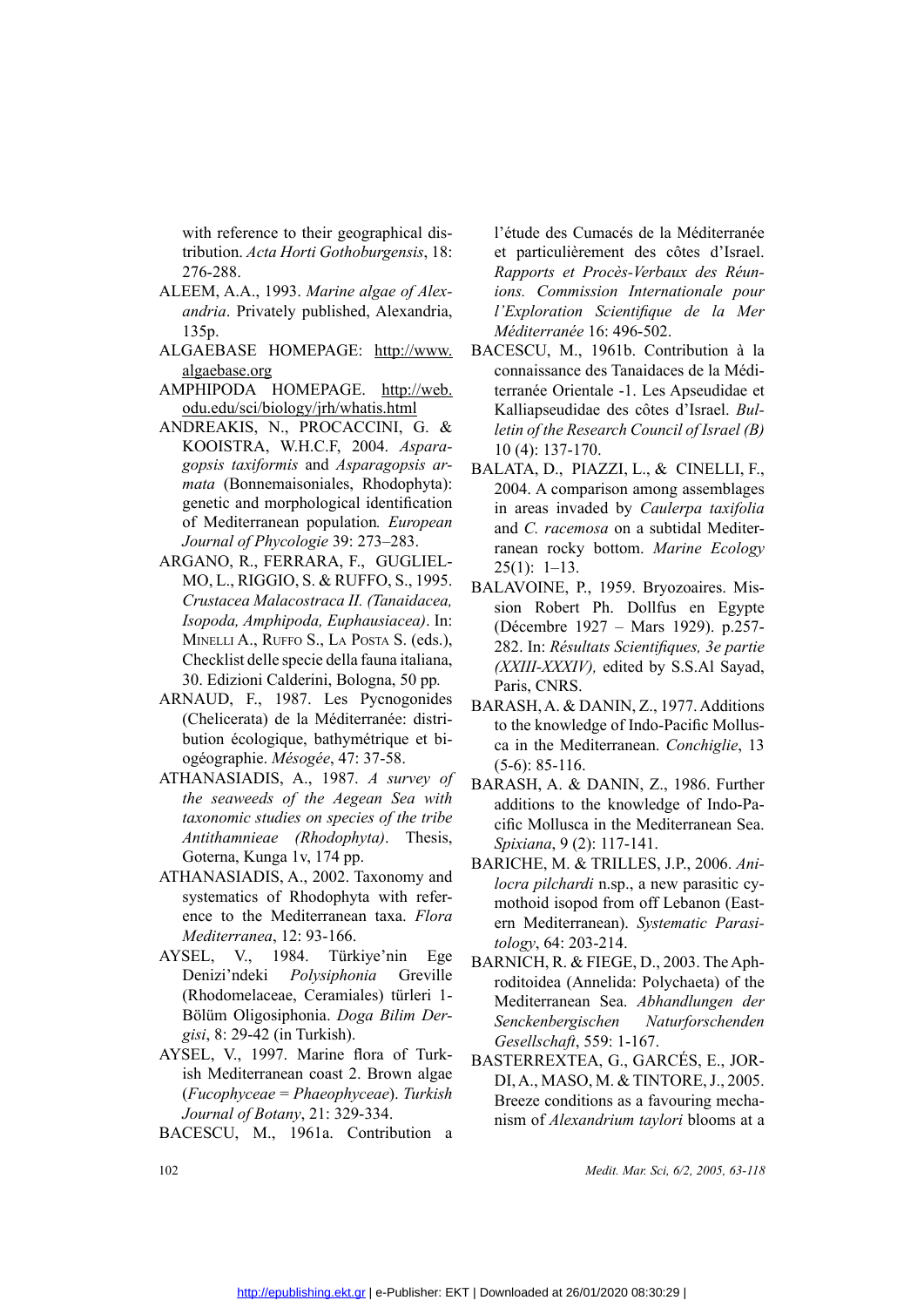with reference to their geographical distribution. *Acta Horti Gothoburgensis*, 18: 276-288.

ALEEM, A.A., 1993. *Marine algae of Alexandria*. Privately published, Alexandria, 135p.

ALGAEBASE HOMEPAGE: http://www.algaebase.org

AMPHIPODA HOMEPAGE. http://web.odu.edu/sci/biology/jrh/whatis.html

ANDREAKIS, N., PROCACCINI, G. & KOOISTRA, W.H.C.F, 2004. *Asparagopsis taxiformis* and *Asparagopsis armata* (Bonnemaisoniales, Rhodophyta): genetic and morphological identification of Mediterranean population*. European Journal of Phycologie* 39: 273–283.

ARGANO, R., FERRARA, F., GUGLIELMO, L., RIGGIO, S. & RUFFO, S., 1995. *Crustacea Malacostraca II. (Tanaidacea, Isopoda, Amphipoda, Euphausiacea)*. In: MINELLI A., RUFFO S., LA POSTA S. (eds.), Checklist delle specie della fauna italiana, 30. Edizioni Calderini, Bologna, 50 pp.

ARNAUD, F., 1987. Les Pycnogonides (Chelicerata) de la Méditerranée: distribution écologique, bathymétrique et biogéographie. *Mésogée*, 47: 37-58.

ATHANASIADIS, A., 1987. *A survey of the seaweeds of the Aegean Sea with taxonomic studies on species of the tribe Antithamnieae (Rhodophyta)*. Thesis, Goterna, Kunga 1v, 174 pp.

ATHANASIADIS, A., 2002. Taxonomy and systematics of Rhodophyta with reference to the Mediterranean taxa. *Flora Mediterranea*, 12: 93-166.

AYSEL, V., 1984. Türkiye'nin Ege Denizi'ndeki *Polysiphonia* Greville (Rhodomelaceae, Ceramiales) türleri 1-Bölüm Oligosiphonia. *Doga Bilim Dergisi*, 8: 29-42 (in Turkish).

AYSEL, V., 1997. Marine flora of Turkish Mediterranean coast 2. Brown algae (*Fucophyceae* = *Phaeophyceae*). *Turkish Journal of Botany*, 21: 329-334.

BACESCU, M., 1961a. Contribution a l'étude des Cumacés de la Méditerranée et particulièrement des côtes d'Israel. *Rapports et Procès-Verbaux des Réunions. Commission Internationale pour l'Exploration Scientifique de la Mer Méditerranée* 16: 496-502.

BACESCU, M., 1961b. Contribution à la connaissance des Tanaidaces de la Méditerranée Orientale -1. Les Apseudidae et Kalliapseudidae des côtes d'Israel. *Bulletin of the Research Council of Israel (B)* 10 (4): 137-170.

BALATA, D., PIAZZI, L., & CINELLI, F., 2004. A comparison among assemblages in areas invaded by *Caulerpa taxifolia* and *C. racemosa* on a subtidal Mediterranean rocky bottom. *Marine Ecology* 25(1): 1–13.

BALAVOINE, P., 1959. Bryozoaires. Mission Robert Ph. Dollfus en Egypte (Décembre 1927 – Mars 1929). p.257-282. In: *Résultats Scientifiques, 3e partie (XXIII-XXXIV),* edited by S.S.Al Sayad, Paris, CNRS.

BARASH, A. & DANIN, Z., 1977. Additions to the knowledge of Indo-Pacific Mollusca in the Mediterranean. *Conchiglie*, 13 (5-6): 85-116.

BARASH, A. & DANIN, Z., 1986. Further additions to the knowledge of Indo-Pacific Mollusca in the Mediterranean Sea. *Spixiana*, 9 (2): 117-141.

BARICHE, M. & TRILLES, J.P., 2006. *Anilocra pilchardi* n.sp., a new parasitic cymothoid isopod from off Lebanon (Eastern Mediterranean). *Systematic Parasitology*, 64: 203-214.

BARNICH, R. & FIEGE, D., 2003. The Aphroditoidea (Annelida: Polychaeta) of the Mediterranean Sea. *Abhandlungen der Senckenbergischen Naturforschenden Gesellschaft*, 559: 1-167.

BASTERREXTEA, G., GARCÉS, E., JORDI, A., MASO, M. & TINTORE, J., 2005. Breeze conditions as a favouring mechanism of *Alexandrium taylori* blooms at a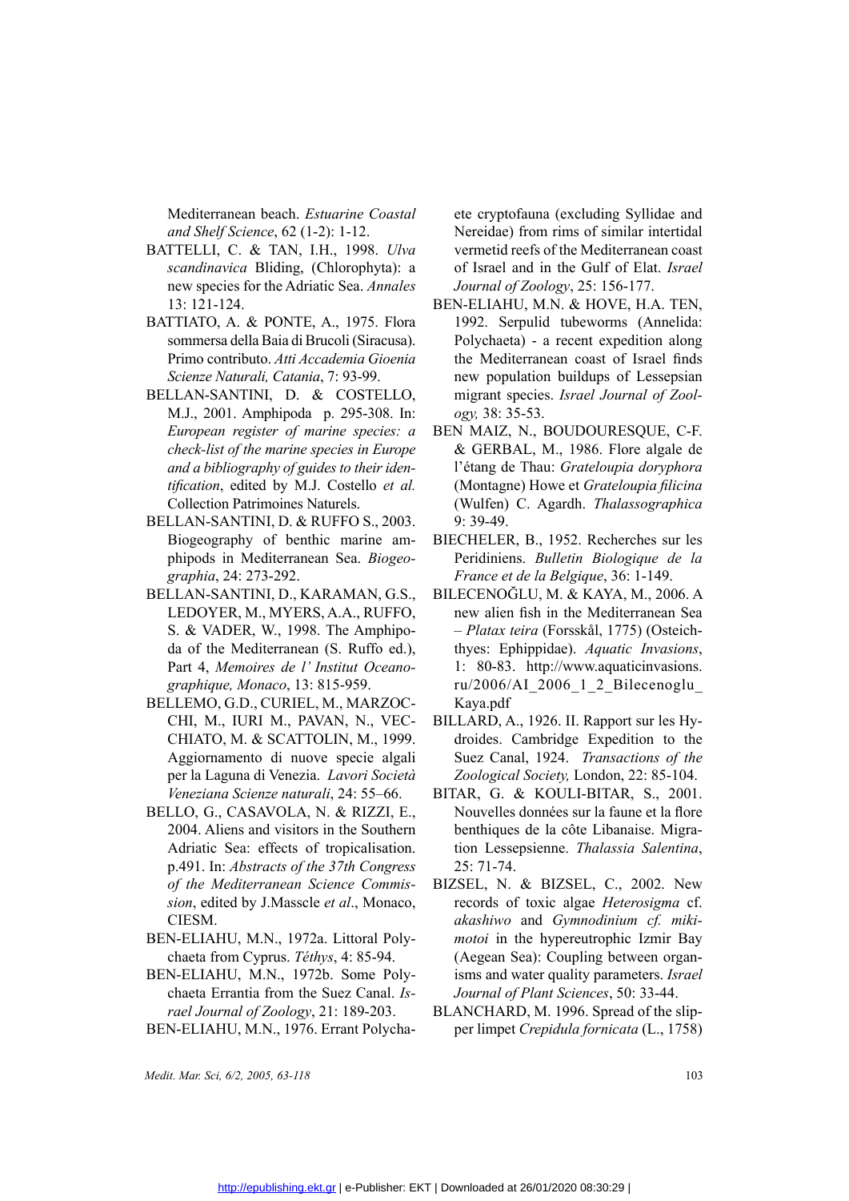Mediterranean beach. *Estuarine Coastal and Shelf Science*, 62 (1-2): 1-12.

BATTELLI, C. & TAN, I.H., 1998. *Ulva scandinavica* Bliding, (Chlorophyta): a new species for the Adriatic Sea. *Annales* 13: 121-124.

BATTIATO, A. & PONTE, A., 1975. Flora sommersa della Baia di Brucoli (Siracusa). Primo contributo. *Atti Accademia Gioenia Scienze Naturali, Catania*, 7: 93-99.

BELLAN-SANTINI, D. & COSTELLO, M.J., 2001. Amphipoda p. 295-308. In: *European register of marine species: a check-list of the marine species in Europe and a bibliography of guides to their identification*, edited by M.J. Costello *et al.* Collection Patrimoines Naturels.

BELLAN-SANTINI, D. & RUFFO S., 2003. Biogeography of benthic marine amphipods in Mediterranean Sea. *Biogeographia*, 24: 273-292.

BELLAN-SANTINI, D., KARAMAN, G.S., LEDOYER, M., MYERS, A.A., RUFFO, S. & VADER, W., 1998. The Amphipoda of the Mediterranean (S. Ruffo ed.), Part 4, *Memoires de l' Institut Oceanographique, Monaco*, 13: 815-959.

BELLEMO, G.D., CURIEL, M., MARZOCCHI, M., IURI M., PAVAN, N., VECCHIATO, M. & SCATTOLIN, M., 1999. Aggiornamento di nuove specie algali per la Laguna di Venezia. *Lavori Società Veneziana Scienze naturali*, 24: 55–66.

BELLO, G., CASAVOLA, N. & RIZZI, E., 2004. Aliens and visitors in the Southern Adriatic Sea: effects of tropicalisation. p.491. In: *Abstracts of the 37th Congress of the Mediterranean Science Commission*, edited by J.Masscle *et al*., Monaco, CIESM.

BEN-ELIAHU, M.N., 1972a. Littoral Polychaeta from Cyprus. *Téthys*, 4: 85-94.

BEN-ELIAHU, M.N., 1972b. Some Polychaeta Errantia from the Suez Canal. *Israel Journal of Zoology*, 21: 189-203.

BEN-ELIAHU, M.N., 1976. Errant Polychaete cryptofauna (excluding Syllidae and Nereidae) from rims of similar intertidal vermetid reefs of the Mediterranean coast of Israel and in the Gulf of Elat. *Israel Journal of Zoology*, 25: 156-177.

BEN-ELIAHU, M.N. & HOVE, H.A. TEN, 1992. Serpulid tubeworms (Annelida: Polychaeta) - a recent expedition along the Mediterranean coast of Israel finds new population buildups of Lessepsian migrant species. *Israel Journal of Zoology,* 38: 35-53.

BEN MAIZ, N., BOUDOURESQUE, C-F. & GERBAL, M., 1986. Flore algale de l'étang de Thau: *Grateloupia doryphora* (Montagne) Howe et *Grateloupia filicina* (Wulfen) C. Agardh. *Thalassographica* 9: 39-49.

BIECHELER, B., 1952. Recherches sur les Peridiniens. *Bulletin Biologique de la France et de la Belgique*, 36: 1-149.

BILECENOĞLU, M. & KAYA, M., 2006. A new alien fish in the Mediterranean Sea – *Platax teira* (Forsskål, 1775) (Osteichthyes: Ephippidae). *Aquatic Invasions*, 1: 80-83. http://www.aquaticinvasions.ru/2006/AI_2006_1_2_Bilecenoglu_Kaya.pdf

BILLARD, A., 1926. II. Rapport sur les Hydroides. Cambridge Expedition to the Suez Canal, 1924. *Transactions of the Zoological Society,* London, 22: 85-104.

BITAR, G. & KOULI-BITAR, S., 2001. Nouvelles données sur la faune et la flore benthiques de la côte Libanaise. Migration Lessepsienne. *Thalassia Salentina*, 25: 71-74.

BIZSEL, N. & BIZSEL, C., 2002. New records of toxic algae *Heterosigma* cf. *akashiwo* and *Gymnodinium cf. mikimotoi* in the hypereutrophic Izmir Bay (Aegean Sea): Coupling between organisms and water quality parameters. *Israel Journal of Plant Sciences*, 50: 33-44.

BLANCHARD, M. 1996. Spread of the slipper limpet *Crepidula fornicata* (L., 1758)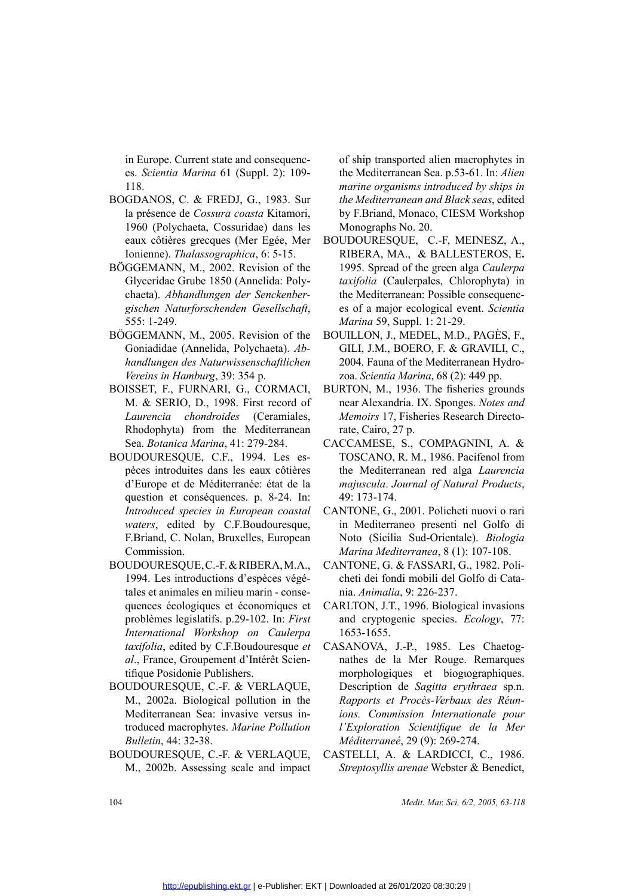in Europe. Current state and consequences. *Scientia Marina* 61 (Suppl. 2): 109-118.

BOGDANOS, C. & FREDJ, G., 1983. Sur la présence de *Cossura coasta* Kitamori, 1960 (Polychaeta, Cossuridae) dans les eaux côtières grecques (Mer Egée, Mer Ionienne). *Thalassographica*, 6: 5-15.

BÖGGEMANN, M., 2002. Revision of the Glyceridae Grube 1850 (Annelida: Polychaeta). *Abhandlungen der Senckenbergischen Naturforschenden Gesellschaft*, 555: 1-249.

BÖGGEMANN, M., 2005. Revision of the Goniadidae (Annelida, Polychaeta). *Abhandlungen des Naturwissenschaftlichen Vereins in Hamburg*, 39: 354 p.

BOISSET, F., FURNARI, G., CORMACI, M. & SERIO, D., 1998. First record of *Laurencia chondroides* (Ceramiales, Rhodophyta) from the Mediterranean Sea. *Botanica Marina*, 41: 279-284.

BOUDOURESQUE, C.F., 1994. Les espèces introduites dans les eaux côtières d'Europe et de Méditerranée: état de la question et conséquences. p. 8-24. In: *Introduced species in European coastal waters*, edited by C.F.Boudouresque, F.Briand, C. Nolan, Bruxelles, European Commission.

BOUDOURESQUE, C.-F. & RIBERA, M.A., 1994. Les introductions d'espèces végétales et animales en milieu marin - consequences écologiques et économiques et problèmes legislatifs. p.29-102. In: *First International Workshop on Caulerpa taxifolia*, edited by C.F.Boudouresque *et al*., France, Groupement d'Intérêt Scientifique Posidonie Publishers.

BOUDOURESQUE, C.-F. & VERLAQUE, M., 2002a. Biological pollution in the Mediterranean Sea: invasive versus introduced macrophytes. *Marine Pollution Bulletin*, 44: 32-38.

BOUDOURESQUE, C.-F. & VERLAQUE, M., 2002b. Assessing scale and impact of ship transported alien macrophytes in the Mediterranean Sea. p.53-61. In: *Alien marine organisms introduced by ships in the Mediterranean and Black seas*, edited by F.Briand, Monaco, CIESM Workshop Monographs No. 20.

BOUDOURESQUE, C.-F, MEINESZ, A., RIBERA, MA., & BALLESTEROS, E. 1995. Spread of the green alga *Caulerpa taxifolia* (Caulerpales, Chlorophyta) in the Mediterranean: Possible consequences of a major ecological event. *Scientia Marina* 59, Suppl. 1: 21-29.

BOUILLON, J., MEDEL, M.D., PAGÈS, F., GILI, J.M., BOERO, F. & GRAVILI, C., 2004. Fauna of the Mediterranean Hydrozoa. *Scientia Marina*, 68 (2): 449 pp.

BURTON, M., 1936. The fisheries grounds near Alexandria. IX. Sponges. *Notes and Memoirs* 17, Fisheries Research Directorate, Cairo, 27 p.

CACCAMESE, S., COMPAGNINI, A. & TOSCANO, R. M., 1986. Pacifenol from the Mediterranean red alga *Laurencia majuscula*. *Journal of Natural Products*, 49: 173-174.

CANTONE, G., 2001. Policheti nuovi o rari in Mediterraneo presenti nel Golfo di Noto (Sicilia Sud-Orientale). *Biologia Marina Mediterranea*, 8 (1): 107-108.

CANTONE, G. & FASSARI, G., 1982. Policheti dei fondi mobili del Golfo di Catania. *Animalia*, 9: 226-237.

CARLTON, J.T., 1996. Biological invasions and cryptogenic species. *Ecology*, 77: 1653-1655.

CASANOVA, J.-P., 1985. Les Chaetognathes de la Mer Rouge. Remarques morphologiques et biogıographiques. Description de *Sagitta erythraea* sp.n. *Rapports et Procès-Verbaux des Réunions. Commission Internationale pour l'Exploration Scientifique de la Mer Méditerraneé*, 29 (9): 269-274.

CASTELLI, A. & LARDICCI, C., 1986. *Streptosyllis arenae* Webster & Benedict,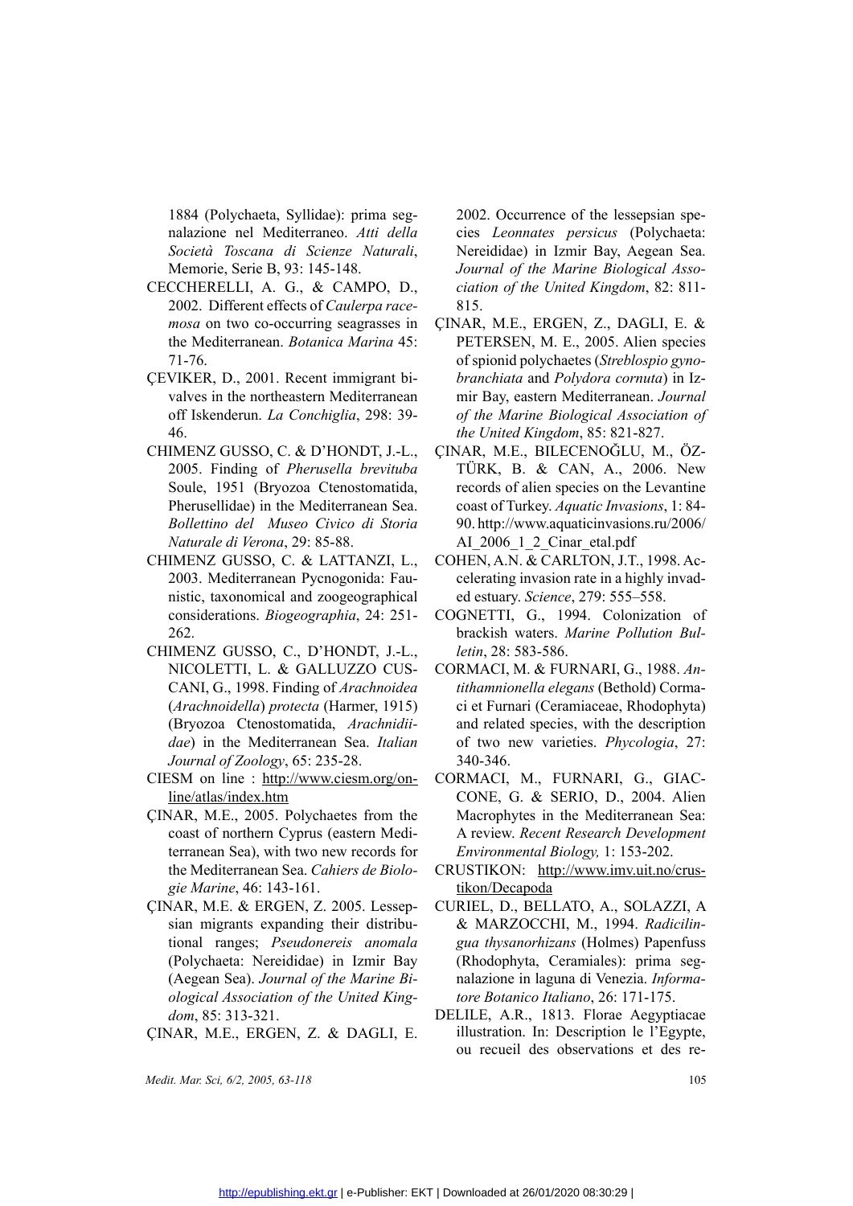1884 (Polychaeta, Syllidae): prima segnalazione nel Mediterraneo. *Atti della Società Toscana di Scienze Naturali*, Memorie, Serie B, 93: 145-148.

CECCHERELLI, A. G., & CAMPO, D., 2002. Different effects of *Caulerpa racemosa* on two co-occurring seagrasses in the Mediterranean. *Botanica Marina* 45: 71-76.

ÇEVIKER, D., 2001. Recent immigrant bivalves in the northeastern Mediterranean off Iskenderun. *La Conchiglia*, 298: 39-46.

CHIMENZ GUSSO, C. & D'HONDT, J.-L., 2005. Finding of *Pherusella brevituba* Soule, 1951 (Bryozoa Ctenostomatida, Pherusellidae) in the Mediterranean Sea. *Bollettino del Museo Civico di Storia Naturale di Verona*, 29: 85-88.

CHIMENZ GUSSO, C. & LATTANZI, L., 2003. Mediterranean Pycnogonida: Faunistic, taxonomical and zoogeographical considerations. *Biogeographia*, 24: 251-262.

CHIMENZ GUSSO, C., D'HONDT, J.-L., NICOLETTI, L. & GALLUZZO CUSCANI, G., 1998. Finding of *Arachnoidea* (*Arachnoidella*) *protecta* (Harmer, 1915) (Bryozoa Ctenostomatida, *Arachnidiidae*) in the Mediterranean Sea. *Italian Journal of Zoology*, 65: 235-28.

CIESM on line : http://www.ciesm.org/online/atlas/index.htm

ÇINAR, M.E., 2005. Polychaetes from the coast of northern Cyprus (eastern Mediterranean Sea), with two new records for the Mediterranean Sea. *Cahiers de Biologie Marine*, 46: 143-161.

ÇINAR, M.E. & ERGEN, Z. 2005. Lessepsian migrants expanding their distributional ranges; *Pseudonereis anomala* (Polychaeta: Nereididae) in Izmir Bay (Aegean Sea). *Journal of the Marine Biological Association of the United Kingdom*, 85: 313-321.

ÇINAR, M.E., ERGEN, Z. & DAGLI, E. 2002. Occurrence of the lessepsian species *Leonnates persicus* (Polychaeta: Nereididae) in Izmir Bay, Aegean Sea. *Journal of the Marine Biological Association of the United Kingdom*, 82: 811-815.

ÇINAR, M.E., ERGEN, Z., DAGLI, E. & PETERSEN, M. E., 2005. Alien species of spionid polychaetes (*Streblospio gynobranchiata* and *Polydora cornuta*) in Izmir Bay, eastern Mediterranean. *Journal of the Marine Biological Association of the United Kingdom*, 85: 821-827.

ÇINAR, M.E., BILECENOĞLU, M., ÖZTÜRK, B. & CAN, A., 2006. New records of alien species on the Levantine coast of Turkey. *Aquatic Invasions*, 1: 84-90. http://www.aquaticinvasions.ru/2006/AI_2006_1_2_Cinar_etal.pdf

COHEN, A.N. & CARLTON, J.T., 1998. Accelerating invasion rate in a highly invaded estuary. *Science*, 279: 555–558.

COGNETTI, G., 1994. Colonization of brackish waters. *Marine Pollution Bulletin*, 28: 583-586.

CORMACI, M. & FURNARI, G., 1988. *Antithamnionella elegans* (Bethold) Cormaci et Furnari (Ceramiaceae, Rhodophyta) and related species, with the description of two new varieties. *Phycologia*, 27: 340-346.

CORMACI, M., FURNARI, G., GIACCONE, G. & SERIO, D., 2004. Alien Macrophytes in the Mediterranean Sea: A review. *Recent Research Development Environmental Biology,* 1: 153-202.

CRUSTIKON: http://www.imv.uit.no/crustikon/Decapoda

CURIEL, D., BELLATO, A., SOLAZZI, A & MARZOCCHI, M., 1994. *Radicilingua thysanorhizans* (Holmes) Papenfuss (Rhodophyta, Ceramiales): prima segnalazione in laguna di Venezia. *Informatore Botanico Italiano*, 26: 171-175.

DELILE, A.R., 1813. Florae Aegyptiacae illustration. In: Description le l'Egypte, ou recueil des observations et des re-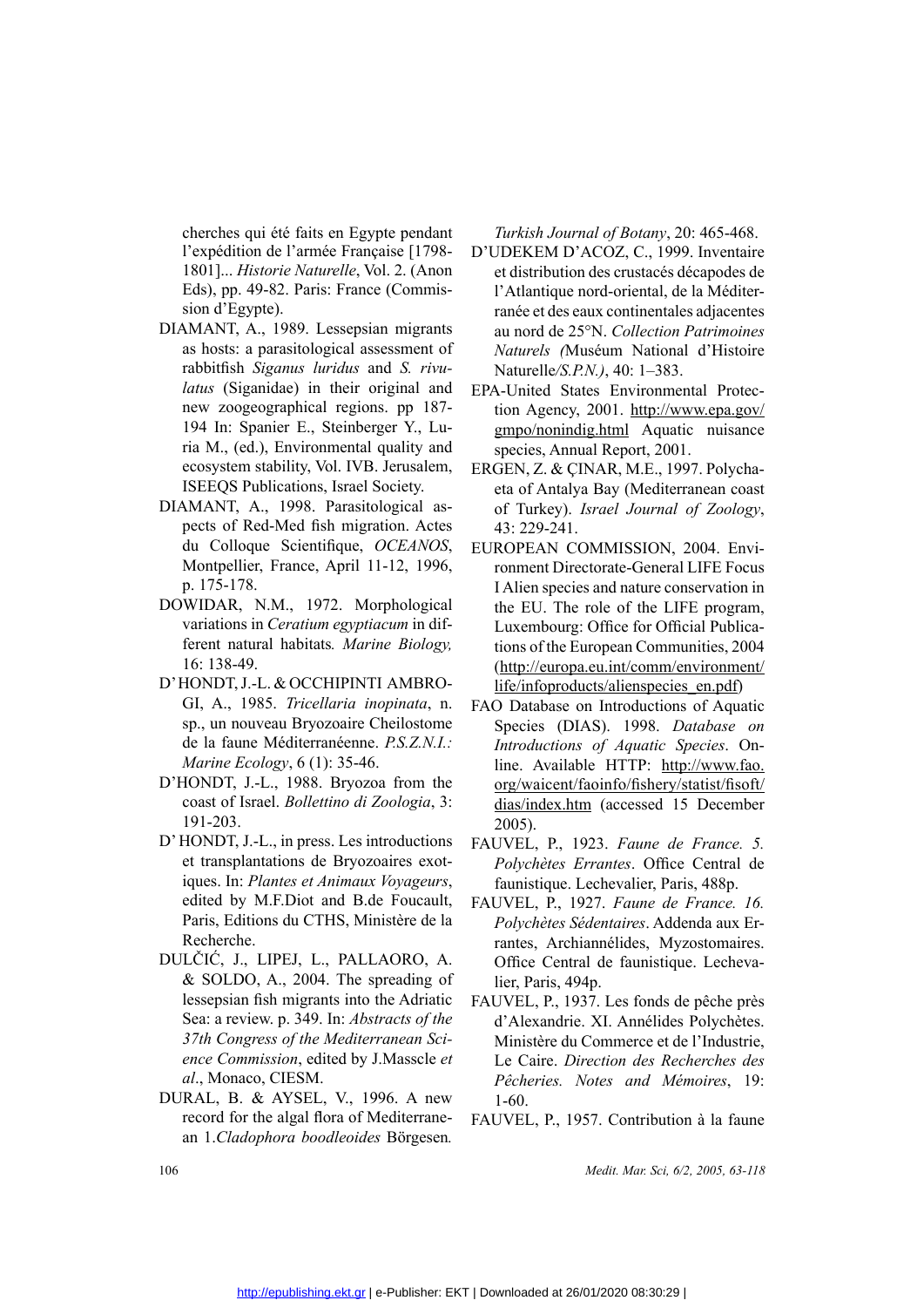cherches qui été faits en Egypte pendant l'expédition de l'armée Française [1798-1801]... *Historie Naturelle*, Vol. 2. (Anon Eds), pp. 49-82. Paris: France (Commission d'Egypte).

DIAMANT, A., 1989. Lessepsian migrants as hosts: a parasitological assessment of rabbitfish *Siganus luridus* and *S. rivulatus* (Siganidae) in their original and new zoogeographical regions. pp 187-194 In: Spanier E., Steinberger Y., Luria M., (ed.), Environmental quality and ecosystem stability, Vol. IVB. Jerusalem, ISEEQS Publications, Israel Society.

DIAMANT, A., 1998. Parasitological aspects of Red-Med fish migration. Actes du Colloque Scientifique, *OCEANOS*, Montpellier, France, April 11-12, 1996, p. 175-178.

DOWIDAR, N.M., 1972. Morphological variations in *Ceratium egyptiacum* in different natural habitats*. Marine Biology,* 16: 138-49.

D'HONDT, J.-L. & OCCHIPINTI AMBROGI, A., 1985. *Tricellaria inopinata*, n. sp., un nouveau Bryozoaire Cheilostome de la faune Méditerranéenne. *P.S.Z.N.I.: Marine Ecology*, 6 (1): 35-46.

D'HONDT, J.-L., 1988. Bryozoa from the coast of Israel. *Bollettino di Zoologia*, 3: 191-203.

D' HONDT, J.-L., in press. Les introductions et transplantations de Bryozoaires exotiques. In: *Plantes et Animaux Voyageurs*, edited by M.F.Diot and B.de Foucault, Paris, Editions du CTHS, Ministère de la Recherche.

DULČIĆ, J., LIPEJ, L., PALLAORO, A. & SOLDO, A., 2004. The spreading of lessepsian fish migrants into the Adriatic Sea: a review. p. 349. In: *Abstracts of the 37th Congress of the Mediterranean Science Commission*, edited by J.Masscle *et al*., Monaco, CIESM.

DURAL, B. & AYSEL, V., 1996. A new record for the algal flora of Mediterranean 1.*Cladophora boodleoides* Börgesen*. Turkish Journal of Botany*, 20: 465-468.

D'UDEKEM D'ACOZ, C., 1999. Inventaire et distribution des crustacés décapodes de l'Atlantique nord-oriental, de la Méditerranée et des eaux continentales adjacentes au nord de 25°N. *Collection Patrimoines Naturels (*Muséum National d'Histoire Naturelle*/S.P.N.)*, 40: 1–383.

EPA-United States Environmental Protection Agency, 2001. http://www.epa.gov/gmpo/nonindig.html Aquatic nuisance species, Annual Report, 2001.

ERGEN, Z. & ÇINAR, M.E., 1997. Polychaeta of Antalya Bay (Mediterranean coast of Turkey). *Israel Journal of Zoology*, 43: 229-241.

EUROPEAN COMMISSION, 2004. Environment Directorate-General LIFE Focus I Alien species and nature conservation in the EU. The role of the LIFE program, Luxembourg: Office for Official Publications of the European Communities, 2004 (http://europa.eu.int/comm/environment/life/infoproducts/alienspecies_en.pdf)

FAO Database on Introductions of Aquatic Species (DIAS). 1998. *Database on Introductions of Aquatic Species*. Online. Available HTTP: http://www.fao.org/waicent/faoinfo/fishery/statist/fisoft/dias/index.htm (accessed 15 December 2005).

FAUVEL, P., 1923. *Faune de France. 5. Polychètes Errantes*. Office Central de faunistique. Lechevalier, Paris, 488p.

FAUVEL, P., 1927. *Faune de France. 16. Polychètes Sédentaires*. Addenda aux Errantes, Archiannélides, Myzostomaires. Office Central de faunistique. Lechevalier, Paris, 494p.

FAUVEL, P., 1937. Les fonds de pêche près d'Alexandrie. XI. Annélides Polychètes. Ministère du Commerce et de l'Industrie, Le Caire. *Direction des Recherches des Pêcheries. Notes and Mémoires*, 19: 1-60.

FAUVEL, P., 1957. Contribution à la faune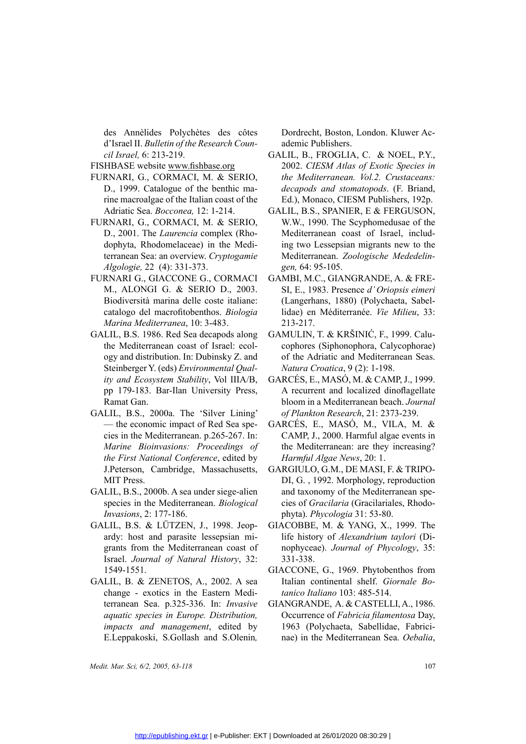des Annèlides Polychètes des côtes d'Israel II. *Bulletin of the Research Council Israel,* 6: 213-219.

FISHBASE website www.fishbase.org

FURNARI, G., CORMACI, M. & SERIO, D., 1999. Catalogue of the benthic marine macroalgae of the Italian coast of the Adriatic Sea. *Bocconea,* 12: 1-214.

FURNARI, G., CORMACI, M. & SERIO, D., 2001. The *Laurencia* complex (Rhodophyta, Rhodomelaceae) in the Mediterranean Sea: an overview. *Cryptogamie Algologie,* 22 (4): 331-373.

FURNARI G., GIACCONE G., CORMACI M., ALONGI G. & SERIO D., 2003. Biodiversità marina delle coste italiane: catalogo del macrofitobenthos. *Biologia Marina Mediterranea*, 10: 3-483.

GALIL, B.S. 1986. Red Sea decapods along the Mediterranean coast of Israel: ecology and distribution. In: Dubinsky Z. and Steinberger Y. (eds) *Environmental Quality and Ecosystem Stability*, Vol IIIA/B, pp 179-183. Bar-Ilan University Press, Ramat Gan.

GALIL, B.S., 2000a. The 'Silver Lining' — the economic impact of Red Sea species in the Mediterranean. p.265-267. In: *Marine Bioinvasions: Proceedings of the First National Conference*, edited by J.Peterson, Cambridge, Massachusetts, MIT Press.

GALIL, B.S., 2000b. A sea under siege-alien species in the Mediterranean. *Biological Invasions*, 2: 177-186.

GALIL, B.S. & LÜTZEN, J., 1998. Jeopardy: host and parasite lessepsian migrants from the Mediterranean coast of Israel. *Journal of Natural History*, 32: 1549-1551.

GALIL, B. & ZENETOS, A., 2002. A sea change - exotics in the Eastern Mediterranean Sea. p.325-336. In: *Invasive aquatic species in Europe. Distribution, impacts and management*, edited by E.Leppakoski, S.Gollash and S.Olenin, Dordrecht, Boston, London. Kluwer Academic Publishers.

GALIL, B., FROGLIA, C. & NOEL, P.Y., 2002. *CIESM Atlas of Exotic Species in the Mediterranean. Vol.2. Crustaceans: decapods and stomatopods*. (F. Briand, Ed.), Monaco, CIESM Publishers, 192p.

GALIL, B.S., SPANIER, E & FERGUSON, W.W., 1990. The Scyphomedusae of the Mediterranean coast of Israel, including two Lessepsian migrants new to the Mediterranean. *Zoologische Mededelingen,* 64: 95-105.

GAMBI, M.C., GIANGRANDE, A. & FRESI, E., 1983. Presence *d'Oriopsis eimeri* (Langerhans, 1880) (Polychaeta, Sabellidae) en Méditerranée. *Vie Milieu*, 33: 213-217.

GAMULIN, T. & KRŠINIĆ, F., 1999. Calucophores (Siphonophora, Calycophorae) of the Adriatic and Mediterranean Seas. *Natura Croatica*, 9 (2): 1-198.

GARCÉS, E., MASÓ, M. & CAMP, J., 1999. A recurrent and localized dinoflagellate bloom in a Mediterranean beach. *Journal of Plankton Research*, 21: 2373-239.

GARCÉS, E., MASÓ, M., VILA, M. & CAMP, J., 2000. Harmful algae events in the Mediterranean: are they increasing? *Harmful Algae News*, 20: 1.

GARGIULO, G.M., DE MASI, F. & TRIPODI, G. , 1992. Morphology, reproduction and taxonomy of the Mediterranean species of *Gracilaria* (Gracilariales, Rhodophyta). *Phycologia* 31: 53-80.

GIACOBBE, M. & YANG, X., 1999. The life history of *Alexandrium taylori* (Dinophyceae). *Journal of Phycology*, 35: 331-338.

GIACCONE, G., 1969. Phytobenthos from Italian continental shelf. *Giornale Botanico Italiano* 103: 485-514.

GIANGRANDE, A. & CASTELLI, A., 1986. Occurrence of *Fabricia filamentosa* Day, 1963 (Polychaeta, Sabellidae, Fabricinae) in the Mediterranean Sea. *Oebalia*,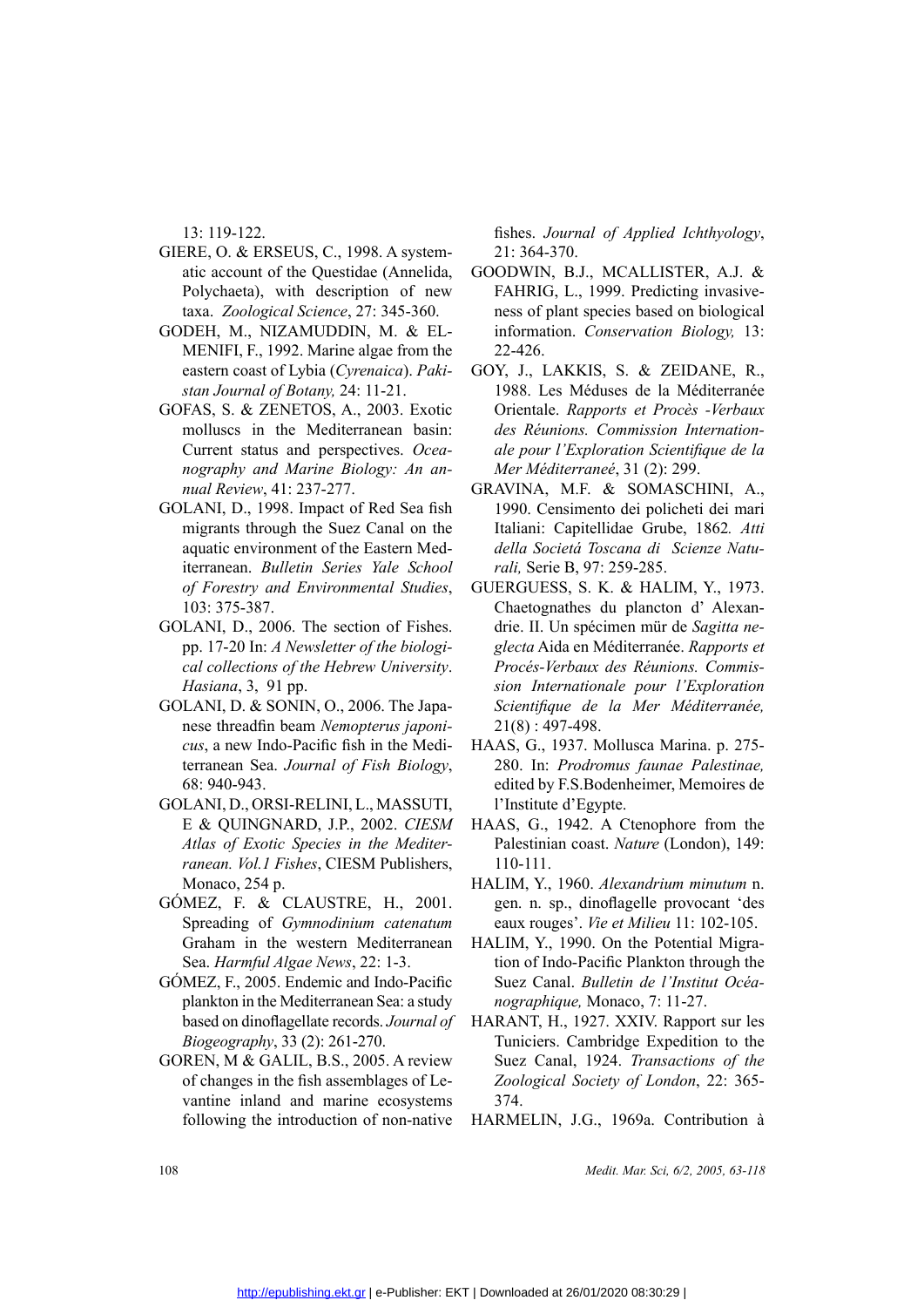13: 119-122.

GIERE, O. & ERSEUS, C., 1998. A systematic account of the Questidae (Annelida, Polychaeta), with description of new taxa. *Zoological Science*, 27: 345-360.

GODEH, M., NIZAMUDDIN, M. & ELMENIFI, F., 1992. Marine algae from the eastern coast of Lybia (*Cyrenaica*). *Pakistan Journal of Botany,* 24: 11-21.

GOFAS, S. & ZENETOS, A., 2003. Exotic molluscs in the Mediterranean basin: Current status and perspectives. *Oceanography and Marine Biology: An annual Review*, 41: 237-277.

GOLANI, D., 1998. Impact of Red Sea fish migrants through the Suez Canal on the aquatic environment of the Eastern Mediterranean. *Bulletin Series Yale School of Forestry and Environmental Studies*, 103: 375-387.

GOLANI, D., 2006. The section of Fishes. pp. 17-20 In: *A Newsletter of the biological collections of the Hebrew University*. *Hasiana*, 3, 91 pp.

GOLANI, D. & SONIN, O., 2006. The Japanese threadfin beam *Nemopterus japonicus*, a new Indo-Pacific fish in the Mediterranean Sea. *Journal of Fish Biology*, 68: 940-943.

GOLANI, D., ORSI-RELINI, L., MASSUTI, E & QUINGNARD, J.P., 2002. *CIESM Atlas of Exotic Species in the Mediterranean. Vol.1 Fishes*, CIESM Publishers, Monaco, 254 p.

GÓMEZ, F. & CLAUSTRE, H., 2001. Spreading of *Gymnodinium catenatum* Graham in the western Mediterranean Sea. *Harmful Algae News*, 22: 1-3.

GÓMEZ, F., 2005. Endemic and Indo-Pacific plankton in the Mediterranean Sea: a study based on dinoflagellate records. *Journal of Biogeography*, 33 (2): 261-270.

GOREN, M & GALIL, B.S., 2005. A review of changes in the fish assemblages of Levantine inland and marine ecosystems following the introduction of non-native fishes. *Journal of Applied Ichthyology*, 21: 364-370.

GOODWIN, B.J., MCALLISTER, A.J. & FAHRIG, L., 1999. Predicting invasiveness of plant species based on biological information. *Conservation Biology,* 13: 22-426.

GOY, J., LAKKIS, S. & ZEIDANE, R., 1988. Les Méduses de la Méditerranée Orientale. *Rapports et Procès -Verbaux des Réunions. Commission Internationale pour l'Exploration Scientifique de la Mer Méditerraneé*, 31 (2): 299.

GRAVINA, M.F. & SOMASCHINI, A., 1990. Censimento dei policheti dei mari Italiani: Capitellidae Grube, 1862*. Atti della Societá Toscana di Scienze Naturali,* Serie B, 97: 259-285.

GUERGUESS, S. K. & HALIM, Y., 1973. Chaetognathes du plancton d' Alexandrie. II. Un spécimen mür de *Sagitta neglecta* Aida en Méditerranée. *Rapports et Procés-Verbaux des Réunions. Commission Internationale pour l'Exploration Scientifique de la Mer Méditerranée,* 21(8) : 497-498.

HAAS, G., 1937. Mollusca Marina. p. 275-280. In: *Prodromus faunae Palestinae,* edited by F.S.Bodenheimer, Memoires de l'Institute d'Egypte.

HAAS, G., 1942. A Ctenophore from the Palestinian coast. *Nature* (London), 149: 110-111.

HALIM, Y., 1960. *Alexandrium minutum* n. gen. n. sp., dinoflagelle provocant 'des eaux rouges'. *Vie et Milieu* 11: 102-105.

HALIM, Y., 1990. On the Potential Migration of Indo-Pacific Plankton through the Suez Canal. *Bulletin de l'Institut Océanographique,* Monaco, 7: 11-27.

HARANT, H., 1927. XXIV. Rapport sur les Tuniciers. Cambridge Expedition to the Suez Canal, 1924. *Transactions of the Zoological Society of London*, 22: 365-374.

HARMELIN, J.G., 1969a. Contribution à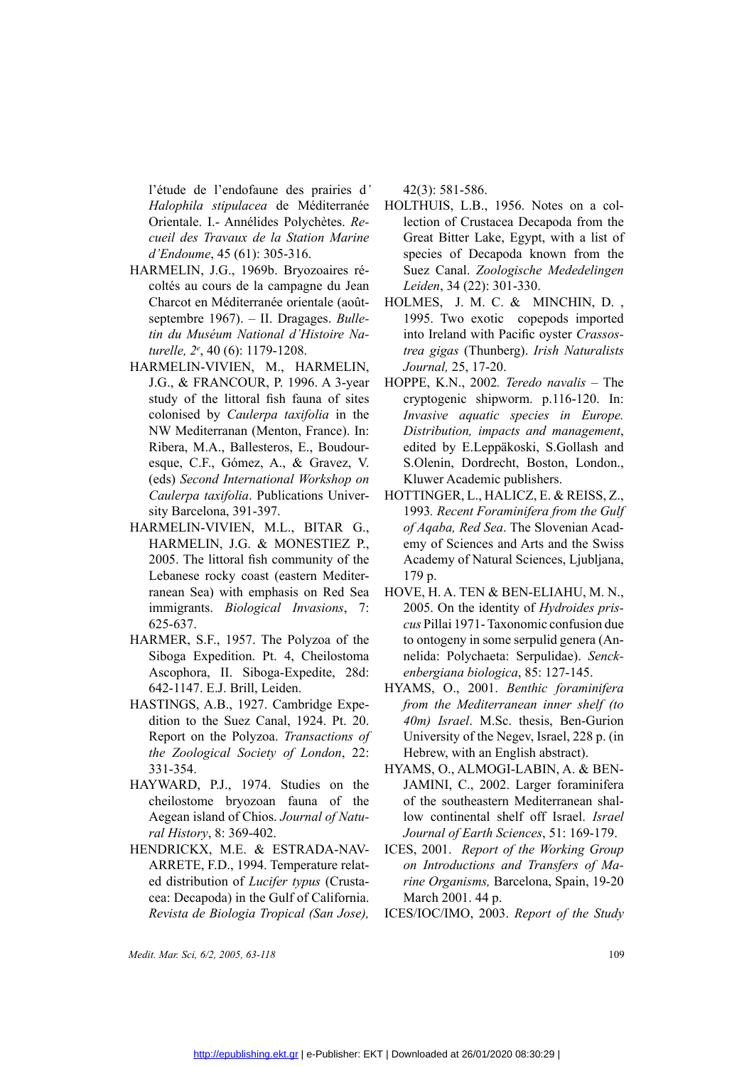l'étude de l'endofaune des prairies d'*Halophila stipulacea* de Méditerranée Orientale. I.- Annélides Polychètes. *Recueil des Travaux de la Station Marine d'Endoume*, 45 (61): 305-316.

HARMELIN, J.G., 1969b. Bryozoaires récoltés au cours de la campagne du Jean Charcot en Méditerranée orientale (août-septembre 1967). – II. Dragages. *Bulletin du Muséum National d'Histoire Naturelle, 2e*, 40 (6): 1179-1208.

HARMELIN-VIVIEN, M., HARMELIN, J.G., & FRANCOUR, P. 1996. A 3-year study of the littoral fish fauna of sites colonised by *Caulerpa taxifolia* in the NW Mediterranan (Menton, France). In: Ribera, M.A., Ballesteros, E., Boudouresque, C.F., Gómez, A., & Gravez, V. (eds) *Second International Workshop on Caulerpa taxifolia*. Publications University Barcelona, 391-397.

HARMELIN-VIVIEN, M.L., BITAR G., HARMELIN, J.G. & MONESTIEZ P., 2005. The littoral fish community of the Lebanese rocky coast (eastern Mediterranean Sea) with emphasis on Red Sea immigrants. *Biological Invasions*, 7: 625-637.

HARMER, S.F., 1957. The Polyzoa of the Siboga Expedition. Pt. 4, Cheilostoma Ascophora, II. Siboga-Expedite, 28d: 642-1147. E.J. Brill, Leiden.

HASTINGS, A.B., 1927. Cambridge Expedition to the Suez Canal, 1924. Pt. 20. Report on the Polyzoa. *Transactions of the Zoological Society of London*, 22: 331-354.

HAYWARD, P.J., 1974. Studies on the cheilostome bryozoan fauna of the Aegean island of Chios. *Journal of Natural History*, 8: 369-402.

HENDRICKX, M.E. & ESTRADA-NAVARRETE, F.D., 1994. Temperature related distribution of *Lucifer typus* (Crustacea: Decapoda) in the Gulf of California. *Revista de Biologia Tropical (San Jose)*, 42(3): 581-586.

HOLTHUIS, L.B., 1956. Notes on a collection of Crustacea Decapoda from the Great Bitter Lake, Egypt, with a list of species of Decapoda known from the Suez Canal. *Zoologische Mededelingen Leiden*, 34 (22): 301-330.

HOLMES, J. M. C. & MINCHIN, D. , 1995. Two exotic copepods imported into Ireland with Pacific oyster *Crassostrea gigas* (Thunberg). *Irish Naturalists Journal,* 25, 17-20.

HOPPE, K.N., 2002*. Teredo navalis* – The cryptogenic shipworm. p.116-120. In: *Invasive aquatic species in Europe. Distribution, impacts and management*, edited by E.Leppäkoski, S.Gollash and S.Olenin, Dordrecht, Boston, London., Kluwer Academic publishers.

HOTTINGER, L., HALICZ, E. & REISS, Z., 1993*. Recent Foraminifera from the Gulf of Aqaba, Red Sea*. The Slovenian Academy of Sciences and Arts and the Swiss Academy of Natural Sciences, Ljubljana, 179 p.

HOVE, H. A. TEN & BEN-ELIAHU, M. N., 2005. On the identity of *Hydroides priscus* Pillai 1971- Taxonomic confusion due to ontogeny in some serpulid genera (Annelida: Polychaeta: Serpulidae). *Senckenbergiana biologica*, 85: 127-145.

HYAMS, O., 2001. *Benthic foraminifera from the Mediterranean inner shelf (to 40m) Israel*. M.Sc. thesis, Ben-Gurion University of the Negev, Israel, 228 p. (in Hebrew, with an English abstract).

HYAMS, O., ALMOGI-LABIN, A. & BEN-JAMINI, C., 2002. Larger foraminifera of the southeastern Mediterranean shallow continental shelf off Israel. *Israel Journal of Earth Sciences*, 51: 169-179.

ICES, 2001. *Report of the Working Group on Introductions and Transfers of Marine Organisms,* Barcelona, Spain, 19-20 March 2001. 44 p.

ICES/IOC/IMO, 2003. *Report of the Study*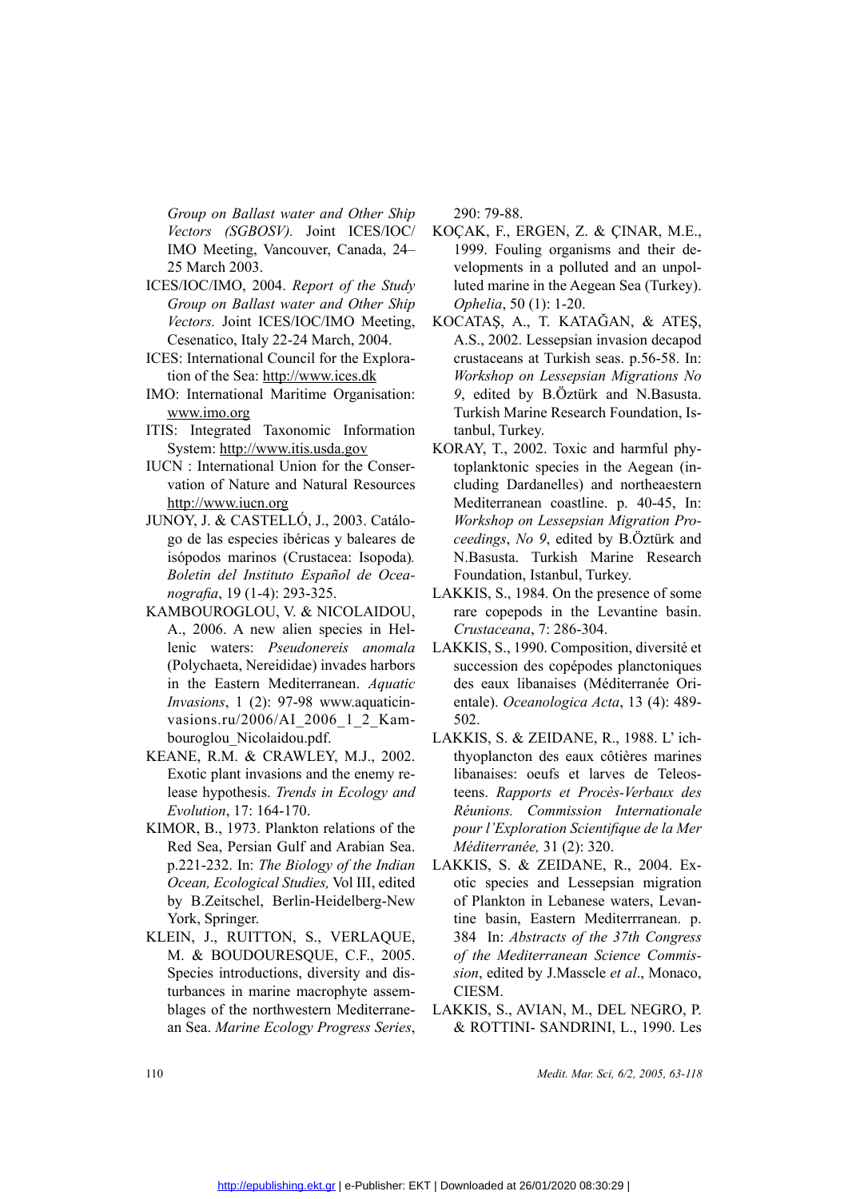*Group on Ballast water and Other Ship Vectors (SGBOSV).* Joint ICES/IOC/IMO Meeting, Vancouver, Canada, 24–25 March 2003.

ICES/IOC/IMO, 2004. *Report of the Study Group on Ballast water and Other Ship Vectors.* Joint ICES/IOC/IMO Meeting, Cesenatico, Italy 22-24 March, 2004.

ICES: International Council for the Exploration of the Sea: http://www.ices.dk

IMO: International Maritime Organisation: www.imo.org

ITIS: Integrated Taxonomic Information System: http://www.itis.usda.gov

IUCN : International Union for the Conservation of Nature and Natural Resources http://www.iucn.org

JUNOY, J. & CASTELLÓ, J., 2003. Catálogo de las especies ibéricas y baleares de isópodos marinos (Crustacea: Isopoda). *Boletin del Instituto Español de Oceanografia*, 19 (1-4): 293-325.

KAMBOUROGLOU, V. & NICOLAIDOU, A., 2006. A new alien species in Hellenic waters: *Pseudonereis anomala* (Polychaeta, Nereididae) invades harbors in the Eastern Mediterranean. *Aquatic Invasions*, 1 (2): 97-98 www.aquaticinvasions.ru/2006/AI_2006_1_2_Kambouroglou_Nicolaidou.pdf.

KEANE, R.M. & CRAWLEY, M.J., 2002. Exotic plant invasions and the enemy release hypothesis. *Trends in Ecology and Evolution*, 17: 164-170.

KIMOR, B., 1973. Plankton relations of the Red Sea, Persian Gulf and Arabian Sea. p.221-232. In: *The Biology of the Indian Ocean, Ecological Studies,* Vol III, edited by B.Zeitschel, Berlin-Heidelberg-New York, Springer.

KLEIN, J., RUITTON, S., VERLAQUE, M. & BOUDOURESQUE, C.F., 2005. Species introductions, diversity and disturbances in marine macrophyte assemblages of the northwestern Mediterranean Sea. *Marine Ecology Progress Series*, 290: 79-88.

KOÇAK, F., ERGEN, Z. & ÇINAR, M.E., 1999. Fouling organisms and their developments in a polluted and an unpolluted marine in the Aegean Sea (Turkey). *Ophelia*, 50 (1): 1-20.

KOCATAŞ, A., T. KATAĞAN, & ATEŞ, A.S., 2002. Lessepsian invasion decapod crustaceans at Turkish seas. p.56-58. In: *Workshop on Lessepsian Migrations No 9*, edited by B.Öztürk and N.Basusta. Turkish Marine Research Foundation, Istanbul, Turkey.

KORAY, T., 2002. Toxic and harmful phytoplanktonic species in the Aegean (including Dardanelles) and northeaestern Mediterranean coastline. p. 40-45, In: *Workshop on Lessepsian Migration Proceedings*, *No 9*, edited by B.Öztürk and N.Basusta. Turkish Marine Research Foundation, Istanbul, Turkey.

LAKKIS, S., 1984. On the presence of some rare copepods in the Levantine basin. *Crustaceana*, 7: 286-304.

LAKKIS, S., 1990. Composition, diversité et succession des copépodes planctoniques des eaux libanaises (Méditerranée Orientale). *Oceanologica Acta*, 13 (4): 489-502.

LAKKIS, S. & ZEIDANE, R., 1988. L' ichthyoplancton des eaux côtières marines libanaises: oeufs et larves de Teleosteens. *Rapports et Procès-Verbaux des Réunions. Commission Internationale pour l'Exploration Scientifique de la Mer Méditerranée,* 31 (2): 320.

LAKKIS, S. & ZEIDANE, R., 2004. Exotic species and Lessepsian migration of Plankton in Lebanese waters, Levantine basin, Eastern Mediterrranean. p. 384 In: *Abstracts of the 37th Congress of the Mediterranean Science Commission*, edited by J.Masscle *et al*., Monaco, CIESM.

LAKKIS, S., AVIAN, M., DEL NEGRO, P. & ROTTINI- SANDRINI, L., 1990. Les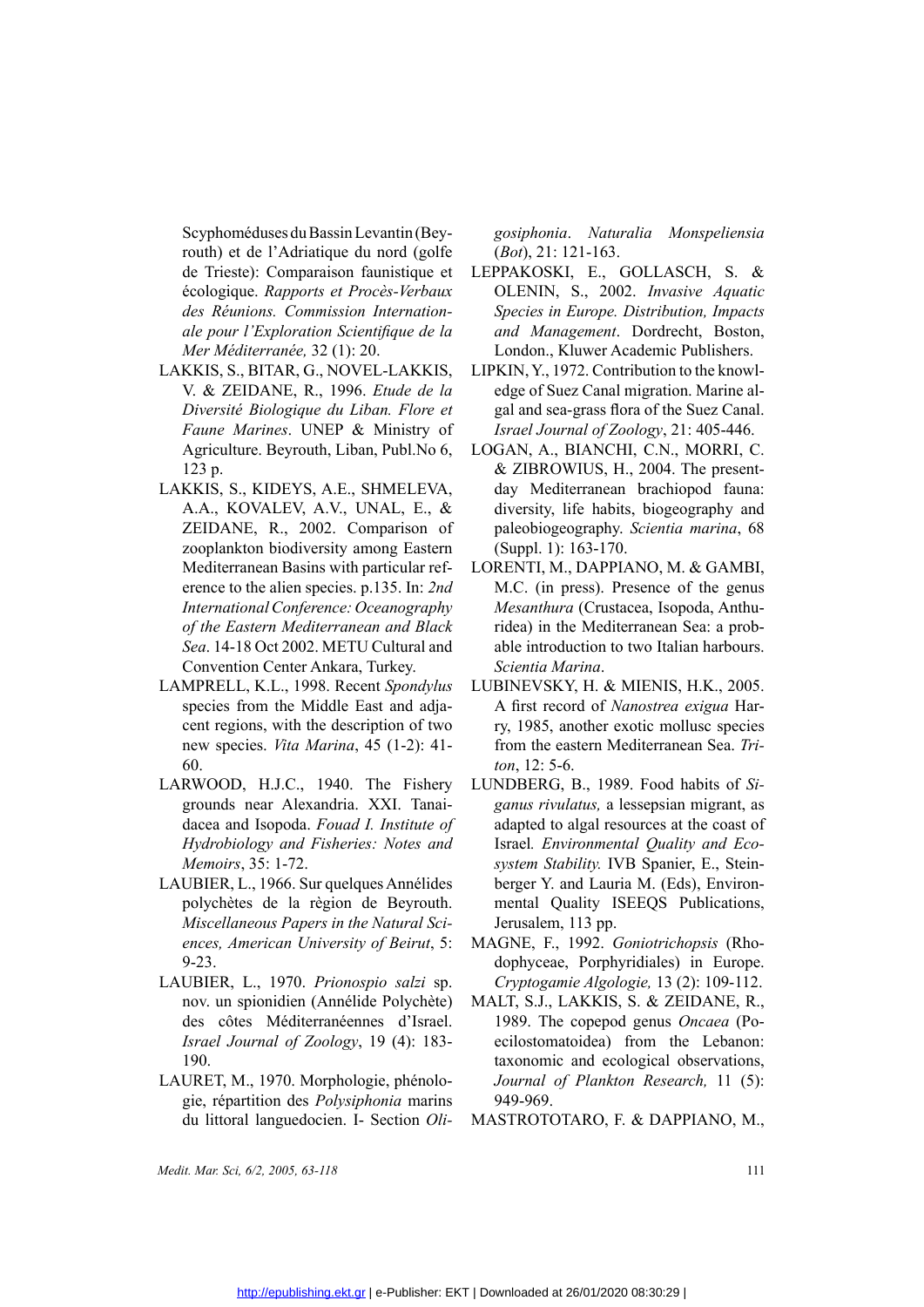Scyphoméduses du Bassin Levantin (Beyrouth) et de l'Adriatique du nord (golfe de Trieste): Comparaison faunistique et écologique. *Rapports et Procès-Verbaux des Réunions. Commission Internationale pour l'Exploration Scientifique de la Mer Méditerranée,* 32 (1): 20.

LAKKIS, S., BITAR, G., NOVEL-LAKKIS, V. & ZEIDANE, R., 1996. *Etude de la Diversité Biologique du Liban. Flore et Faune Marines*. UNEP & Ministry of Agriculture. Beyrouth, Liban, Publ.No 6, 123 p.

LAKKIS, S., KIDEYS, A.E., SHMELEVA, A.A., KOVALEV, A.V., UNAL, E., & ZEIDANE, R., 2002. Comparison of zooplankton biodiversity among Eastern Mediterranean Basins with particular reference to the alien species. p.135. In: *2nd International Conference: Oceanography of the Eastern Mediterranean and Black Sea*. 14-18 Oct 2002. METU Cultural and Convention Center Ankara, Turkey.

LAMPRELL, K.L., 1998. Recent *Spondylus* species from the Middle East and adjacent regions, with the description of two new species. *Vita Marina*, 45 (1-2): 41-60.

LARWOOD, H.J.C., 1940. The Fishery grounds near Alexandria. XXI. Tanaidacea and Isopoda. *Fouad I. Institute of Hydrobiology and Fisheries: Notes and Memoirs*, 35: 1-72.

LAUBIER, L., 1966. Sur quelques Annélides polychètes de la règion de Beyrouth. *Miscellaneous Papers in the Natural Sciences, American University of Beirut*, 5: 9-23.

LAUBIER, L., 1970. *Prionospio salzi* sp. nov. un spionidien (Annélide Polychète) des côtes Méditerranéennes d'Israel. *Israel Journal of Zoology*, 19 (4): 183-190.

LAURET, M., 1970. Morphologie, phénologie, répartition des *Polysiphonia* marins du littoral languedocien. I- Section *Oligosiphonia*. *Naturalia Monspeliensia* (*Bot*), 21: 121-163.

LEPPAKOSKI, E., GOLLASCH, S. & OLENIN, S., 2002. *Invasive Aquatic Species in Europe. Distribution, Impacts and Management*. Dordrecht, Boston, London., Kluwer Academic Publishers.

LIPKIN, Y., 1972. Contribution to the knowledge of Suez Canal migration. Marine algal and sea-grass flora of the Suez Canal. *Israel Journal of Zoology*, 21: 405-446.

LOGAN, A., BIANCHI, C.N., MORRI, C. & ZIBROWIUS, H., 2004. The present-day Mediterranean brachiopod fauna: diversity, life habits, biogeography and paleobiogeography. *Scientia marina*, 68 (Suppl. 1): 163-170.

LORENTI, M., DAPPIANO, M. & GAMBI, M.C. (in press). Presence of the genus *Mesanthura* (Crustacea, Isopoda, Anthuridea) in the Mediterranean Sea: a probable introduction to two Italian harbours. *Scientia Marina*.

LUBINEVSKY, H. & MIENIS, H.K., 2005. A first record of *Nanostrea exigua* Harry, 1985, another exotic mollusc species from the eastern Mediterranean Sea. *Triton*, 12: 5-6.

LUNDBERG, B., 1989. Food habits of *Siganus rivulatus,* a lessepsian migrant, as adapted to algal resources at the coast of Israel*. Environmental Quality and Ecosystem Stability.* IVB Spanier, E., Steinberger Y. and Lauria M. (Eds), Environmental Quality ISEEQS Publications, Jerusalem, 113 pp.

MAGNE, F., 1992. *Goniotrichopsis* (Rhodophyceae, Porphyridiales) in Europe. *Cryptogamie Algologie,* 13 (2): 109-112.

MALT, S.J., LAKKIS, S. & ZEIDANE, R., 1989. The copepod genus *Oncaea* (Poecilostomatoidea) from the Lebanon: taxonomic and ecological observations, *Journal of Plankton Research,* 11 (5): 949-969.

MASTROTOTARO, F. & DAPPIANO, M.,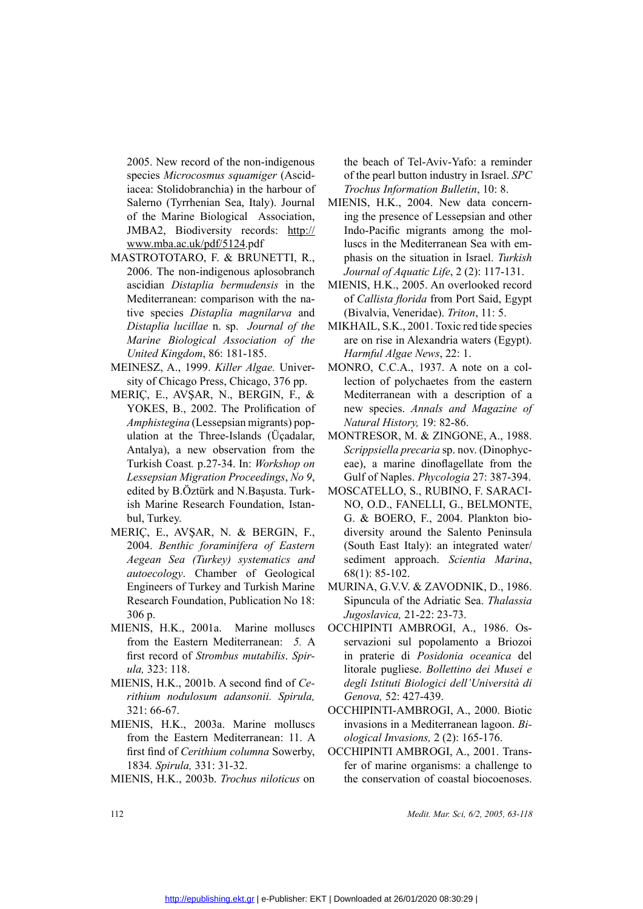2005. New record of the non-indigenous species *Microcosmus squamiger* (Ascidiacea: Stolidobranchia) in the harbour of Salerno (Tyrrhenian Sea, Italy). Journal of the Marine Biological Association, JMBA2, Biodiversity records: http://www.mba.ac.uk/pdf/5124.pdf

MASTROTOTARO, F. & BRUNETTI, R., 2006. The non-indigenous aplosobranch ascidian *Distaplia bermudensis* in the Mediterranean: comparison with the native species *Distaplia magnilarva* and *Distaplia lucillae* n. sp. *Journal of the Marine Biological Association of the United Kingdom*, 86: 181-185.

MEINESZ, A., 1999. *Killer Algae.* University of Chicago Press, Chicago, 376 pp.

MERIÇ, E., AVŞAR, N., BERGIN, F., & YOKES, B., 2002. The Prolification of *Amphistegina* (Lessepsian migrants) population at the Three-Islands (Üçadalar, Antalya), a new observation from the Turkish Coast*.* p.27-34. In: *Workshop on Lessepsian Migration Proceedings*, *No 9*, edited by B.Öztürk and N.Başusta. Turkish Marine Research Foundation, Istanbul, Turkey.

MERIÇ, E., AVŞAR, N. & BERGIN, F., 2004. *Benthic foraminifera of Eastern Aegean Sea (Turkey) systematics and autoecology*. Chamber of Geological Engineers of Turkey and Turkish Marine Research Foundation, Publication No 18: 306 p.

MIENIS, H.K., 2001a. Marine molluscs from the Eastern Mediterranean: *5.* A first record of *Strombus mutabilis*. *Spirula,* 323: 118.

MIENIS, H.K., 2001b. A second find of *Cerithium nodulosum adansonii. Spirula,* 321: 66-67.

MIENIS, H.K., 2003a. Marine molluscs from the Eastern Mediterranean: 11. A first find of *Cerithium columna* Sowerby, 1834*. Spirula,* 331: 31-32.

MIENIS, H.K., 2003b. *Trochus niloticus* on the beach of Tel-Aviv-Yafo: a reminder of the pearl button industry in Israel. *SPC Trochus Information Bulletin*, 10: 8.

MIENIS, H.K., 2004. New data concerning the presence of Lessepsian and other Indo-Pacific migrants among the molluscs in the Mediterranean Sea with emphasis on the situation in Israel. *Turkish Journal of Aquatic Life*, 2 (2): 117-131.

MIENIS, H.K., 2005. An overlooked record of *Callista florida* from Port Said, Egypt (Bivalvia, Veneridae). *Triton*, 11: 5.

MIKHAIL, S.K., 2001. Toxic red tide species are on rise in Alexandria waters (Egypt). *Harmful Algae News*, 22: 1.

MONRO, C.C.A., 1937. A note on a collection of polychaetes from the eastern Mediterranean with a description of a new species. *Annals and Magazine of Natural History,* 19: 82-86.

MONTRESOR, M. & ZINGONE, A., 1988. *Scrippsiella precaria* sp. nov. (Dinophyceae), a marine dinoflagellate from the Gulf of Naples. *Phycologia* 27: 387-394.

MOSCATELLO, S., RUBINO, F. SARACINO, O.D., FANELLI, G., BELMONTE, G. & BOERO, F., 2004. Plankton biodiversity around the Salento Peninsula (South East Italy): an integrated water/sediment approach. *Scientia Marina*, 68(1): 85-102.

MURINA, G.V.V. & ZAVODNIK, D., 1986. Sipuncula of the Adriatic Sea. *Thalassia Jugoslavica,* 21-22: 23-73.

OCCHIPINTI AMBROGI, A., 1986. Osservazioni sul popolamento a Briozoi in praterie di *Posidonia oceanica* del litorale pugliese. *Bollettino dei Musei e degli Istituti Biologici dell'Università di Genova,* 52: 427-439.

OCCHIPINTI-AMBROGI, A., 2000. Biotic invasions in a Mediterranean lagoon. *Biological Invasions,* 2 (2): 165-176.

OCCHIPINTI AMBROGI, A., 2001. Transfer of marine organisms: a challenge to the conservation of coastal biocoenoses.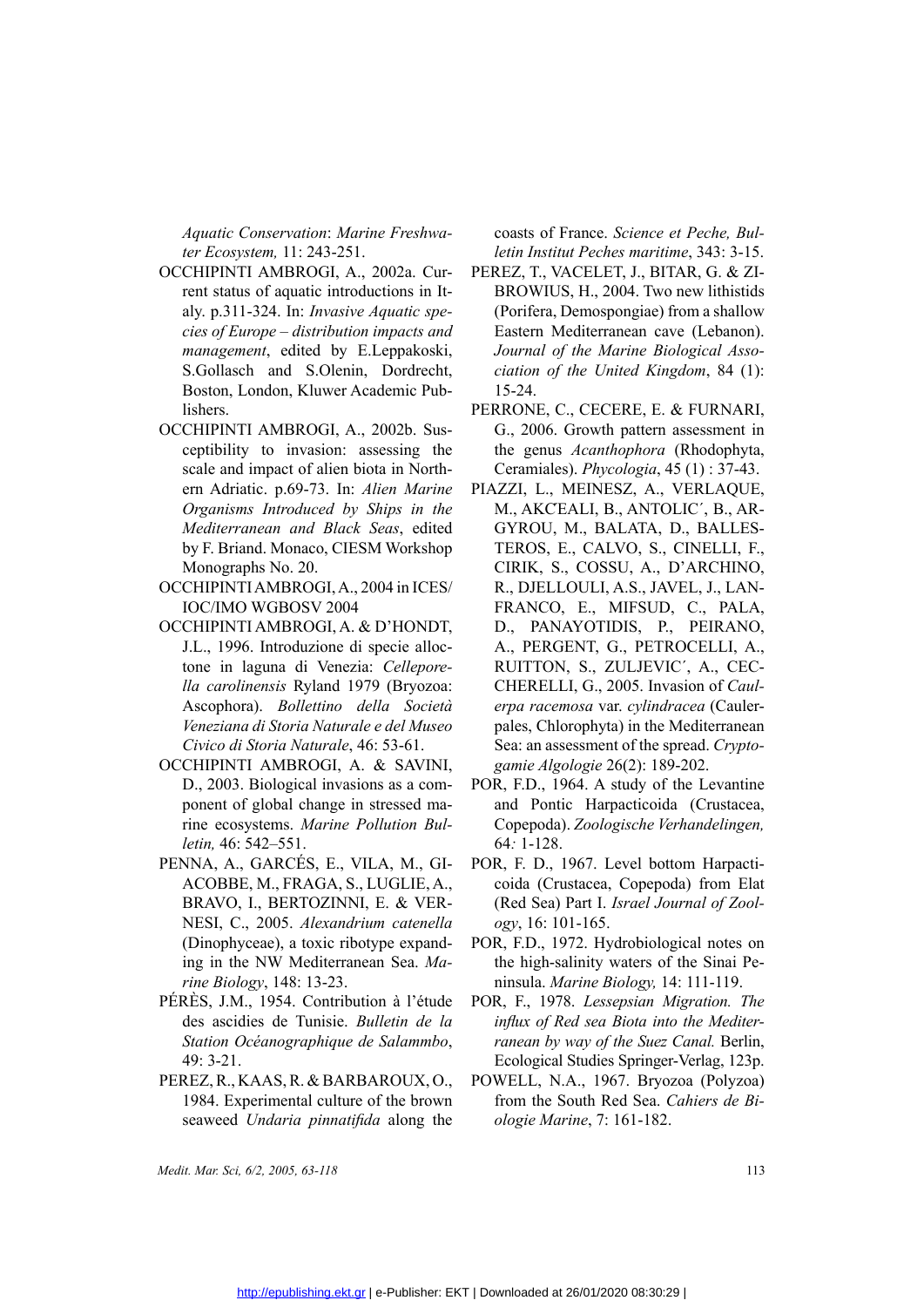*Aquatic Conservation*: *Marine Freshwater Ecosystem,* 11: 243-251.

OCCHIPINTI AMBROGI, A., 2002a. Current status of aquatic introductions in Italy. p.311-324. In: *Invasive Aquatic species of Europe – distribution impacts and management*, edited by E.Leppakoski, S.Gollasch and S.Olenin, Dordrecht, Boston, London, Kluwer Academic Publishers.

OCCHIPINTI AMBROGI, A., 2002b. Susceptibility to invasion: assessing the scale and impact of alien biota in Northern Adriatic. p.69-73. In: *Alien Marine Organisms Introduced by Ships in the Mediterranean and Black Seas*, edited by F. Briand. Monaco, CIESM Workshop Monographs No. 20.

OCCHIPINTI AMBROGI, A., 2004 in ICES/IOC/IMO WGBOSV 2004

OCCHIPINTI AMBROGI, A. & D'HONDT, J.L., 1996. Introduzione di specie alloctone in laguna di Venezia: *Celleporella carolinensis* Ryland 1979 (Bryozoa: Ascophora). *Bollettino della Società Veneziana di Storia Naturale e del Museo Civico di Storia Naturale*, 46: 53-61.

OCCHIPINTI AMBROGI, A. & SAVINI, D., 2003. Biological invasions as a component of global change in stressed marine ecosystems. *Marine Pollution Bulletin,* 46: 542–551.

PENNA, A., GARCÉS, E., VILA, M., GIACOBBE, M., FRAGA, S., LUGLIE, A., BRAVO, I., BERTOZINNI, E. & VERNESI, C., 2005. *Alexandrium catenella* (Dinophyceae), a toxic ribotype expanding in the NW Mediterranean Sea. *Marine Biology*, 148: 13-23.

PÉRÈS, J.M., 1954. Contribution à l'étude des ascidies de Tunisie. *Bulletin de la Station Océanographique de Salammbo*, 49: 3-21.

PEREZ, R., KAAS, R. & BARBAROUX, O., 1984. Experimental culture of the brown seaweed *Undaria pinnatifida* along the coasts of France. *Science et Peche, Bulletin Institut Peches maritime*, 343: 3-15.

PEREZ, T., VACELET, J., BITAR, G. & ZIBROWIUS, H., 2004. Two new lithistids (Porifera, Demospongiae) from a shallow Eastern Mediterranean cave (Lebanon). *Journal of the Marine Biological Association of the United Kingdom*, 84 (1): 15-24.

PERRONE, C., CECERE, E. & FURNARI, G., 2006. Growth pattern assessment in the genus *Acanthophora* (Rhodophyta, Ceramiales). *Phycologia*, 45 (1) : 37-43.

PIAZZI, L., MEINESZ, A., VERLAQUE, M., AKCΈALI, B., ANTOLIC´, B., ARGYROU, M., BALATA, D., BALLESTEROS, E., CALVO, S., CINELLI, F., CIRIK, S., COSSU, A., D'ARCHINO, R., DJELLOULI, A.S., JAVEL, J., LANFRANCO, E., MIFSUD, C., PALA, D., PANAYOTIDIS, P., PEIRANO, A., PERGENT, G., PETROCELLI, A., RUITTON, S., ZULJEVIC´, A., CECCHERELLI, G., 2005. Invasion of *Caulerpa racemosa* var. *cylindracea* (Caulerpales, Chlorophyta) in the Mediterranean Sea: an assessment of the spread. *Cryptogamie Algologie* 26(2): 189-202.

POR, F.D., 1964. A study of the Levantine and Pontic Harpacticoida (Crustacea, Copepoda). *Zoologische Verhandelingen,* 64*:* 1-128.

POR, F. D., 1967. Level bottom Harpacticoida (Crustacea, Copepoda) from Elat (Red Sea) Part I. *Israel Journal of Zoology*, 16: 101-165.

POR, F.D., 1972. Hydrobiological notes on the high-salinity waters of the Sinai Peninsula. *Marine Biology,* 14: 111-119.

POR, F., 1978. *Lessepsian Migration. The influx of Red sea Biota into the Mediterranean by way of the Suez Canal.* Berlin, Ecological Studies Springer-Verlag, 123p.

POWELL, N.A., 1967. Bryozoa (Polyzoa) from the South Red Sea. *Cahiers de Biologie Marine*, 7: 161-182.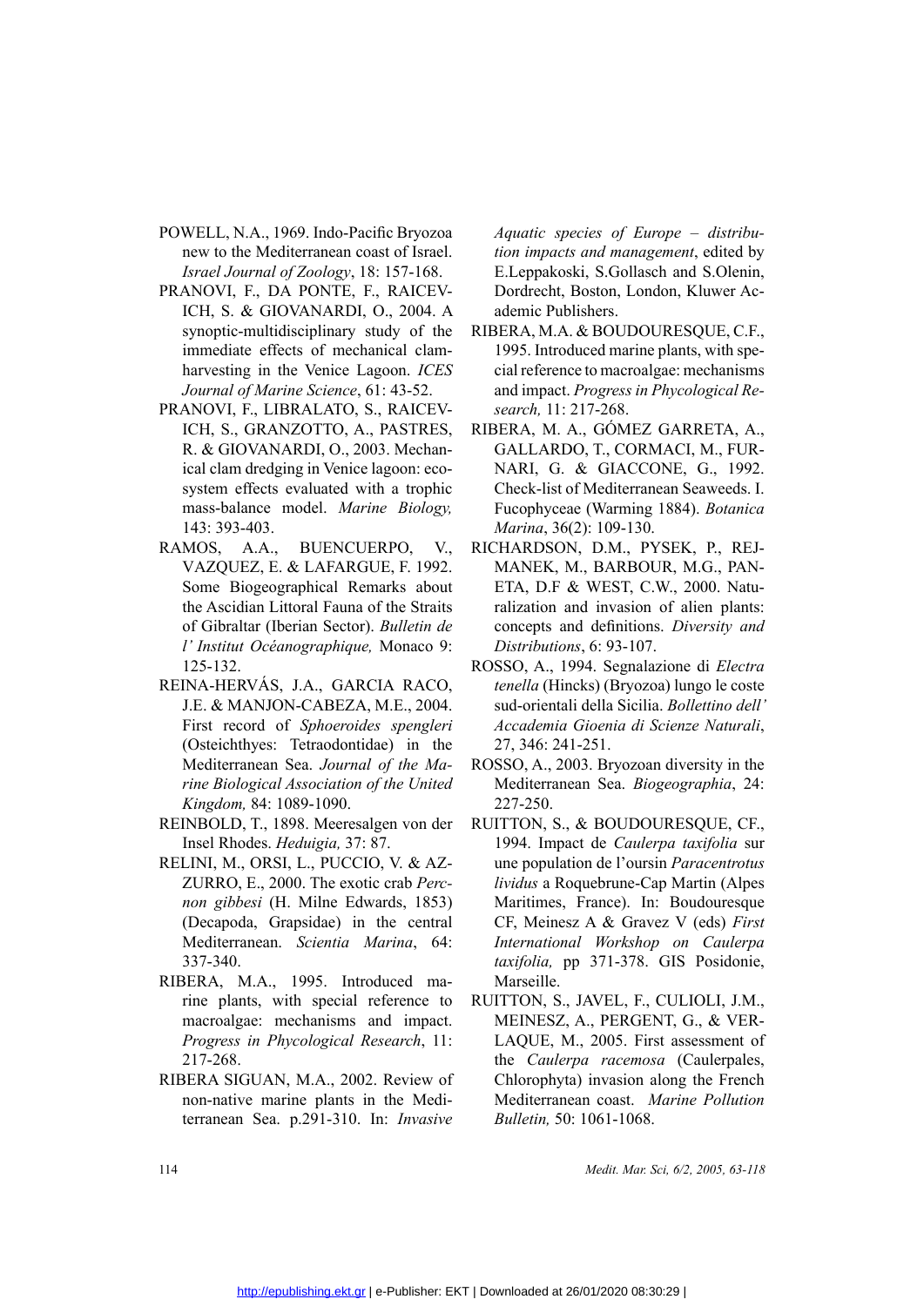POWELL, N.A., 1969. Indo-Pacific Bryozoa new to the Mediterranean coast of Israel. *Israel Journal of Zoology*, 18: 157-168.

PRANOVI, F., DA PONTE, F., RAICEVICH, S. & GIOVANARDI, O., 2004. A synoptic-multidisciplinary study of the immediate effects of mechanical clam-harvesting in the Venice Lagoon. *ICES Journal of Marine Science*, 61: 43-52.

PRANOVI, F., LIBRALATO, S., RAICEVICH, S., GRANZOTTO, A., PASTRES, R. & GIOVANARDI, O., 2003. Mechanical clam dredging in Venice lagoon: ecosystem effects evaluated with a trophic mass-balance model. *Marine Biology,* 143: 393-403.

RAMOS, A.A., BUENCUERPO, V., VAZQUEZ, E. & LAFARGUE, F. 1992. Some Biogeographical Remarks about the Ascidian Littoral Fauna of the Straits of Gibraltar (Iberian Sector). *Bulletin de l' Institut Océanographique,* Monaco 9: 125-132.

REINA-HERVÁS, J.A., GARCIA RACO, J.E. & MANJON-CABEZA, M.E., 2004. First record of *Sphoeroides spengleri* (Osteichthyes: Tetraodontidae) in the Mediterranean Sea. *Journal of the Marine Biological Association of the United Kingdom,* 84: 1089-1090.

REINBOLD, T., 1898. Meeresalgen von der Insel Rhodes. *Heduigia,* 37: 87.

RELINI, M., ORSI, L., PUCCIO, V. & AZZURRO, E., 2000. The exotic crab *Percnon gibbesi* (H. Milne Edwards, 1853) (Decapoda, Grapsidae) in the central Mediterranean. *Scientia Marina*, 64: 337-340.

RIBERA, M.A., 1995. Introduced marine plants, with special reference to macroalgae: mechanisms and impact. *Progress in Phycological Research*, 11: 217-268.

RIBERA SIGUAN, M.A., 2002. Review of non-native marine plants in the Mediterranean Sea. p.291-310. In: *Invasive Aquatic species of Europe – distribution impacts and management*, edited by E.Leppakoski, S.Gollasch and S.Olenin, Dordrecht, Boston, London, Kluwer Academic Publishers.

RIBERA, M.A. & BOUDOURESQUE, C.F., 1995. Introduced marine plants, with special reference to macroalgae: mechanisms and impact. *Progress in Phycological Research,* 11: 217-268.

RIBERA, M. A., GÓMEZ GARRETA, A., GALLARDO, T., CORMACI, M., FURNARI, G. & GIACCONE, G., 1992. Check-list of Mediterranean Seaweeds. I. Fucophyceae (Warming 1884). *Botanica Marina*, 36(2): 109-130.

RICHARDSON, D.M., PYSEK, P., REJMANEK, M., BARBOUR, M.G., PANETA, D.F & WEST, C.W., 2000. Naturalization and invasion of alien plants: concepts and definitions. *Diversity and Distributions*, 6: 93-107.

ROSSO, A., 1994. Segnalazione di *Electra tenella* (Hincks) (Bryozoa) lungo le coste sud-orientali della Sicilia. *Bollettino dell' Accademia Gioenia di Scienze Naturali*, 27, 346: 241-251.

ROSSO, A., 2003. Bryozoan diversity in the Mediterranean Sea. *Biogeographia*, 24: 227-250.

RUITTON, S., & BOUDOURESQUE, CF., 1994. Impact de *Caulerpa taxifolia* sur une population de l'oursin *Paracentrotus lividus* a Roquebrune-Cap Martin (Alpes Maritimes, France). In: Boudouresque CF, Meinesz A & Gravez V (eds) *First International Workshop on Caulerpa taxifolia,* pp 371-378. GIS Posidonie, Marseille.

RUITTON, S., JAVEL, F., CULIOLI, J.M., MEINESZ, A., PERGENT, G., & VERLAQUE, M., 2005. First assessment of the *Caulerpa racemosa* (Caulerpales, Chlorophyta) invasion along the French Mediterranean coast. *Marine Pollution Bulletin,* 50: 1061-1068.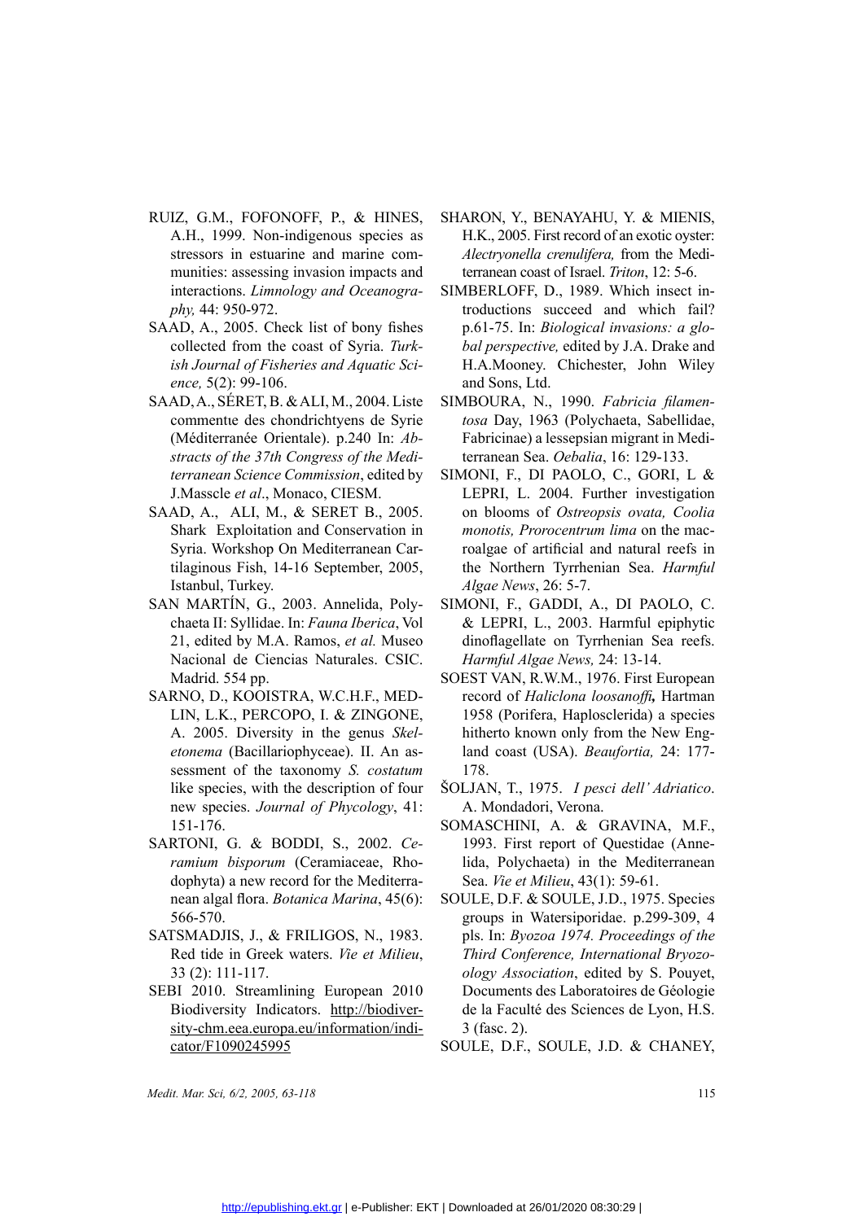RUIZ, G.M., FOFONOFF, P., & HINES, A.H., 1999. Non-indigenous species as stressors in estuarine and marine communities: assessing invasion impacts and interactions. *Limnology and Oceanography,* 44: 950-972.

SAAD, A., 2005. Check list of bony fishes collected from the coast of Syria. *Turkish Journal of Fisheries and Aquatic Science,* 5(2): 99-106.

SAAD, A., SÉRET, B. & ALI, M., 2004. Liste commentиe des chondrichtyens de Syrie (Méditerranée Orientale). p.240 In: *Abstracts of the 37th Congress of the Mediterranean Science Commission*, edited by J.Masscle *et al*., Monaco, CIESM.

SAAD, A., ALI, M., & SERET B., 2005. Shark Exploitation and Conservation in Syria. Workshop On Mediterranean Cartilaginous Fish, 14-16 September, 2005, Istanbul, Turkey.

SAN MARTÍN, G., 2003. Annelida, Polychaeta II: Syllidae. In: *Fauna Iberica*, Vol 21, edited by M.A. Ramos, *et al.* Museo Nacional de Ciencias Naturales. CSIC. Madrid. 554 pp.

SARNO, D., KOOISTRA, W.C.H.F., MEDLIN, L.K., PERCOPO, I. & ZINGONE, A. 2005. Diversity in the genus *Skeletonema* (Bacillariophyceae). II. An assessment of the taxonomy *S. costatum* like species, with the description of four new species. *Journal of Phycology*, 41: 151-176.

SARTONI, G. & BODDI, S., 2002. *Ceramium bisporum* (Ceramiaceae, Rhodophyta) a new record for the Mediterranean algal flora. *Botanica Marina*, 45(6): 566-570.

SATSMADJIS, J., & FRILIGOS, N., 1983. Red tide in Greek waters. *Vie et Milieu*, 33 (2): 111-117.

SEBI 2010. Streamlining European 2010 Biodiversity Indicators. http://biodiversity-chm.eea.europa.eu/information/indicator/F1090245995

SHARON, Y., BENAYAHU, Y. & MIENIS, H.K., 2005. First record of an exotic oyster: *Alectryonella crenulifera,* from the Mediterranean coast of Israel. *Triton*, 12: 5-6.

SIMBERLOFF, D., 1989. Which insect introductions succeed and which fail? p.61-75. In: *Biological invasions: a global perspective,* edited by J.A. Drake and H.A.Mooney. Chichester, John Wiley and Sons, Ltd.

SIMBOURA, N., 1990. *Fabricia filamentosa* Day, 1963 (Polychaeta, Sabellidae, Fabricinae) a lessepsian migrant in Mediterranean Sea. *Oebalia*, 16: 129-133.

SIMONI, F., DI PAOLO, C., GORI, L & LEPRI, L. 2004. Further investigation on blooms of *Ostreopsis ovata, Coolia monotis, Prorocentrum lima* on the macroalgae of artificial and natural reefs in the Northern Tyrrhenian Sea. *Harmful Algae News*, 26: 5-7.

SIMONI, F., GADDI, A., DI PAOLO, C. & LEPRI, L., 2003. Harmful epiphytic dinoflagellate on Tyrrhenian Sea reefs. *Harmful Algae News,* 24: 13-14.

SOEST VAN, R.W.M., 1976. First European record of *Haliclona loosanoffi,* Hartman 1958 (Porifera, Haplosclerida) a species hitherto known only from the New England coast (USA). *Beaufortia,* 24: 177-178.

ŠOLJAN, T., 1975. *I pesci dell' Adriatico*. A. Mondadori, Verona.

SOMASCHINI, A. & GRAVINA, M.F., 1993. First report of Questidae (Annelida, Polychaeta) in the Mediterranean Sea. *Vie et Milieu*, 43(1): 59-61.

SOULE, D.F. & SOULE, J.D., 1975. Species groups in Watersiporidae. p.299-309, 4 pls. In: *Byozoa 1974. Proceedings of the Third Conference, International Bryozoology Association*, edited by S. Pouyet, Documents des Laboratoires de Géologie de la Faculté des Sciences de Lyon, H.S. 3 (fasc. 2).

SOULE, D.F., SOULE, J.D. & CHANEY,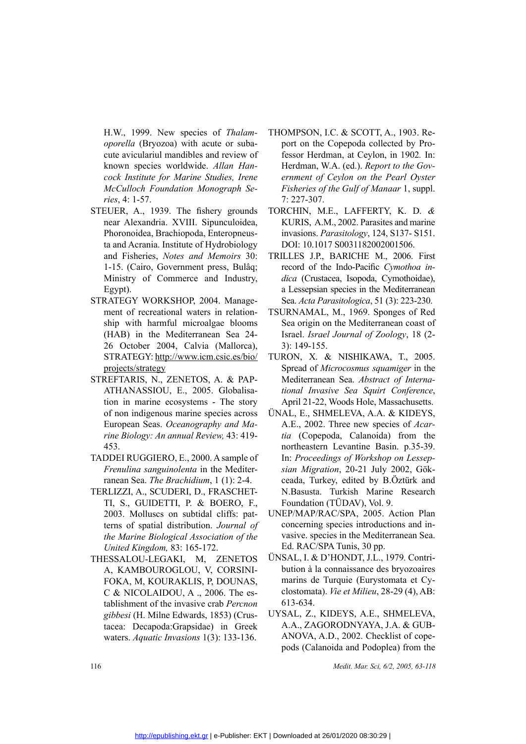H.W., 1999. New species of *Thalamoporella* (Bryozoa) with acute or subacute avicularial mandibles and review of known species worldwide. *Allan Hancock Institute for Marine Studies, Irene McCulloch Foundation Monograph Series*, 4: 1-57.

STEUER, A., 1939. The fishery grounds near Alexandria. XVIII. Sipunculoidea, Phoronoidea, Brachiopoda, Enteropneusta and Acrania. Institute of Hydrobiology and Fisheries, *Notes and Memoirs* 30: 1-15. (Cairo, Government press, Bulâq; Ministry of Commerce and Industry, Egypt).

STRATEGY WORKSHOP, 2004. Management of recreational waters in relationship with harmful microalgae blooms (HAB) in the Mediterranean Sea 24-26 October 2004, Calvia (Mallorca), STRATEGY: http://www.icm.csic.es/bio/projects/strategy

STREFTARIS, N., ZENETOS, A. & PAPATHANASSIOU, E., 2005. Globalisation in marine ecosystems - The story of non indigenous marine species across European Seas. *Oceanography and Marine Biology: An annual Review,* 43: 419-453.

TADDEI RUGGIERO, E., 2000. A sample of *Frenulina sanguinolenta* in the Mediterranean Sea. *The Brachidium*, 1 (1): 2-4.

TERLIZZI, A., SCUDERI, D., FRASCHETTI, S., GUIDETTI, P. & BOERO, F., 2003. Molluscs on subtidal cliffs: patterns of spatial distribution. *Journal of the Marine Biological Association of the United Kingdom,* 83: 165-172.

THESSALOU-LEGAKI, M, ZENETOS A, KAMBOUROGLOU, V, CORSINI-FOKA, M, KOURAKLIS, P, DOUNAS, C & NICOLAIDOU, A ., 2006. The establishment of the invasive crab *Percnon gibbesi* (H. Milne Edwards, 1853) (Crustacea: Decapoda:Grapsidae) in Greek waters. *Aquatic Invasions* 1(3): 133-136.

THOMPSON, I.C. & SCOTT, A., 1903. Report on the Copepoda collected by Professor Herdman, at Ceylon, in 1902*.* In: Herdman, W.A. (ed.). *Report to the Government of Ceylon on the Pearl Oyster Fisheries of the Gulf of Manaar* 1, suppl. 7: 227-307.

TORCHIN, M.E., LAFFERTY, K. D. *&* KURIS, A.M., 2002. Parasites and marine invasions. *Parasitology*, 124, S137- S151. DOI: 10.1017 S0031182002001506.

TRILLES J.P., BARICHE M., 2006. First record of the Indo-Pacific *Cymothoa indica* (Crustacea, Isopoda, Cymothoidae), a Lessepsian species in the Mediterranean Sea. *Acta Parasitologica*, 51 (3): 223-230.

TSURNAMAL, M., 1969. Sponges of Red Sea origin on the Mediterranean coast of Israel. *Israel Journal of Zoology*, 18 (2-3): 149-155.

TURON, X. & NISHIKAWA, T., 2005. Spread of *Microcosmus squamiger* in the Mediterranean Sea. *Abstract of International Invasive Sea Squirt Conference*, April 21-22, Woods Hole, Massachusetts.

ÜNAL, E., SHMELEVA, A.A. & KIDEYS, A.E., 2002. Three new species of *Acartia* (Copepoda, Calanoida) from the northeastern Levantine Basin. p.35-39. In: *Proceedings of Workshop on Lessepsian Migration*, 20-21 July 2002, Gökceada, Turkey, edited by B.Öztürk and N.Basusta. Turkish Marine Research Foundation (TÜDAV), Vol. 9.

UNEP/MAP/RAC/SPA, 2005. Action Plan concerning species introductions and invasive. species in the Mediterranean Sea. Ed. RAC/SPA Tunis, 30 pp.

ÜNSAL, I. & D'HONDT, J.L., 1979*.* Contribution à la connaissance des bryozoaires marins de Turquie (Eurystomata et Cyclostomata). *Vie et Milieu*, 28-29 (4), AB: 613-634.

UYSAL, Z., KIDEYS, A.E., SHMELEVA, A.A., ZAGORODNYAYA, J.A. & GUBANOVA, A.D., 2002. Checklist of copepods (Calanoida and Podoplea) from the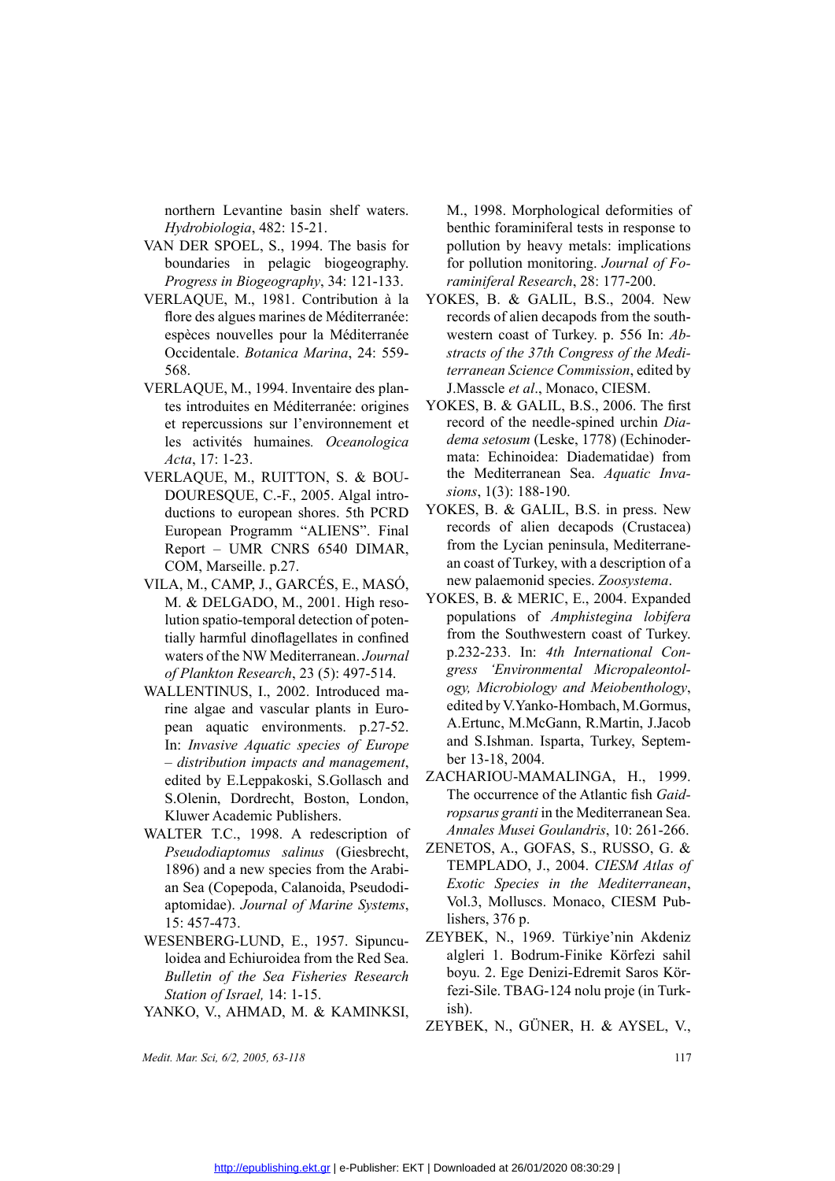northern Levantine basin shelf waters. *Hydrobiologia*, 482: 15-21.

VAN DER SPOEL, S., 1994. The basis for boundaries in pelagic biogeography. *Progress in Biogeography*, 34: 121-133.

VERLAQUE, M., 1981. Contribution à la flore des algues marines de Méditerranée: espèces nouvelles pour la Méditerranée Occidentale. *Botanica Marina*, 24: 559-568.

VERLAQUE, M., 1994. Inventaire des plantes introduites en Méditerranée: origines et repercussions sur l'environnement et les activités humaines. *Oceanologica Acta*, 17: 1-23.

VERLAQUE, M., RUITTON, S. & BOUDOURESQUE, C.-F., 2005. Algal introductions to european shores. 5th PCRD European Programm "ALIENS". Final Report – UMR CNRS 6540 DIMAR, COM, Marseille. p.27.

VILA, M., CAMP, J., GARCÉS, E., MASÓ, M. & DELGADO, M., 2001. High resolution spatio-temporal detection of potentially harmful dinoflagellates in confined waters of the NW Mediterranean. *Journal of Plankton Research*, 23 (5): 497-514.

WALLENTINUS, I., 2002. Introduced marine algae and vascular plants in European aquatic environments. p.27-52. In: *Invasive Aquatic species of Europe – distribution impacts and management*, edited by E.Leppakoski, S.Gollasch and S.Olenin, Dordrecht, Boston, London, Kluwer Academic Publishers.

WALTER T.C., 1998. A redescription of *Pseudodiaptomus salinus* (Giesbrecht, 1896) and a new species from the Arabian Sea (Copepoda, Calanoida, Pseudodiaptomidae). *Journal of Marine Systems*, 15: 457-473.

WESENBERG-LUND, E., 1957. Sipunculoidea and Echiuroidea from the Red Sea. *Bulletin of the Sea Fisheries Research Station of Israel,* 14: 1-15.

YANKO, V., AHMAD, M. & KAMINKSI, M., 1998. Morphological deformities of benthic foraminiferal tests in response to pollution by heavy metals: implications for pollution monitoring. *Journal of Foraminiferal Research*, 28: 177-200.

YOKES, B. & GALIL, B.S., 2004. New records of alien decapods from the southwestern coast of Turkey. p. 556 In: *Abstracts of the 37th Congress of the Mediterranean Science Commission*, edited by J.Masscle *et al*., Monaco, CIESM.

YOKES, B. & GALIL, B.S., 2006. The first record of the needle-spined urchin *Diadema setosum* (Leske, 1778) (Echinodermata: Echinoidea: Diadematidae) from the Mediterranean Sea. *Aquatic Invasions*, 1(3): 188-190.

YOKES, B. & GALIL, B.S. in press. New records of alien decapods (Crustacea) from the Lycian peninsula, Mediterranean coast of Turkey, with a description of a new palaemonid species. *Zoosystema*.

YOKES, B. & MERIC, E., 2004. Expanded populations of *Amphistegina lobifera* from the Southwestern coast of Turkey. p.232-233. In: *4th International Congress 'Environmental Micropaleontology, Microbiology and Meiobenthology*, edited by V.Yanko-Hombach, M.Gormus, A.Ertunc, M.McGann, R.Martin, J.Jacob and S.Ishman. Isparta, Turkey, September 13-18, 2004.

ZACHARIOU-MAMALINGA, H., 1999. The occurrence of the Atlantic fish *Gaidropsarus granti* in the Mediterranean Sea. *Annales Musei Goulandris*, 10: 261-266.

ZENETOS, A., GOFAS, S., RUSSO, G. & TEMPLADO, J., 2004. *CIESM Atlas of Exotic Species in the Mediterranean*, Vol.3, Molluscs. Monaco, CIESM Publishers, 376 p.

ZEYBEK, N., 1969. Türkiye'nin Akdeniz algleri 1. Bodrum-Finike Körfezi sahil boyu. 2. Ege Denizi-Edremit Saros Körfezi-Sile. TBAG-124 nolu proje (in Turkish).

ZEYBEK, N., GÜNER, H. & AYSEL, V.,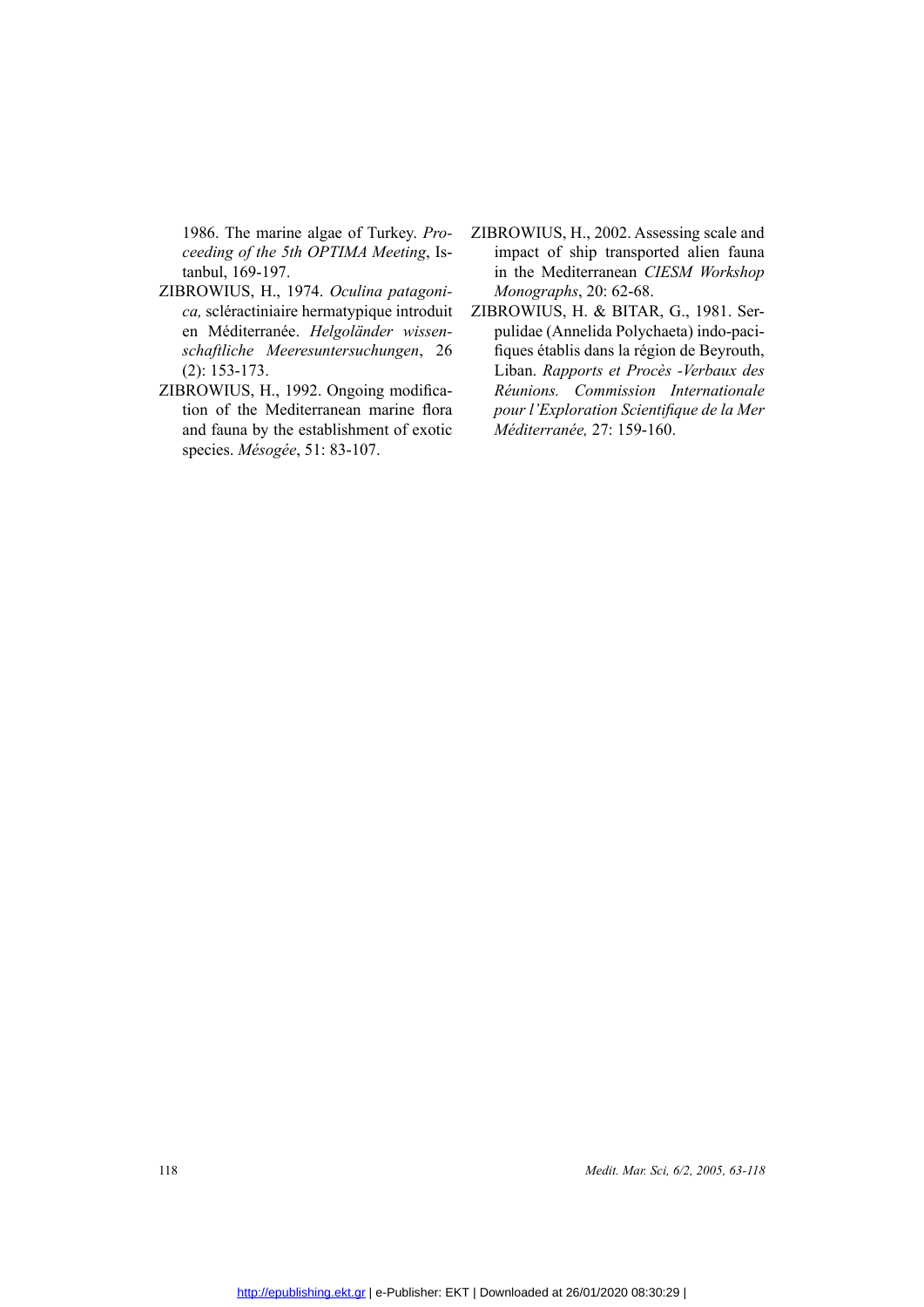1986. The marine algae of Turkey. *Proceeding of the 5th OPTIMA Meeting*, Istanbul, 169-197.

ZIBROWIUS, H., 1974. *Oculina patagonica,* scléractiniaire hermatypique introduit en Méditerranée. *Helgoländer wissenschaftliche Meeresuntersuchungen*, 26 (2): 153-173.

ZIBROWIUS, H., 1992. Ongoing modification of the Mediterranean marine flora and fauna by the establishment of exotic species. *Mésogée*, 51: 83-107.

ZIBROWIUS, H., 2002. Assessing scale and impact of ship transported alien fauna in the Mediterranean *CIESM Workshop Monographs*, 20: 62-68.

ZIBROWIUS, H. & BITAR, G., 1981. Serpulidae (Annelida Polychaeta) indo-pacifiques établis dans la région de Beyrouth, Liban. *Rapports et Procès -Verbaux des Réunions. Commission Internationale pour l'Exploration Scientifique de la Mer Méditerranée,* 27: 159-160.